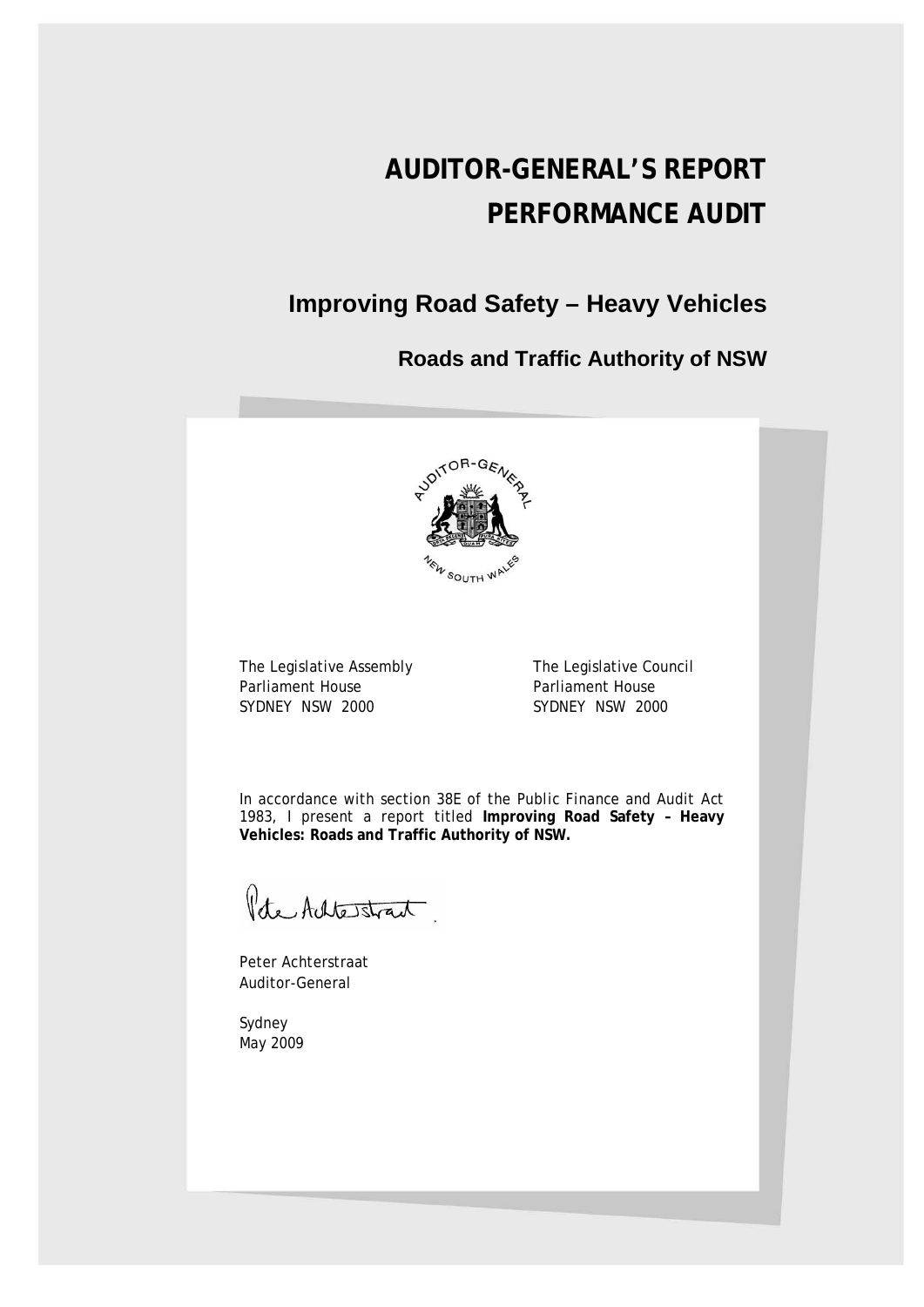# AUDITOR-GENERAL'S REPORT
# PERFORMANCE AUDIT

## Improving Road Safety – Heavy Vehicles

### Roads and Traffic Authority of NSW

The Legislative Assembly
Parliament House
SYDNEY NSW 2000

The Legislative Council
Parliament House
SYDNEY NSW 2000

In accordance with section 38E of the Public Finance and Audit Act 1983, I present a report titled **Improving Road Safety – Heavy Vehicles: Roads and Traffic Authority of NSW.**

Peter Achterstraat
Auditor-General

Sydney
May 2009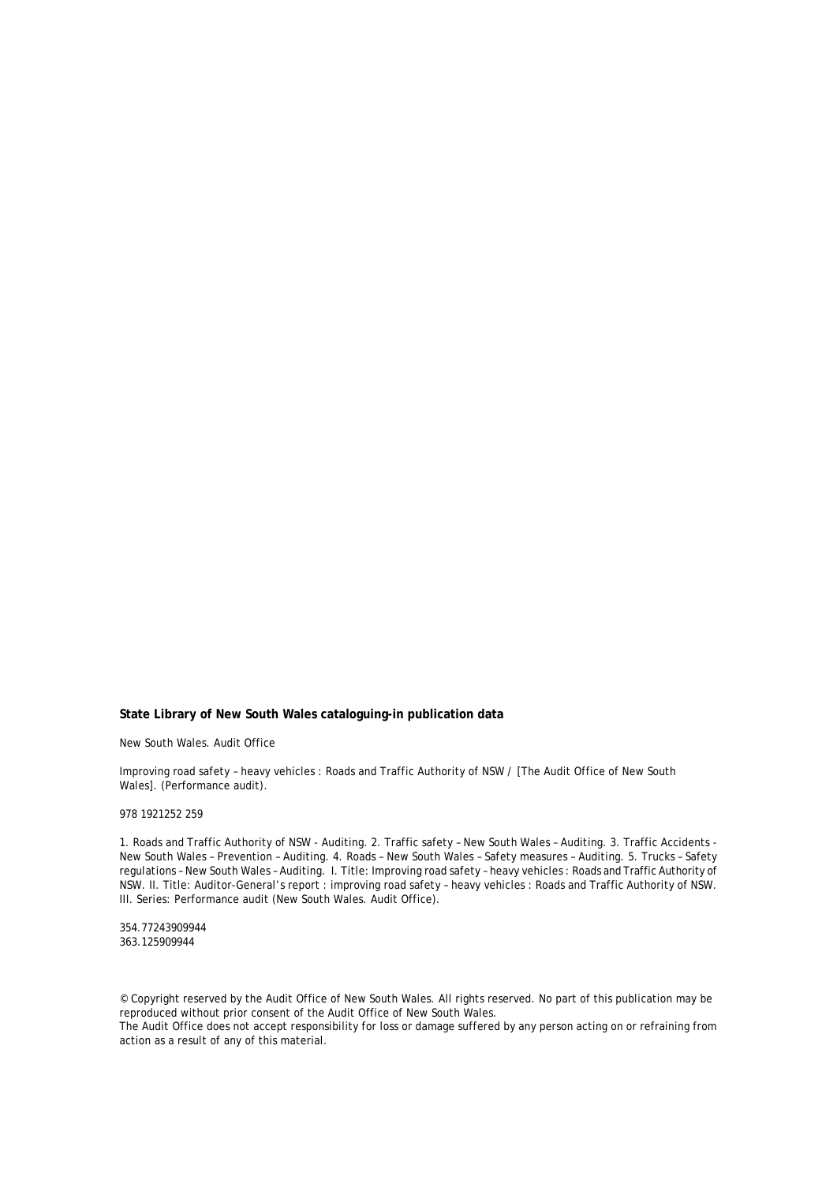**State Library of New South Wales cataloguing-in publication data**

New South Wales. Audit Office

Improving road safety – heavy vehicles : Roads and Traffic Authority of NSW / [The Audit Office of New South Wales]. (Performance audit).

978 1921252 259

1. Roads and Traffic Authority of NSW - Auditing. 2. Traffic safety – New South Wales – Auditing. 3. Traffic Accidents - New South Wales – Prevention – Auditing. 4. Roads – New South Wales – Safety measures – Auditing. 5. Trucks – Safety regulations – New South Wales – Auditing. I. Title: Improving road safety – heavy vehicles : Roads and Traffic Authority of NSW. II. Title: Auditor-General's report : improving road safety – heavy vehicles : Roads and Traffic Authority of NSW. III. Series: Performance audit (New South Wales. Audit Office).

354.77243909944
363.125909944

© Copyright reserved by the Audit Office of New South Wales. All rights reserved. No part of this publication may be reproduced without prior consent of the Audit Office of New South Wales.
The Audit Office does not accept responsibility for loss or damage suffered by any person acting on or refraining from action as a result of any of this material.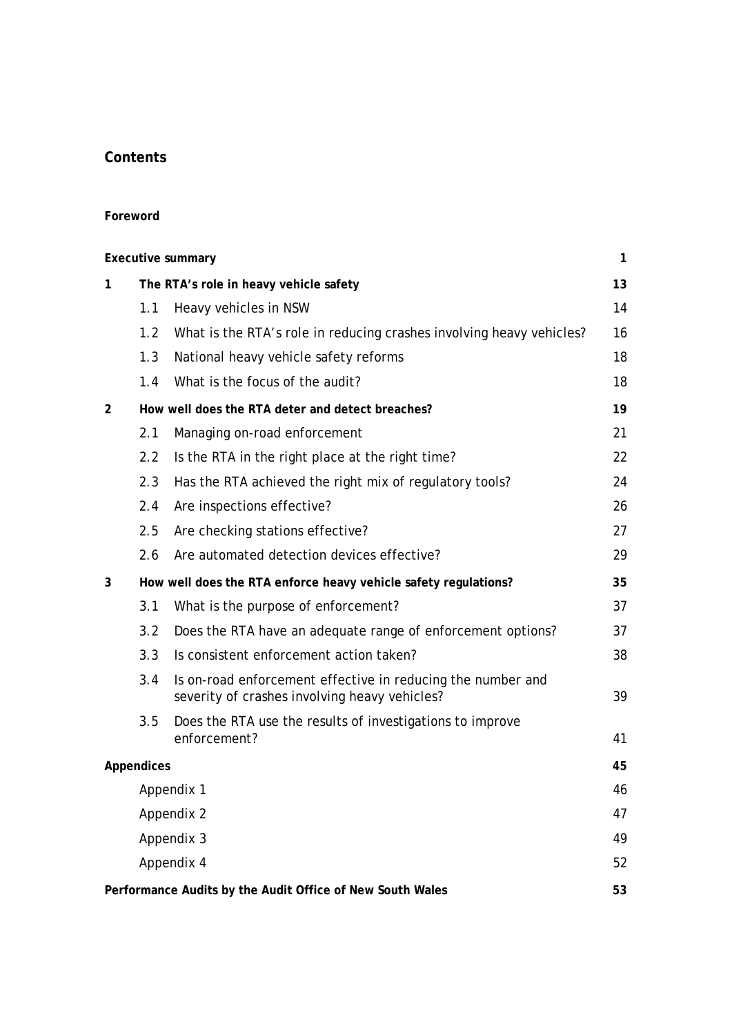## Contents

**Foreword**

| | | |
|---|---|---|
| **Executive summary** | | **1** |
| **1** | **The RTA's role in heavy vehicle safety** | **13** |
| 1.1 | Heavy vehicles in NSW | 14 |
| 1.2 | What is the RTA's role in reducing crashes involving heavy vehicles? | 16 |
| 1.3 | National heavy vehicle safety reforms | 18 |
| 1.4 | What is the focus of the audit? | 18 |
| **2** | **How well does the RTA deter and detect breaches?** | **19** |
| 2.1 | Managing on-road enforcement | 21 |
| 2.2 | Is the RTA in the right place at the right time? | 22 |
| 2.3 | Has the RTA achieved the right mix of regulatory tools? | 24 |
| 2.4 | Are inspections effective? | 26 |
| 2.5 | Are checking stations effective? | 27 |
| 2.6 | Are automated detection devices effective? | 29 |
| **3** | **How well does the RTA enforce heavy vehicle safety regulations?** | **35** |
| 3.1 | What is the purpose of enforcement? | 37 |
| 3.2 | Does the RTA have an adequate range of enforcement options? | 37 |
| 3.3 | Is consistent enforcement action taken? | 38 |
| 3.4 | Is on-road enforcement effective in reducing the number and severity of crashes involving heavy vehicles? | 39 |
| 3.5 | Does the RTA use the results of investigations to improve enforcement? | 41 |
| **Appendices** | | **45** |
| Appendix 1 | | 46 |
| Appendix 2 | | 47 |
| Appendix 3 | | 49 |
| Appendix 4 | | 52 |
| **Performance Audits by the Audit Office of New South Wales** | | **53** |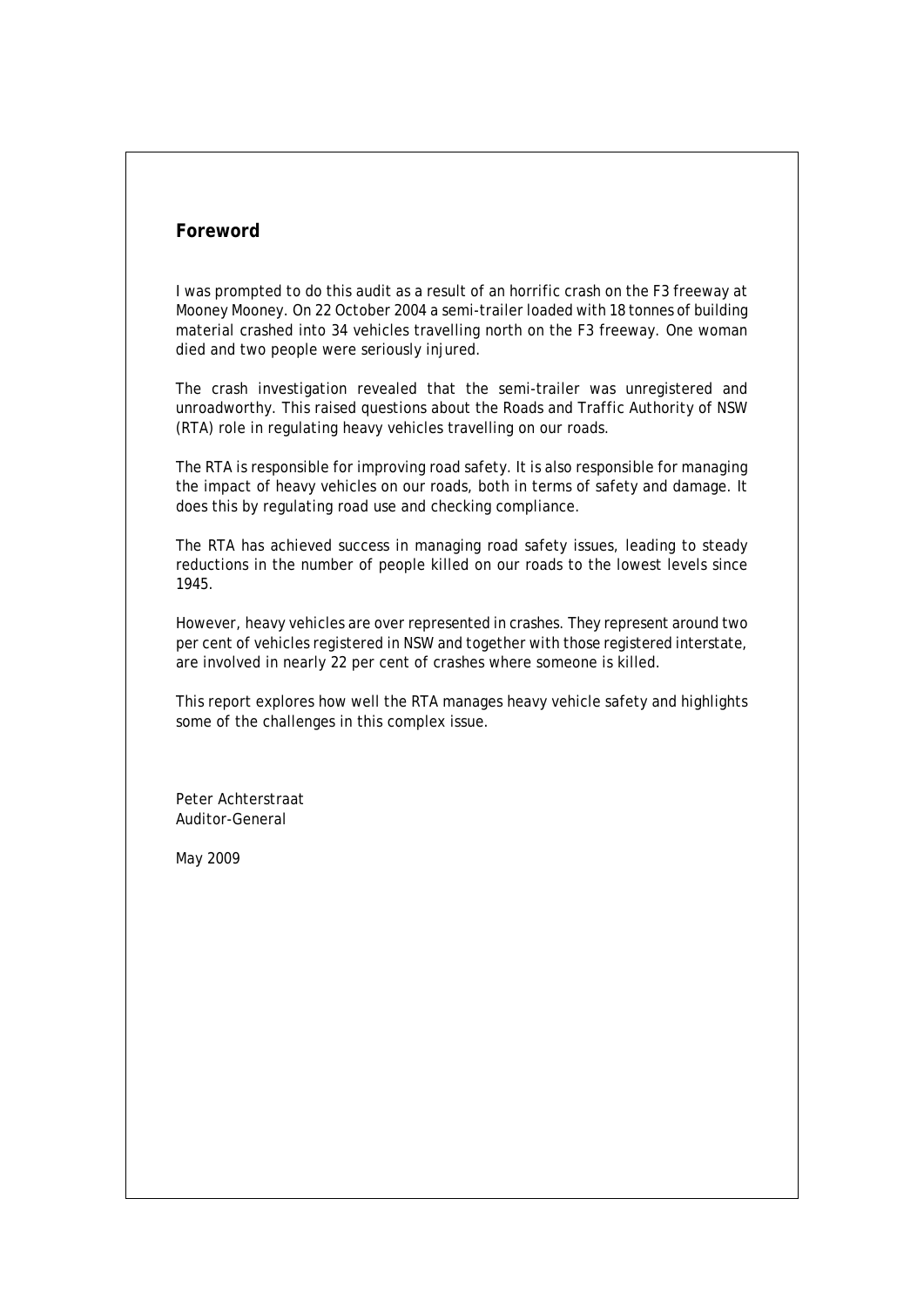## Foreword

I was prompted to do this audit as a result of an horrific crash on the F3 freeway at Mooney Mooney. On 22 October 2004 a semi-trailer loaded with 18 tonnes of building material crashed into 34 vehicles travelling north on the F3 freeway. One woman died and two people were seriously injured.

The crash investigation revealed that the semi-trailer was unregistered and unroadworthy. This raised questions about the Roads and Traffic Authority of NSW (RTA) role in regulating heavy vehicles travelling on our roads.

The RTA is responsible for improving road safety. It is also responsible for managing the impact of heavy vehicles on our roads, both in terms of safety and damage. It does this by regulating road use and checking compliance.

The RTA has achieved success in managing road safety issues, leading to steady reductions in the number of people killed on our roads to the lowest levels since 1945.

However, heavy vehicles are over represented in crashes. They represent around two per cent of vehicles registered in NSW and together with those registered interstate, are involved in nearly 22 per cent of crashes where someone is killed.

This report explores how well the RTA manages heavy vehicle safety and highlights some of the challenges in this complex issue.

Peter Achterstraat
Auditor-General

May 2009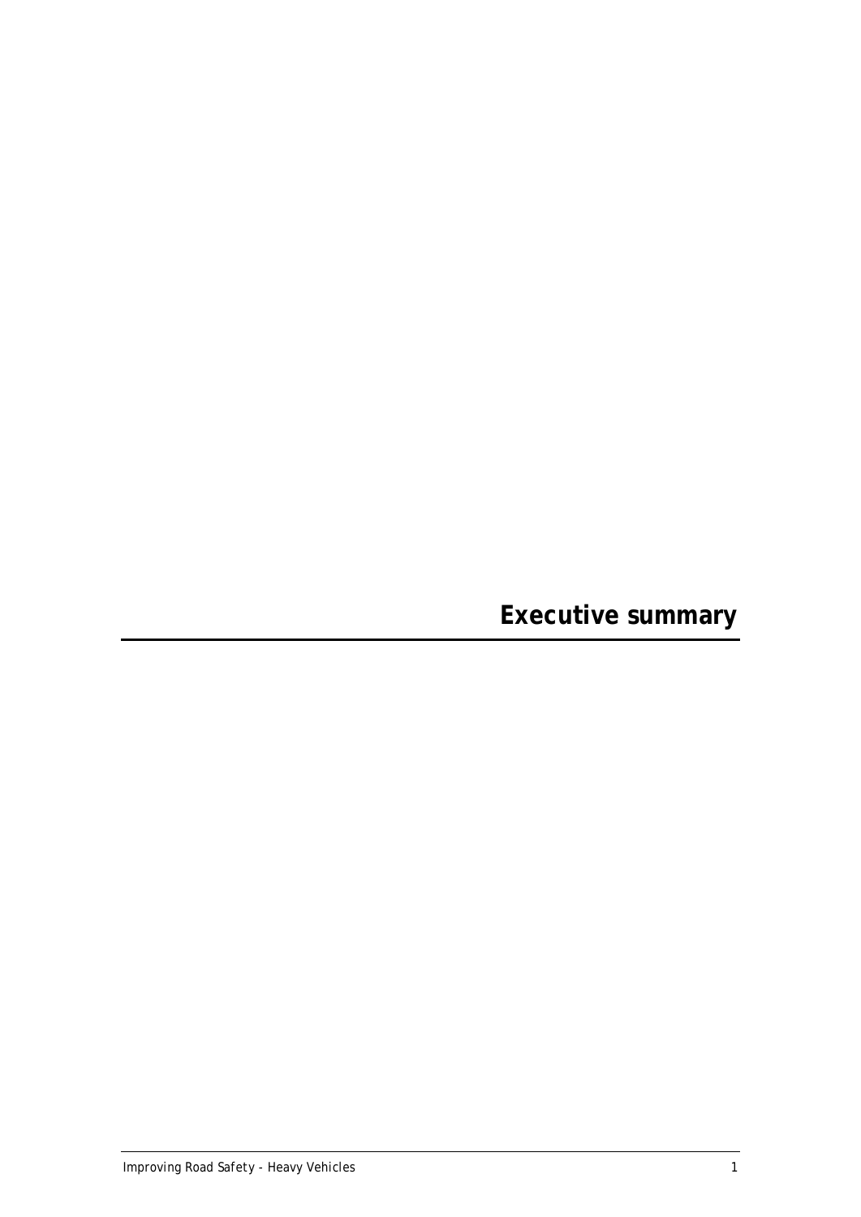# Executive summary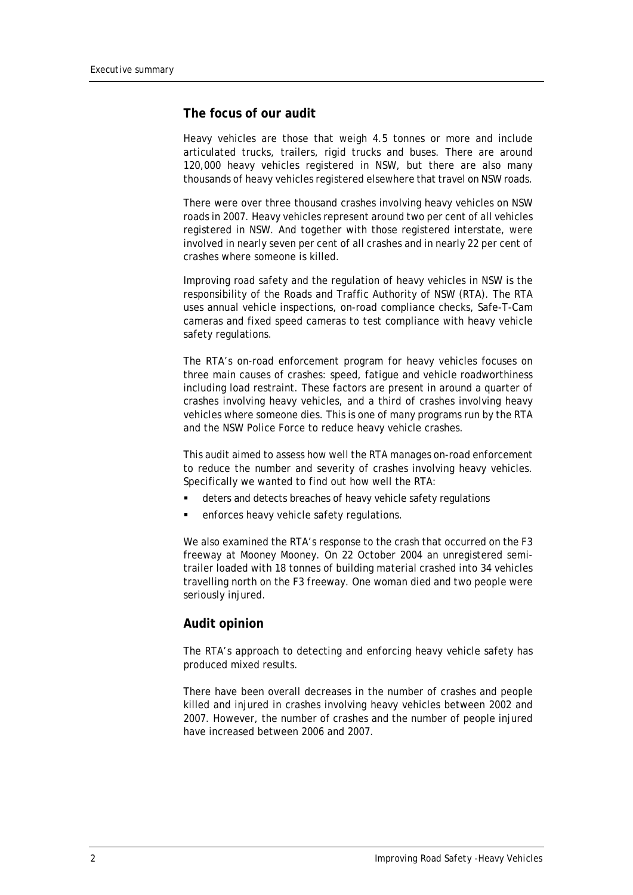## The focus of our audit

Heavy vehicles are those that weigh 4.5 tonnes or more and include articulated trucks, trailers, rigid trucks and buses. There are around 120,000 heavy vehicles registered in NSW, but there are also many thousands of heavy vehicles registered elsewhere that travel on NSW roads.

There were over three thousand crashes involving heavy vehicles on NSW roads in 2007. Heavy vehicles represent around two per cent of all vehicles registered in NSW. And together with those registered interstate, were involved in nearly seven per cent of all crashes and in nearly 22 per cent of crashes where someone is killed.

Improving road safety and the regulation of heavy vehicles in NSW is the responsibility of the Roads and Traffic Authority of NSW (RTA). The RTA uses annual vehicle inspections, on-road compliance checks, Safe-T-Cam cameras and fixed speed cameras to test compliance with heavy vehicle safety regulations.

The RTA's on-road enforcement program for heavy vehicles focuses on three main causes of crashes: speed, fatigue and vehicle roadworthiness including load restraint. These factors are present in around a quarter of crashes involving heavy vehicles, and a third of crashes involving heavy vehicles where someone dies. This is one of many programs run by the RTA and the NSW Police Force to reduce heavy vehicle crashes.

This audit aimed to assess how well the RTA manages on-road enforcement to reduce the number and severity of crashes involving heavy vehicles. Specifically we wanted to find out how well the RTA:

- deters and detects breaches of heavy vehicle safety regulations
- enforces heavy vehicle safety regulations.

We also examined the RTA's response to the crash that occurred on the F3 freeway at Mooney Mooney. On 22 October 2004 an unregistered semi-trailer loaded with 18 tonnes of building material crashed into 34 vehicles travelling north on the F3 freeway. One woman died and two people were seriously injured.

## Audit opinion

The RTA's approach to detecting and enforcing heavy vehicle safety has produced mixed results.

There have been overall decreases in the number of crashes and people killed and injured in crashes involving heavy vehicles between 2002 and 2007. However, the number of crashes and the number of people injured have increased between 2006 and 2007.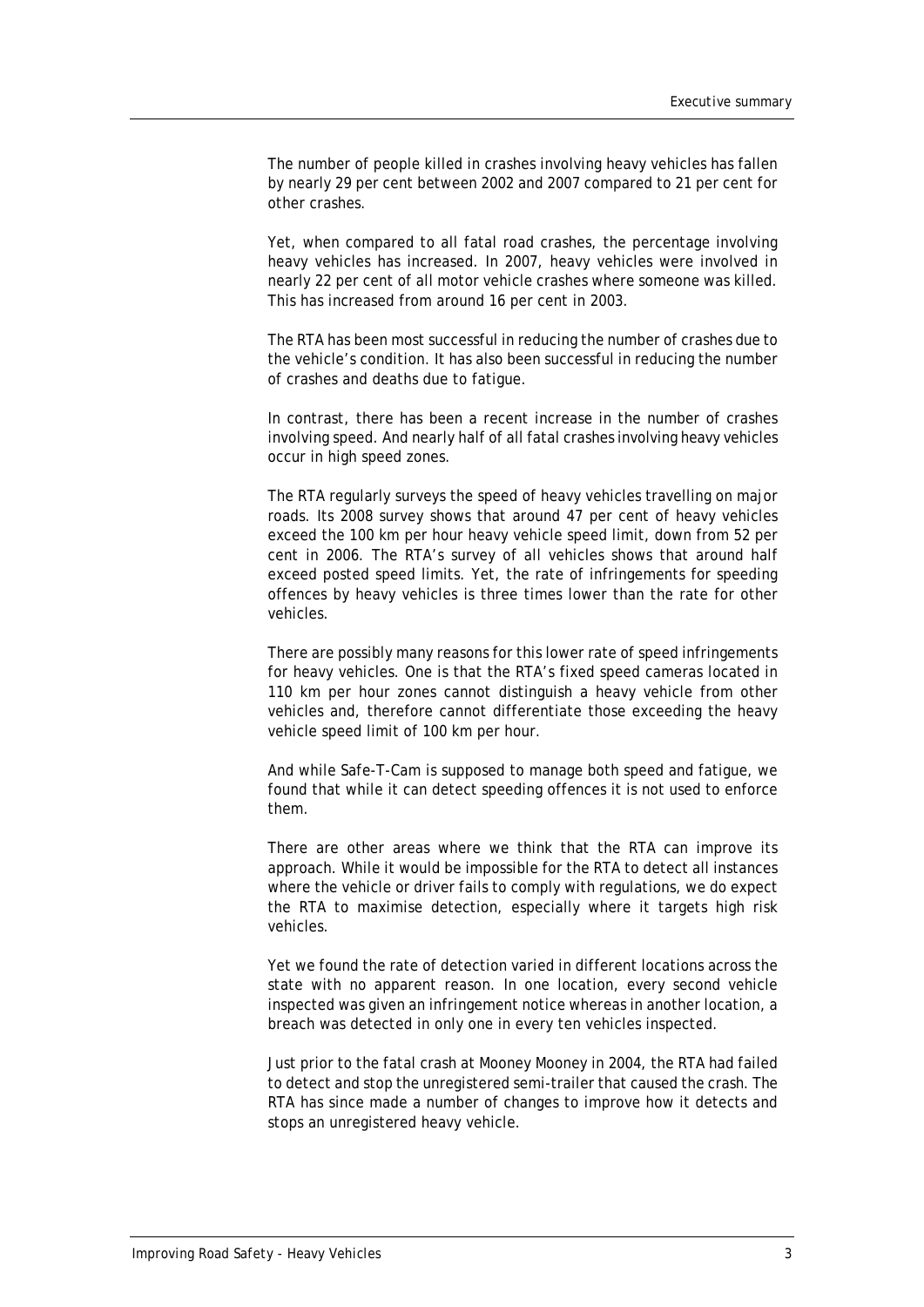The number of people killed in crashes involving heavy vehicles has fallen by nearly 29 per cent between 2002 and 2007 compared to 21 per cent for other crashes.

Yet, when compared to all fatal road crashes, the percentage involving heavy vehicles has increased. In 2007, heavy vehicles were involved in nearly 22 per cent of all motor vehicle crashes where someone was killed. This has increased from around 16 per cent in 2003.

The RTA has been most successful in reducing the number of crashes due to the vehicle's condition. It has also been successful in reducing the number of crashes and deaths due to fatigue.

In contrast, there has been a recent increase in the number of crashes involving speed. And nearly half of all fatal crashes involving heavy vehicles occur in high speed zones.

The RTA regularly surveys the speed of heavy vehicles travelling on major roads. Its 2008 survey shows that around 47 per cent of heavy vehicles exceed the 100 km per hour heavy vehicle speed limit, down from 52 per cent in 2006. The RTA's survey of all vehicles shows that around half exceed posted speed limits. Yet, the rate of infringements for speeding offences by heavy vehicles is three times lower than the rate for other vehicles.

There are possibly many reasons for this lower rate of speed infringements for heavy vehicles. One is that the RTA's fixed speed cameras located in 110 km per hour zones cannot distinguish a heavy vehicle from other vehicles and, therefore cannot differentiate those exceeding the heavy vehicle speed limit of 100 km per hour.

And while Safe-T-Cam is supposed to manage both speed and fatigue, we found that while it can detect speeding offences it is not used to enforce them.

There are other areas where we think that the RTA can improve its approach. While it would be impossible for the RTA to detect all instances where the vehicle or driver fails to comply with regulations, we do expect the RTA to maximise detection, especially where it targets high risk vehicles.

Yet we found the rate of detection varied in different locations across the state with no apparent reason. In one location, every second vehicle inspected was given an infringement notice whereas in another location, a breach was detected in only one in every ten vehicles inspected.

Just prior to the fatal crash at Mooney Mooney in 2004, the RTA had failed to detect and stop the unregistered semi-trailer that caused the crash. The RTA has since made a number of changes to improve how it detects and stops an unregistered heavy vehicle.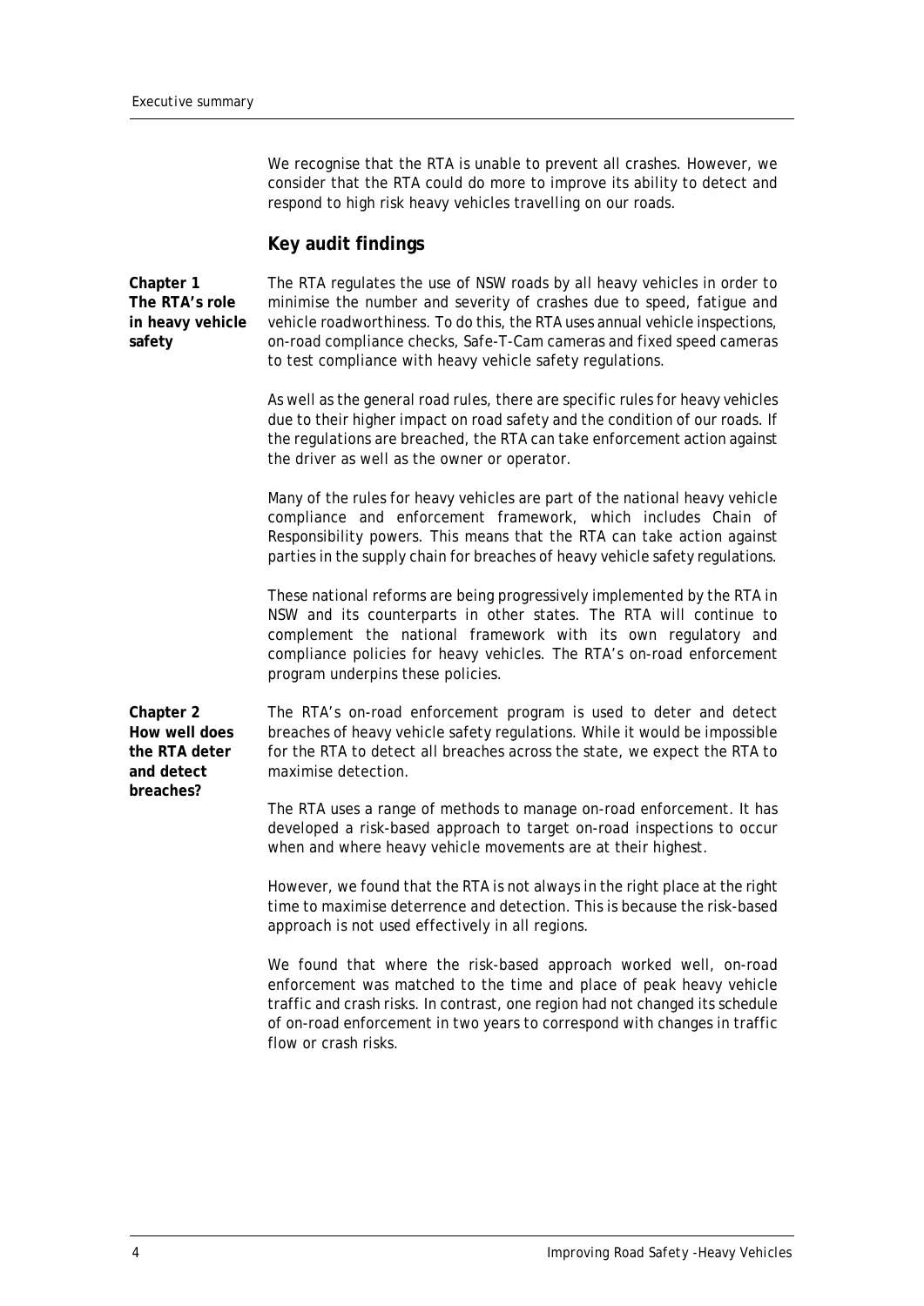We recognise that the RTA is unable to prevent all crashes. However, we consider that the RTA could do more to improve its ability to detect and respond to high risk heavy vehicles travelling on our roads.

## Key audit findings

**Chapter 1 The RTA's role in heavy vehicle safety**

The RTA regulates the use of NSW roads by all heavy vehicles in order to minimise the number and severity of crashes due to speed, fatigue and vehicle roadworthiness. To do this, the RTA uses annual vehicle inspections, on-road compliance checks, Safe-T-Cam cameras and fixed speed cameras to test compliance with heavy vehicle safety regulations.

As well as the general road rules, there are specific rules for heavy vehicles due to their higher impact on road safety and the condition of our roads. If the regulations are breached, the RTA can take enforcement action against the driver as well as the owner or operator.

Many of the rules for heavy vehicles are part of the national heavy vehicle compliance and enforcement framework, which includes Chain of Responsibility powers. This means that the RTA can take action against parties in the supply chain for breaches of heavy vehicle safety regulations.

These national reforms are being progressively implemented by the RTA in NSW and its counterparts in other states. The RTA will continue to complement the national framework with its own regulatory and compliance policies for heavy vehicles. The RTA's on-road enforcement program underpins these policies.

**Chapter 2 How well does the RTA deter and detect breaches?**

The RTA's on-road enforcement program is used to deter and detect breaches of heavy vehicle safety regulations. While it would be impossible for the RTA to detect all breaches across the state, we expect the RTA to maximise detection.

The RTA uses a range of methods to manage on-road enforcement. It has developed a risk-based approach to target on-road inspections to occur when and where heavy vehicle movements are at their highest.

However, we found that the RTA is not always in the right place at the right time to maximise deterrence and detection. This is because the risk-based approach is not used effectively in all regions.

We found that where the risk-based approach worked well, on-road enforcement was matched to the time and place of peak heavy vehicle traffic and crash risks. In contrast, one region had not changed its schedule of on-road enforcement in two years to correspond with changes in traffic flow or crash risks.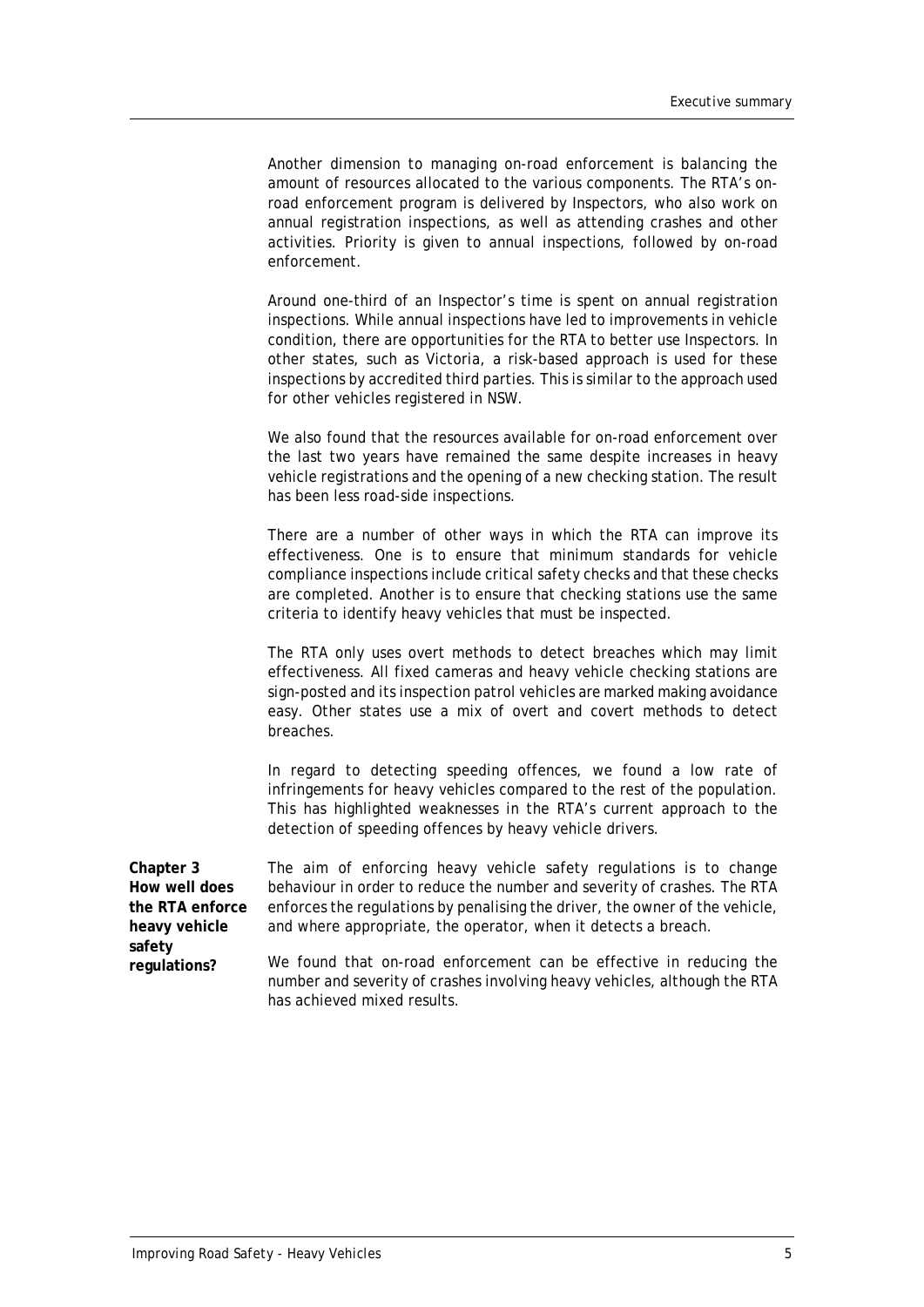Another dimension to managing on-road enforcement is balancing the amount of resources allocated to the various components. The RTA's on-road enforcement program is delivered by Inspectors, who also work on annual registration inspections, as well as attending crashes and other activities. Priority is given to annual inspections, followed by on-road enforcement.

Around one-third of an Inspector's time is spent on annual registration inspections. While annual inspections have led to improvements in vehicle condition, there are opportunities for the RTA to better use Inspectors. In other states, such as Victoria, a risk-based approach is used for these inspections by accredited third parties. This is similar to the approach used for other vehicles registered in NSW.

We also found that the resources available for on-road enforcement over the last two years have remained the same despite increases in heavy vehicle registrations and the opening of a new checking station. The result has been less road-side inspections.

There are a number of other ways in which the RTA can improve its effectiveness. One is to ensure that minimum standards for vehicle compliance inspections include critical safety checks and that these checks are completed. Another is to ensure that checking stations use the same criteria to identify heavy vehicles that must be inspected.

The RTA only uses overt methods to detect breaches which may limit effectiveness. All fixed cameras and heavy vehicle checking stations are sign-posted and its inspection patrol vehicles are marked making avoidance easy. Other states use a mix of overt and covert methods to detect breaches.

In regard to detecting speeding offences, we found a low rate of infringements for heavy vehicles compared to the rest of the population. This has highlighted weaknesses in the RTA's current approach to the detection of speeding offences by heavy vehicle drivers.

**Chapter 3 How well does the RTA enforce heavy vehicle safety regulations?**

The aim of enforcing heavy vehicle safety regulations is to change behaviour in order to reduce the number and severity of crashes. The RTA enforces the regulations by penalising the driver, the owner of the vehicle, and where appropriate, the operator, when it detects a breach.

We found that on-road enforcement can be effective in reducing the number and severity of crashes involving heavy vehicles, although the RTA has achieved mixed results.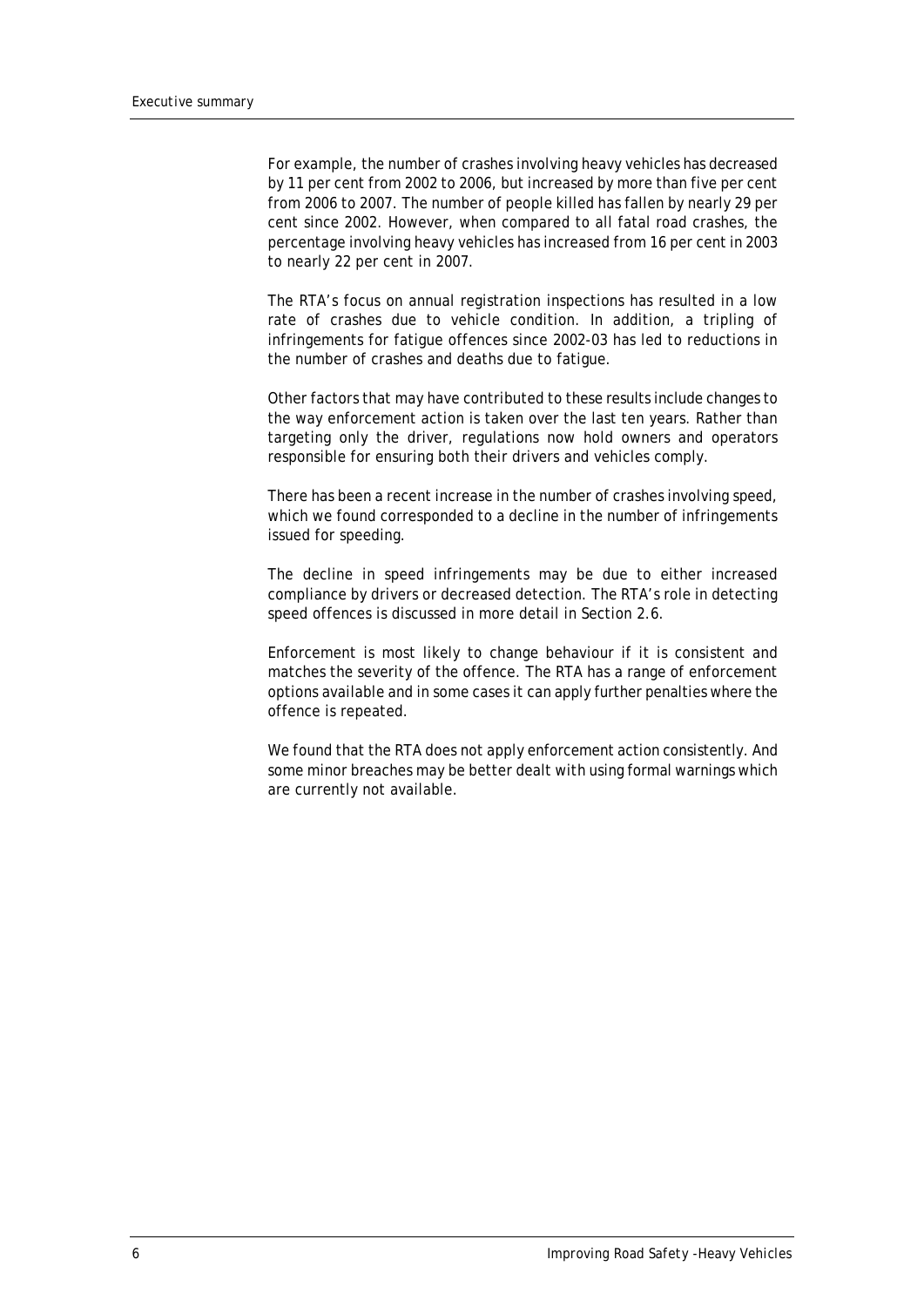For example, the number of crashes involving heavy vehicles has decreased by 11 per cent from 2002 to 2006, but increased by more than five per cent from 2006 to 2007. The number of people killed has fallen by nearly 29 per cent since 2002. However, when compared to all fatal road crashes, the percentage involving heavy vehicles has increased from 16 per cent in 2003 to nearly 22 per cent in 2007.

The RTA's focus on annual registration inspections has resulted in a low rate of crashes due to vehicle condition. In addition, a tripling of infringements for fatigue offences since 2002-03 has led to reductions in the number of crashes and deaths due to fatigue.

Other factors that may have contributed to these results include changes to the way enforcement action is taken over the last ten years. Rather than targeting only the driver, regulations now hold owners and operators responsible for ensuring both their drivers and vehicles comply.

There has been a recent increase in the number of crashes involving speed, which we found corresponded to a decline in the number of infringements issued for speeding.

The decline in speed infringements may be due to either increased compliance by drivers or decreased detection. The RTA's role in detecting speed offences is discussed in more detail in Section 2.6.

Enforcement is most likely to change behaviour if it is consistent and matches the severity of the offence. The RTA has a range of enforcement options available and in some cases it can apply further penalties where the offence is repeated.

We found that the RTA does not apply enforcement action consistently. And some minor breaches may be better dealt with using formal warnings which are currently not available.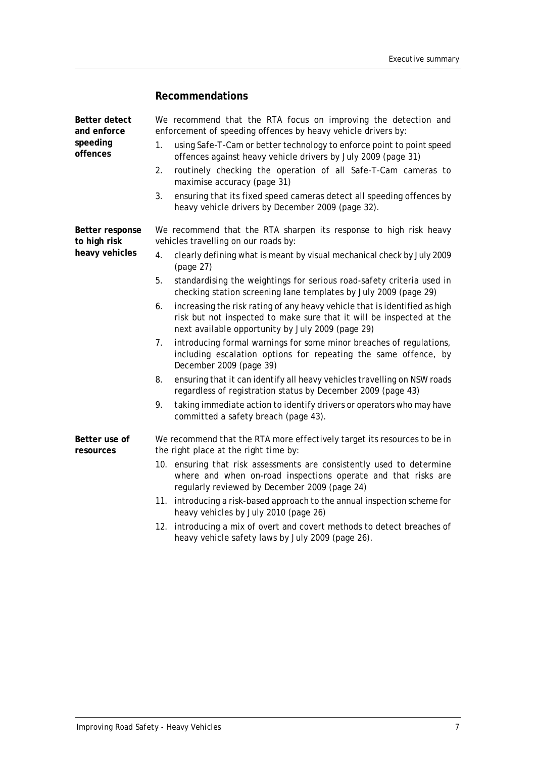## Recommendations

**Better detect and enforce speeding offences**

We recommend that the RTA focus on improving the detection and enforcement of speeding offences by heavy vehicle drivers by:

1. using Safe-T-Cam or better technology to enforce point to point speed offences against heavy vehicle drivers by July 2009 (page 31)
2. routinely checking the operation of all Safe-T-Cam cameras to maximise accuracy (page 31)
3. ensuring that its fixed speed cameras detect all speeding offences by heavy vehicle drivers by December 2009 (page 32).

**Better response to high risk heavy vehicles**

We recommend that the RTA sharpen its response to high risk heavy vehicles travelling on our roads by:

4. clearly defining what is meant by visual mechanical check by July 2009 (page 27)
5. standardising the weightings for serious road-safety criteria used in checking station screening lane templates by July 2009 (page 29)
6. increasing the risk rating of any heavy vehicle that is identified as high risk but not inspected to make sure that it will be inspected at the next available opportunity by July 2009 (page 29)
7. introducing formal warnings for some minor breaches of regulations, including escalation options for repeating the same offence, by December 2009 (page 39)
8. ensuring that it can identify all heavy vehicles travelling on NSW roads regardless of registration status by December 2009 (page 43)
9. taking immediate action to identify drivers or operators who may have committed a safety breach (page 43).

**Better use of resources**

We recommend that the RTA more effectively target its resources to be in the right place at the right time by:

10. ensuring that risk assessments are consistently used to determine where and when on-road inspections operate and that risks are regularly reviewed by December 2009 (page 24)
11. introducing a risk-based approach to the annual inspection scheme for heavy vehicles by July 2010 (page 26)
12. introducing a mix of overt and covert methods to detect breaches of heavy vehicle safety laws by July 2009 (page 26).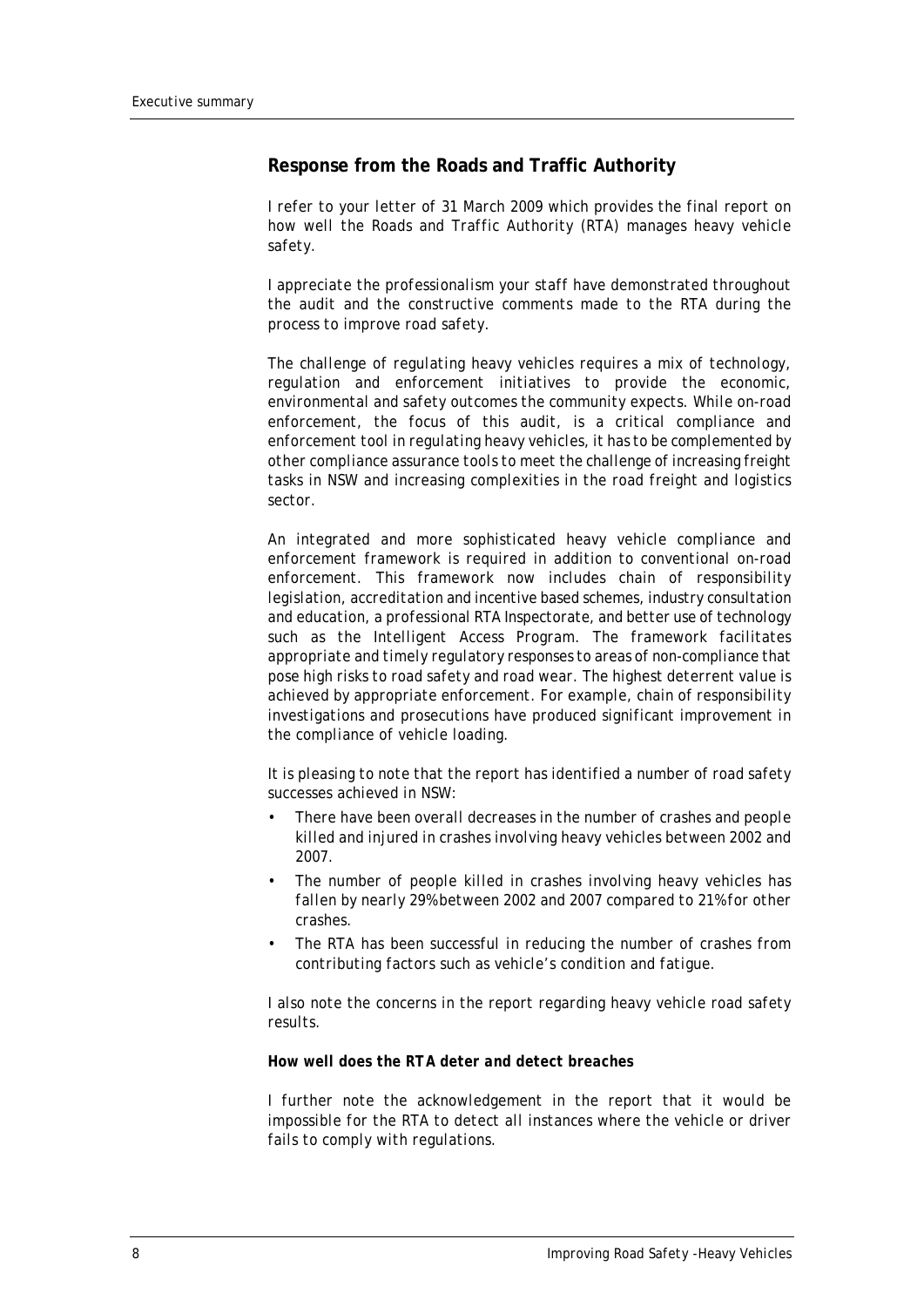## Response from the Roads and Traffic Authority

I refer to your letter of 31 March 2009 which provides the final report on how well the Roads and Traffic Authority (RTA) manages heavy vehicle safety.

I appreciate the professionalism your staff have demonstrated throughout the audit and the constructive comments made to the RTA during the process to improve road safety.

The challenge of regulating heavy vehicles requires a mix of technology, regulation and enforcement initiatives to provide the economic, environmental and safety outcomes the community expects. While on-road enforcement, the focus of this audit, is a critical compliance and enforcement tool in regulating heavy vehicles, it has to be complemented by other compliance assurance tools to meet the challenge of increasing freight tasks in NSW and increasing complexities in the road freight and logistics sector.

An integrated and more sophisticated heavy vehicle compliance and enforcement framework is required in addition to conventional on-road enforcement. This framework now includes chain of responsibility legislation, accreditation and incentive based schemes, industry consultation and education, a professional RTA Inspectorate, and better use of technology such as the Intelligent Access Program. The framework facilitates appropriate and timely regulatory responses to areas of non-compliance that pose high risks to road safety and road wear. The highest deterrent value is achieved by appropriate enforcement. For example, chain of responsibility investigations and prosecutions have produced significant improvement in the compliance of vehicle loading.

It is pleasing to note that the report has identified a number of road safety successes achieved in NSW:

- There have been overall decreases in the number of crashes and people killed and injured in crashes involving heavy vehicles between 2002 and 2007.
- The number of people killed in crashes involving heavy vehicles has fallen by nearly 29% between 2002 and 2007 compared to 21% for other crashes.
- The RTA has been successful in reducing the number of crashes from contributing factors such as vehicle's condition and fatigue.

I also note the concerns in the report regarding heavy vehicle road safety results.

***How well does the RTA deter and detect breaches***

I further note the acknowledgement in the report that it would be impossible for the RTA to detect all instances where the vehicle or driver fails to comply with regulations.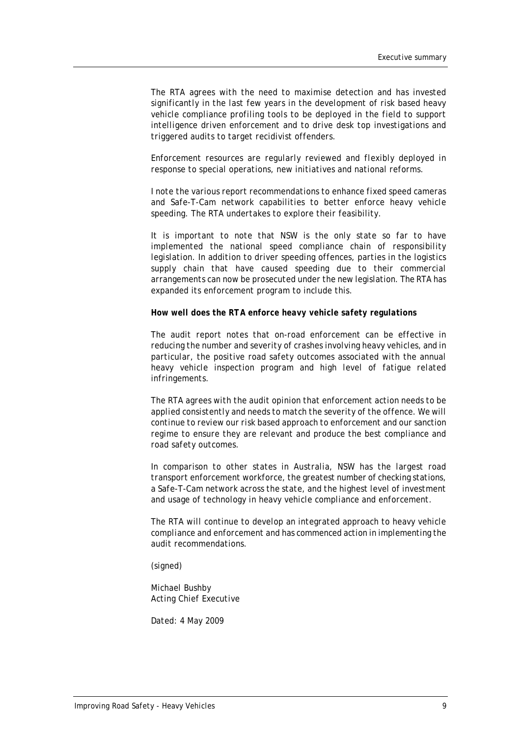The RTA agrees with the need to maximise detection and has invested significantly in the last few years in the development of risk based heavy vehicle compliance profiling tools to be deployed in the field to support intelligence driven enforcement and to drive desk top investigations and triggered audits to target recidivist offenders.

Enforcement resources are regularly reviewed and flexibly deployed in response to special operations, new initiatives and national reforms.

I note the various report recommendations to enhance fixed speed cameras and Safe-T-Cam network capabilities to better enforce heavy vehicle speeding. The RTA undertakes to explore their feasibility.

It is important to note that NSW is the only state so far to have implemented the national speed compliance chain of responsibility legislation. In addition to driver speeding offences, parties in the logistics supply chain that have caused speeding due to their commercial arrangements can now be prosecuted under the new legislation. The RTA has expanded its enforcement program to include this.

***How well does the RTA enforce heavy vehicle safety regulations***

The audit report notes that on-road enforcement can be effective in reducing the number and severity of crashes involving heavy vehicles, and in particular, the positive road safety outcomes associated with the annual heavy vehicle inspection program and high level of fatigue related infringements.

The RTA agrees with the audit opinion that enforcement action needs to be applied consistently and needs to match the severity of the offence. We will continue to review our risk based approach to enforcement and our sanction regime to ensure they are relevant and produce the best compliance and road safety outcomes.

In comparison to other states in Australia, NSW has the largest road transport enforcement workforce, the greatest number of checking stations, a Safe-T-Cam network across the state, and the highest level of investment and usage of technology in heavy vehicle compliance and enforcement.

The RTA will continue to develop an integrated approach to heavy vehicle compliance and enforcement and has commenced action in implementing the audit recommendations.

(signed)

Michael Bushby
Acting Chief Executive

Dated: 4 May 2009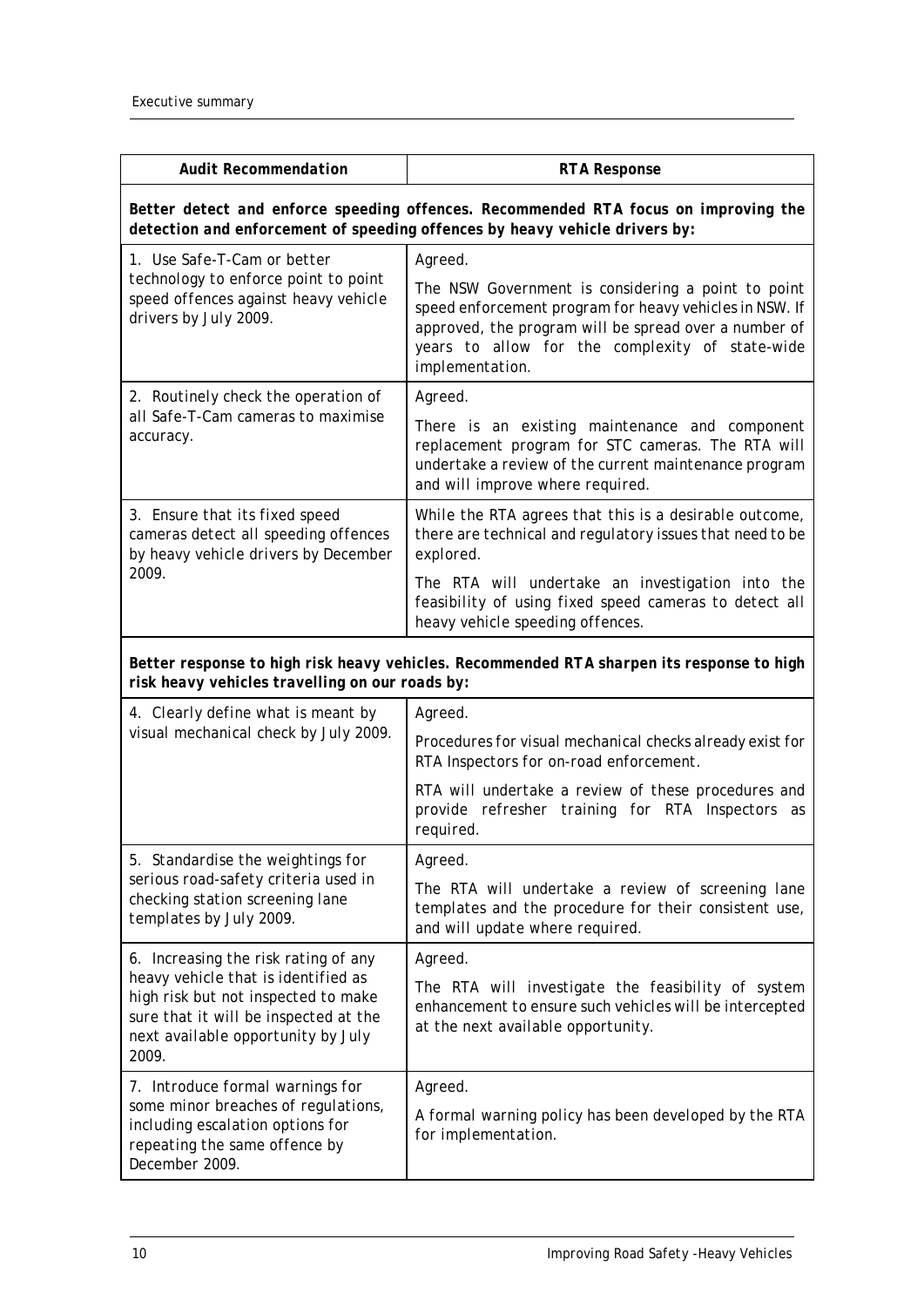| Audit Recommendation | RTA Response |
|---|---|
| ***Better detect and enforce speeding offences. Recommended RTA focus on improving the detection and enforcement of speeding offences by heavy vehicle drivers by:*** | |
| 1. Use Safe-T-Cam or better technology to enforce point to point speed offences against heavy vehicle drivers by July 2009. | Agreed.<br><br>The NSW Government is considering a point to point speed enforcement program for heavy vehicles in NSW. If approved, the program will be spread over a number of years to allow for the complexity of state-wide implementation. |
| 2. Routinely check the operation of all Safe-T-Cam cameras to maximise accuracy. | Agreed.<br><br>There is an existing maintenance and component replacement program for STC cameras. The RTA will undertake a review of the current maintenance program and will improve where required. |
| 3. Ensure that its fixed speed cameras detect all speeding offences by heavy vehicle drivers by December 2009. | While the RTA agrees that this is a desirable outcome, there are technical and regulatory issues that need to be explored.<br><br>The RTA will undertake an investigation into the feasibility of using fixed speed cameras to detect all heavy vehicle speeding offences. |
| ***Better response to high risk heavy vehicles. Recommended RTA sharpen its response to high risk heavy vehicles travelling on our roads by:*** | |
| 4. Clearly define what is meant by visual mechanical check by July 2009. | Agreed.<br><br>Procedures for visual mechanical checks already exist for RTA Inspectors for on-road enforcement.<br><br>RTA will undertake a review of these procedures and provide refresher training for RTA Inspectors as required. |
| 5. Standardise the weightings for serious road-safety criteria used in checking station screening lane templates by July 2009. | Agreed.<br><br>The RTA will undertake a review of screening lane templates and the procedure for their consistent use, and will update where required. |
| 6. Increasing the risk rating of any heavy vehicle that is identified as high risk but not inspected to make sure that it will be inspected at the next available opportunity by July 2009. | Agreed.<br><br>The RTA will investigate the feasibility of system enhancement to ensure such vehicles will be intercepted at the next available opportunity. |
| 7. Introduce formal warnings for some minor breaches of regulations, including escalation options for repeating the same offence by December 2009. | Agreed.<br><br>A formal warning policy has been developed by the RTA for implementation. |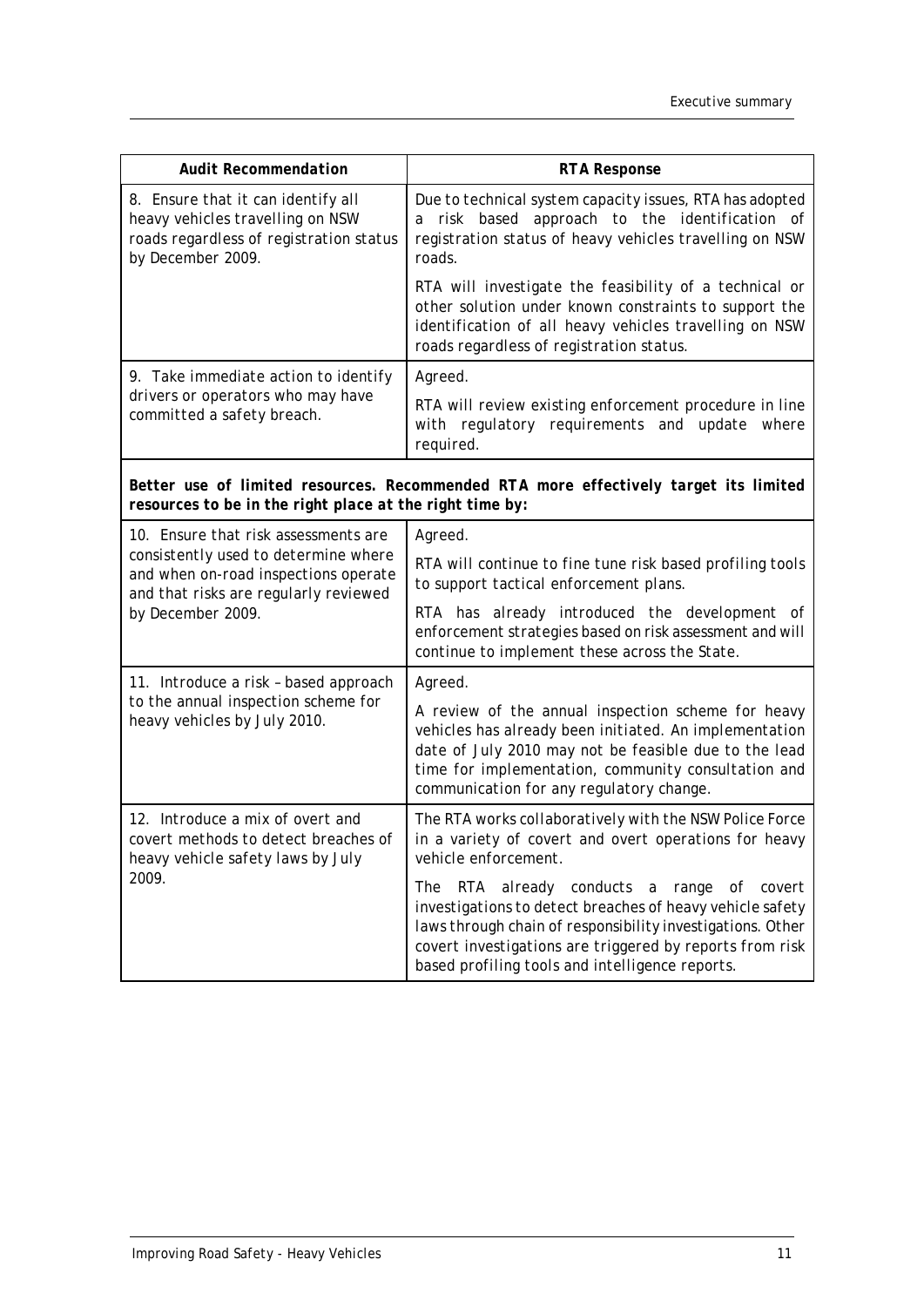| Audit Recommendation | RTA Response |
|---|---|
| 8. Ensure that it can identify all heavy vehicles travelling on NSW roads regardless of registration status by December 2009. | Due to technical system capacity issues, RTA has adopted a risk based approach to the identification of registration status of heavy vehicles travelling on NSW roads.<br><br>RTA will investigate the feasibility of a technical or other solution under known constraints to support the identification of all heavy vehicles travelling on NSW roads regardless of registration status. |
| 9. Take immediate action to identify drivers or operators who may have committed a safety breach. | Agreed.<br><br>RTA will review existing enforcement procedure in line with regulatory requirements and update where required. |
| **Better use of limited resources. Recommended RTA more effectively target its limited resources to be in the right place at the right time by:** | |
| 10. Ensure that risk assessments are consistently used to determine where and when on-road inspections operate and that risks are regularly reviewed by December 2009. | Agreed.<br><br>RTA will continue to fine tune risk based profiling tools to support tactical enforcement plans.<br><br>RTA has already introduced the development of enforcement strategies based on risk assessment and will continue to implement these across the State. |
| 11. Introduce a risk – based approach to the annual inspection scheme for heavy vehicles by July 2010. | Agreed.<br><br>A review of the annual inspection scheme for heavy vehicles has already been initiated. An implementation date of July 2010 may not be feasible due to the lead time for implementation, community consultation and communication for any regulatory change. |
| 12. Introduce a mix of overt and covert methods to detect breaches of heavy vehicle safety laws by July 2009. | The RTA works collaboratively with the NSW Police Force in a variety of covert and overt operations for heavy vehicle enforcement.<br><br>The RTA already conducts a range of covert investigations to detect breaches of heavy vehicle safety laws through chain of responsibility investigations. Other covert investigations are triggered by reports from risk based profiling tools and intelligence reports. |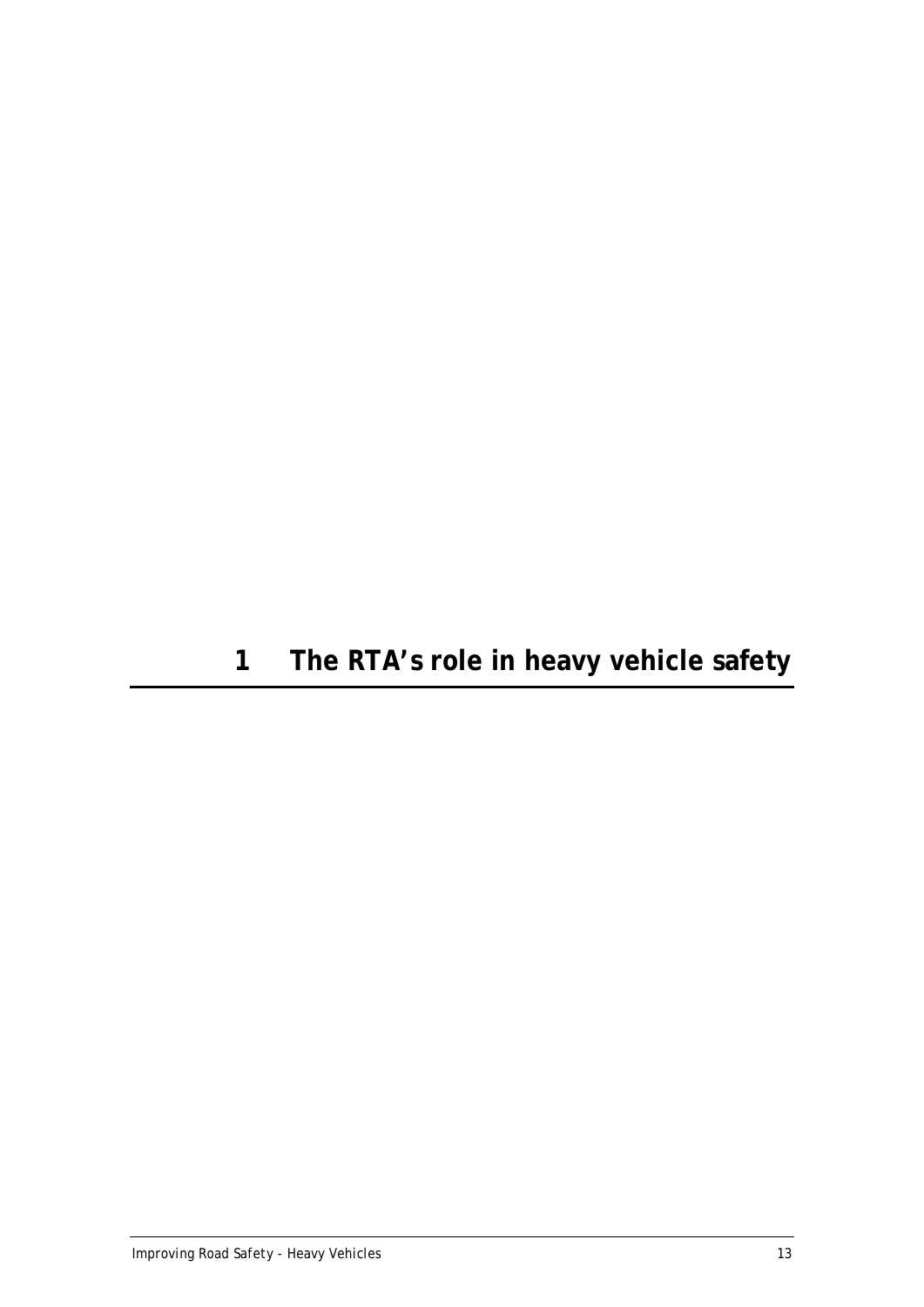# 1 The RTA's role in heavy vehicle safety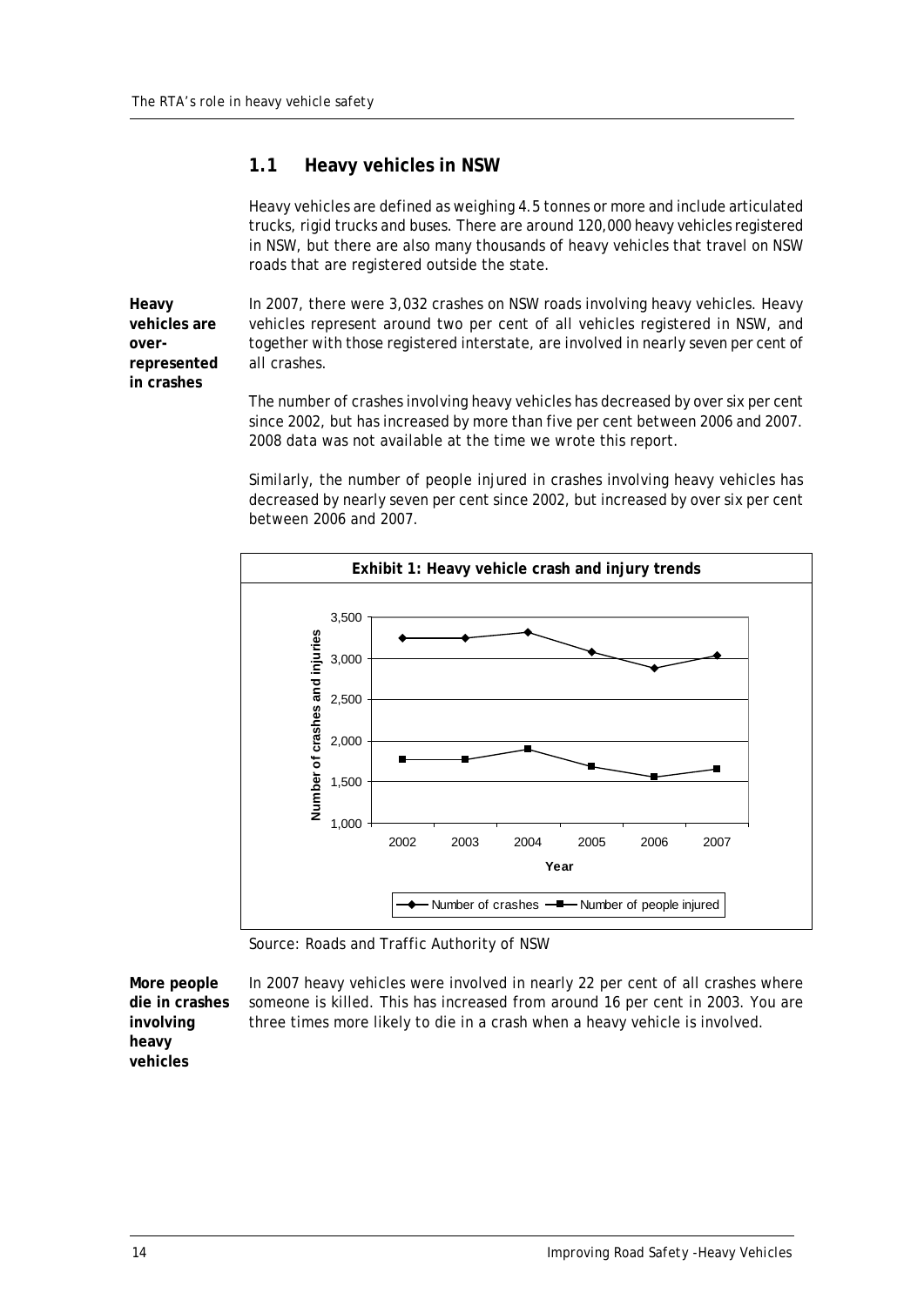## 1.1 Heavy vehicles in NSW

Heavy vehicles are defined as weighing 4.5 tonnes or more and include articulated trucks, rigid trucks and buses. There are around 120,000 heavy vehicles registered in NSW, but there are also many thousands of heavy vehicles that travel on NSW roads that are registered outside the state.

**Heavy vehicles are over-represented in crashes**

In 2007, there were 3,032 crashes on NSW roads involving heavy vehicles. Heavy vehicles represent around two per cent of all vehicles registered in NSW, and together with those registered interstate, are involved in nearly seven per cent of all crashes.

The number of crashes involving heavy vehicles has decreased by over six per cent since 2002, but has increased by more than five per cent between 2006 and 2007. 2008 data was not available at the time we wrote this report.

Similarly, the number of people injured in crashes involving heavy vehicles has decreased by nearly seven per cent since 2002, but increased by over six per cent between 2006 and 2007.

**Exhibit 1: Heavy vehicle crash and injury trends**

Source: Roads and Traffic Authority of NSW

**More people die in crashes involving heavy vehicles**

In 2007 heavy vehicles were involved in nearly 22 per cent of all crashes where someone is killed. This has increased from around 16 per cent in 2003. You are three times more likely to die in a crash when a heavy vehicle is involved.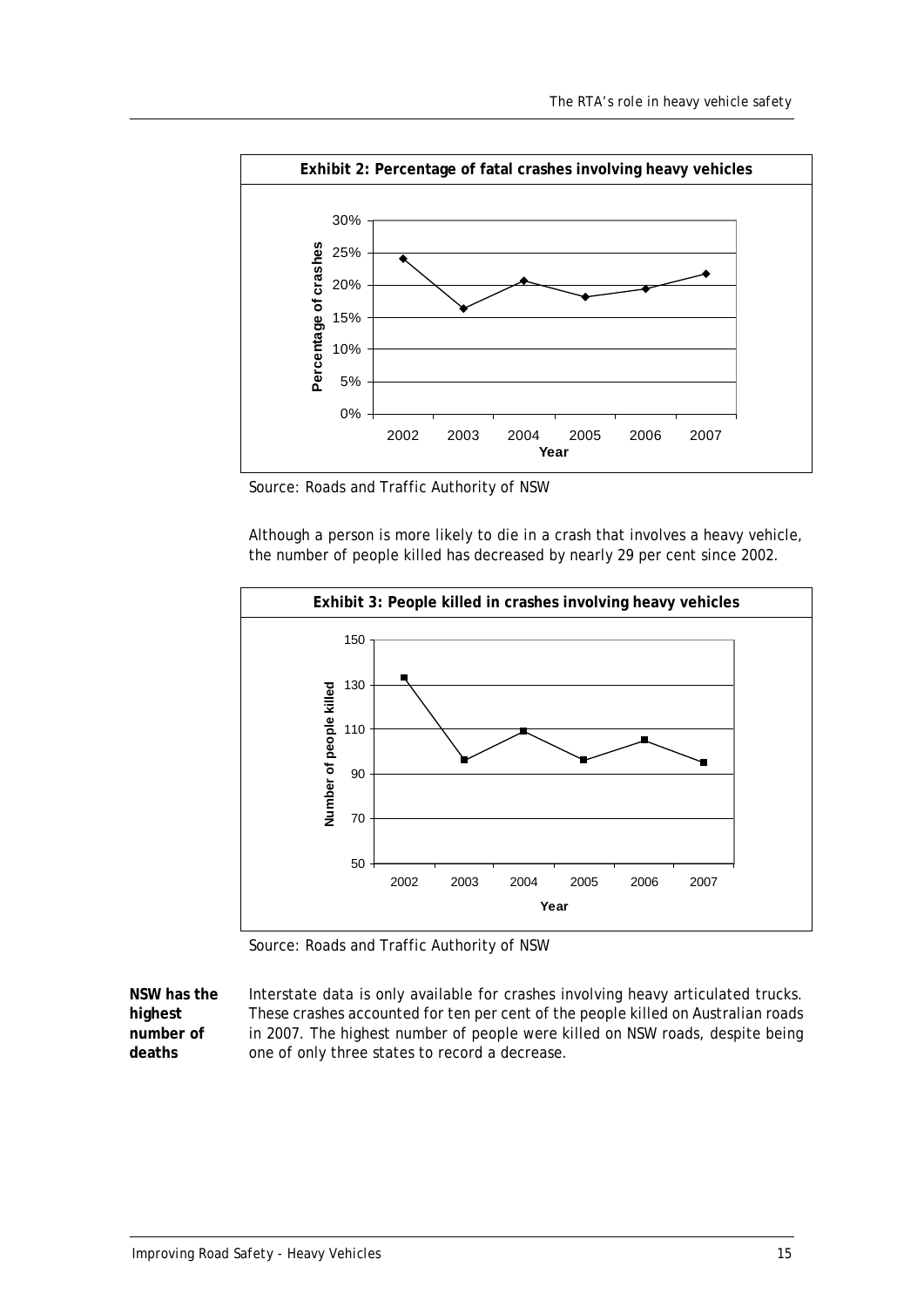**Exhibit 2: Percentage of fatal crashes involving heavy vehicles**

Source: Roads and Traffic Authority of NSW

Although a person is more likely to die in a crash that involves a heavy vehicle, the number of people killed has decreased by nearly 29 per cent since 2002.

**Exhibit 3: People killed in crashes involving heavy vehicles**

Source: Roads and Traffic Authority of NSW

**NSW has the highest number of deaths**

Interstate data is only available for crashes involving heavy articulated trucks. These crashes accounted for ten per cent of the people killed on Australian roads in 2007. The highest number of people were killed on NSW roads, despite being one of only three states to record a decrease.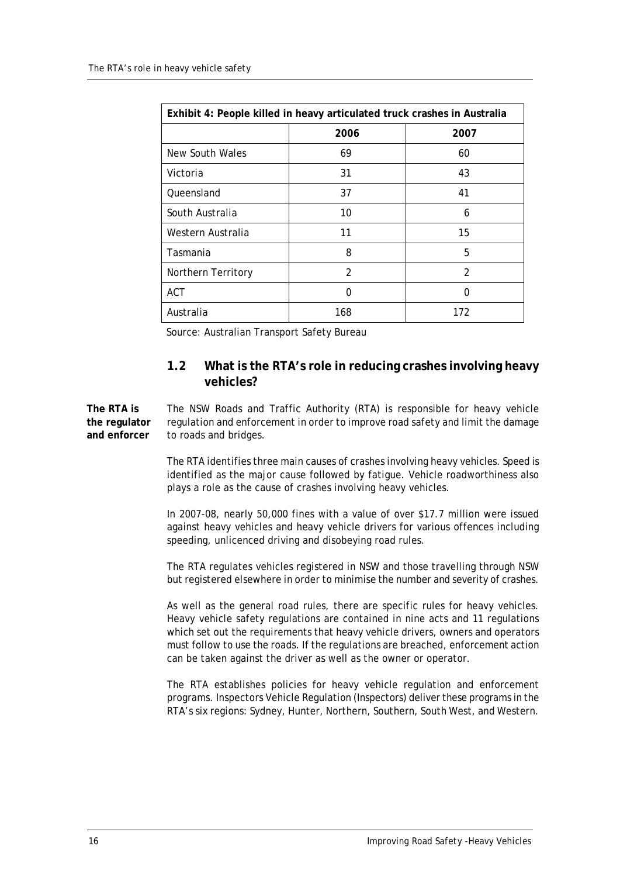| Exhibit 4: People killed in heavy articulated truck crashes in Australia | | |
|---|---|---|
| | 2006 | 2007 |
| New South Wales | 69 | 60 |
| Victoria | 31 | 43 |
| Queensland | 37 | 41 |
| South Australia | 10 | 6 |
| Western Australia | 11 | 15 |
| Tasmania | 8 | 5 |
| Northern Territory | 2 | 2 |
| ACT | 0 | 0 |
| Australia | 168 | 172 |

Source: Australian Transport Safety Bureau

## 1.2 What is the RTA's role in reducing crashes involving heavy vehicles?

**The RTA is the regulator and enforcer**

The NSW Roads and Traffic Authority (RTA) is responsible for heavy vehicle regulation and enforcement in order to improve road safety and limit the damage to roads and bridges.

The RTA identifies three main causes of crashes involving heavy vehicles. Speed is identified as the major cause followed by fatigue. Vehicle roadworthiness also plays a role as the cause of crashes involving heavy vehicles.

In 2007-08, nearly 50,000 fines with a value of over $17.7 million were issued against heavy vehicles and heavy vehicle drivers for various offences including speeding, unlicenced driving and disobeying road rules.

The RTA regulates vehicles registered in NSW and those travelling through NSW but registered elsewhere in order to minimise the number and severity of crashes.

As well as the general road rules, there are specific rules for heavy vehicles. Heavy vehicle safety regulations are contained in nine acts and 11 regulations which set out the requirements that heavy vehicle drivers, owners and operators must follow to use the roads. If the regulations are breached, enforcement action can be taken against the driver as well as the owner or operator.

The RTA establishes policies for heavy vehicle regulation and enforcement programs. Inspectors Vehicle Regulation (Inspectors) deliver these programs in the RTA's six regions: Sydney, Hunter, Northern, Southern, South West, and Western.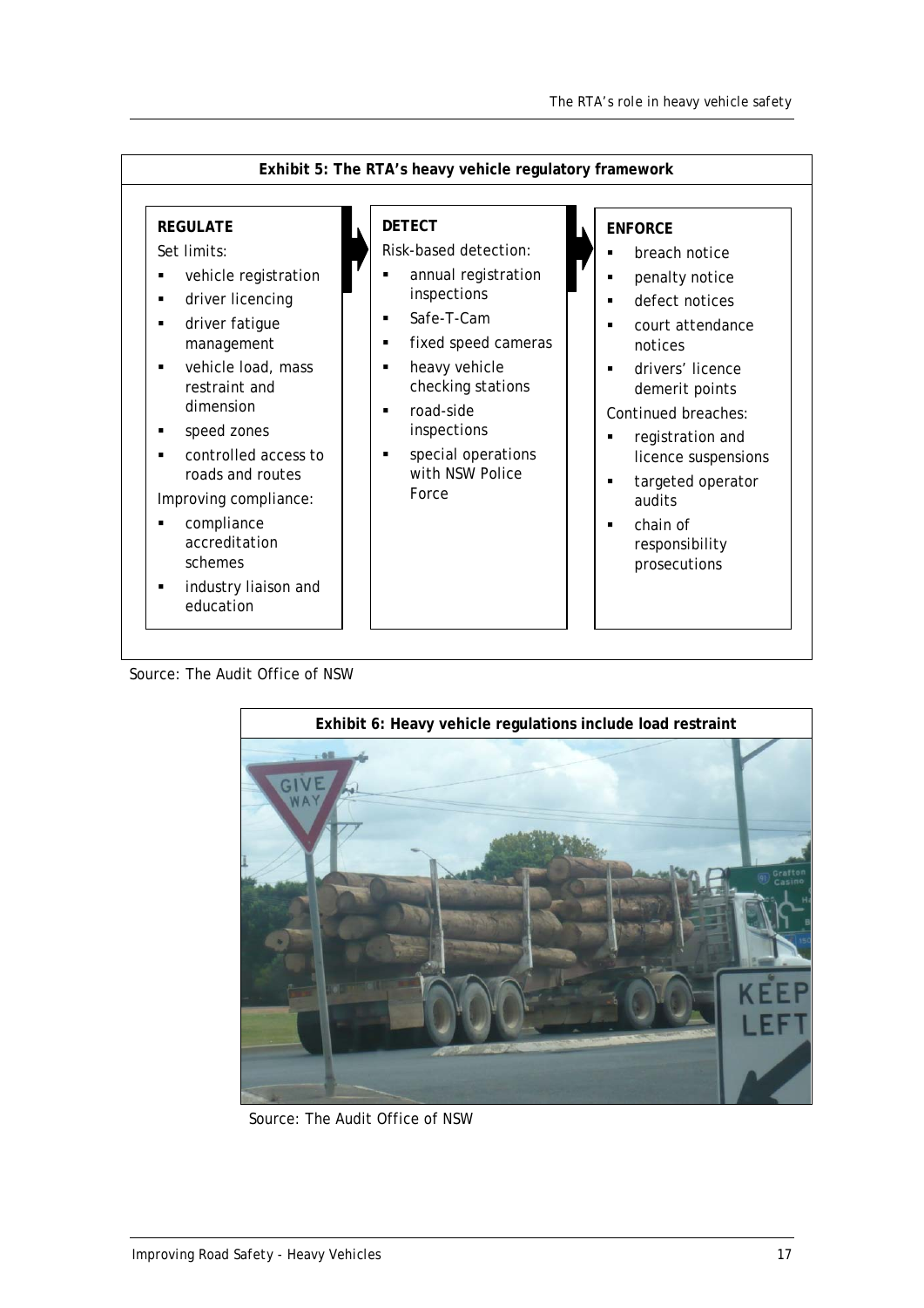**Exhibit 5: The RTA's heavy vehicle regulatory framework**

**REGULATE**

Set limits:

- vehicle registration
- driver licencing
- driver fatigue management
- vehicle load, mass restraint and dimension
- speed zones
- controlled access to roads and routes

Improving compliance:

- compliance accreditation schemes
- industry liaison and education

**DETECT**

Risk-based detection:

- annual registration inspections
- Safe-T-Cam
- fixed speed cameras
- heavy vehicle checking stations
- road-side inspections
- special operations with NSW Police Force

**ENFORCE**

- breach notice
- penalty notice
- defect notices
- court attendance notices
- drivers' licence demerit points

Continued breaches:

- registration and licence suspensions
- targeted operator audits
- chain of responsibility prosecutions

Source: The Audit Office of NSW

**Exhibit 6: Heavy vehicle regulations include load restraint**

Source: The Audit Office of NSW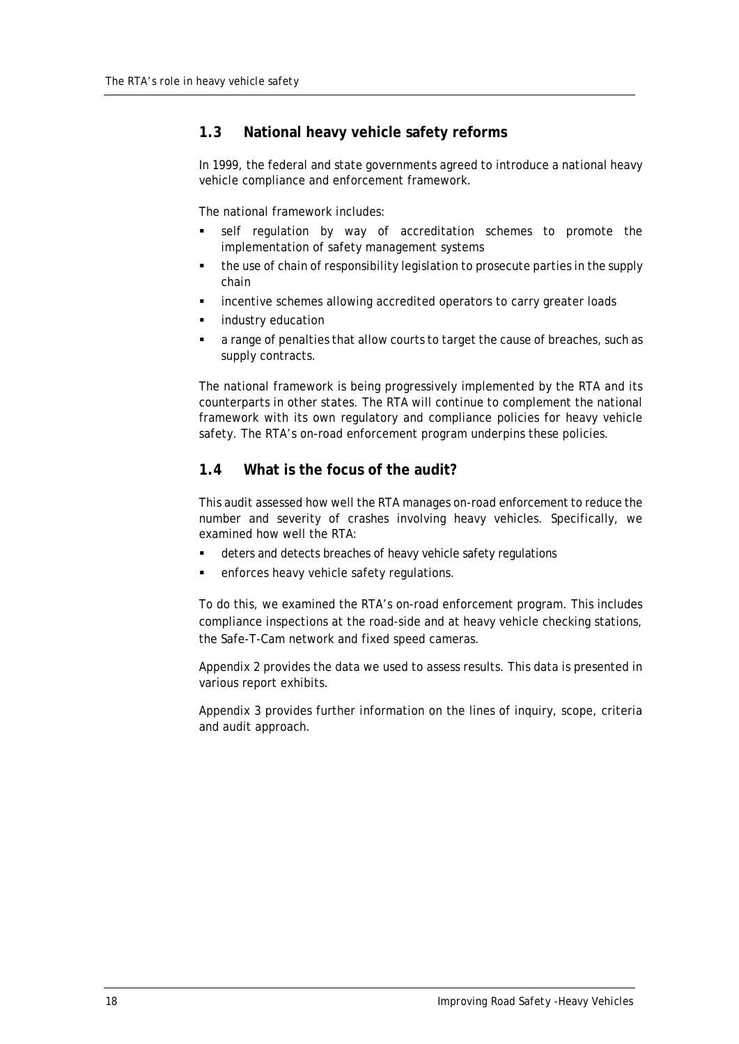## 1.3 National heavy vehicle safety reforms

In 1999, the federal and state governments agreed to introduce a national heavy vehicle compliance and enforcement framework.

The national framework includes:

- self regulation by way of accreditation schemes to promote the implementation of safety management systems
- the use of chain of responsibility legislation to prosecute parties in the supply chain
- incentive schemes allowing accredited operators to carry greater loads
- industry education
- a range of penalties that allow courts to target the cause of breaches, such as supply contracts.

The national framework is being progressively implemented by the RTA and its counterparts in other states. The RTA will continue to complement the national framework with its own regulatory and compliance policies for heavy vehicle safety. The RTA's on-road enforcement program underpins these policies.

## 1.4 What is the focus of the audit?

This audit assessed how well the RTA manages on-road enforcement to reduce the number and severity of crashes involving heavy vehicles. Specifically, we examined how well the RTA:

- deters and detects breaches of heavy vehicle safety regulations
- enforces heavy vehicle safety regulations.

To do this, we examined the RTA's on-road enforcement program. This includes compliance inspections at the road-side and at heavy vehicle checking stations, the Safe-T-Cam network and fixed speed cameras.

Appendix 2 provides the data we used to assess results. This data is presented in various report exhibits.

Appendix 3 provides further information on the lines of inquiry, scope, criteria and audit approach.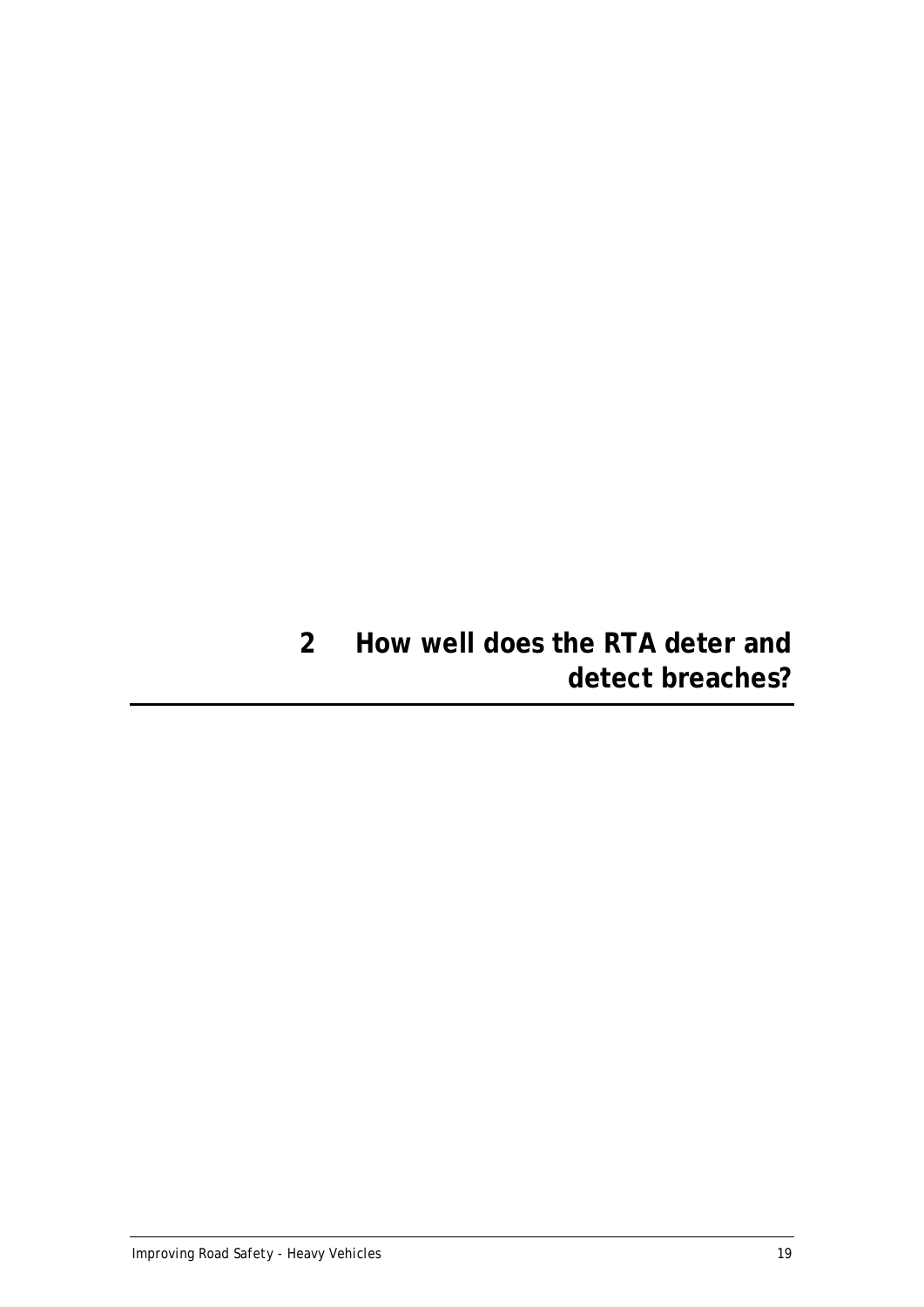# 2 How well does the RTA deter and detect breaches?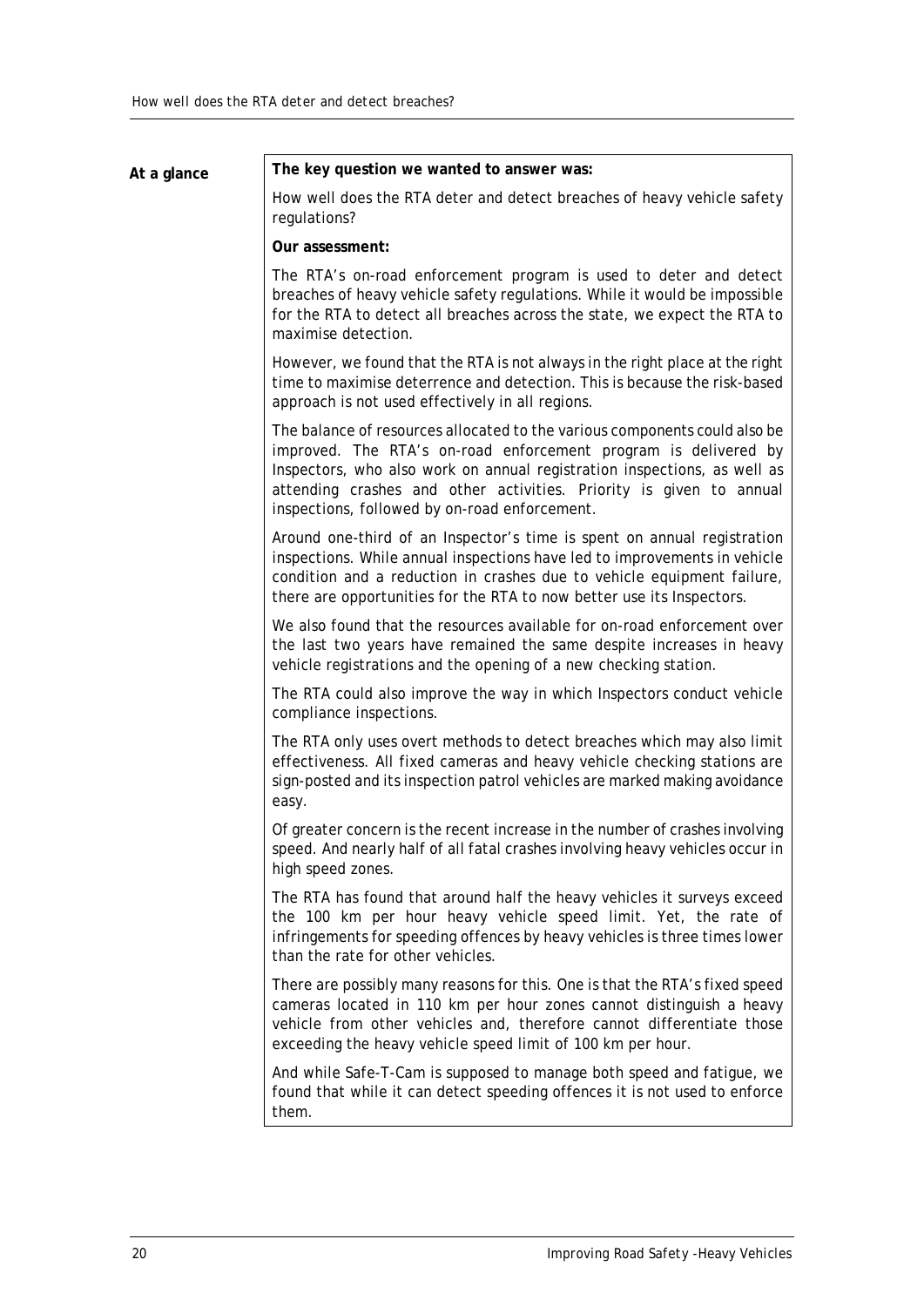**At a glance**

**The key question we wanted to answer was:**

How well does the RTA deter and detect breaches of heavy vehicle safety regulations?

**Our assessment:**

The RTA's on-road enforcement program is used to deter and detect breaches of heavy vehicle safety regulations. While it would be impossible for the RTA to detect all breaches across the state, we expect the RTA to maximise detection.

However, we found that the RTA is not always in the right place at the right time to maximise deterrence and detection. This is because the risk-based approach is not used effectively in all regions.

The balance of resources allocated to the various components could also be improved. The RTA's on-road enforcement program is delivered by Inspectors, who also work on annual registration inspections, as well as attending crashes and other activities. Priority is given to annual inspections, followed by on-road enforcement.

Around one-third of an Inspector's time is spent on annual registration inspections. While annual inspections have led to improvements in vehicle condition and a reduction in crashes due to vehicle equipment failure, there are opportunities for the RTA to now better use its Inspectors.

We also found that the resources available for on-road enforcement over the last two years have remained the same despite increases in heavy vehicle registrations and the opening of a new checking station.

The RTA could also improve the way in which Inspectors conduct vehicle compliance inspections.

The RTA only uses overt methods to detect breaches which may also limit effectiveness. All fixed cameras and heavy vehicle checking stations are sign-posted and its inspection patrol vehicles are marked making avoidance easy.

Of greater concern is the recent increase in the number of crashes involving speed. And nearly half of all fatal crashes involving heavy vehicles occur in high speed zones.

The RTA has found that around half the heavy vehicles it surveys exceed the 100 km per hour heavy vehicle speed limit. Yet, the rate of infringements for speeding offences by heavy vehicles is three times lower than the rate for other vehicles.

There are possibly many reasons for this. One is that the RTA's fixed speed cameras located in 110 km per hour zones cannot distinguish a heavy vehicle from other vehicles and, therefore cannot differentiate those exceeding the heavy vehicle speed limit of 100 km per hour.

And while Safe-T-Cam is supposed to manage both speed and fatigue, we found that while it can detect speeding offences it is not used to enforce them.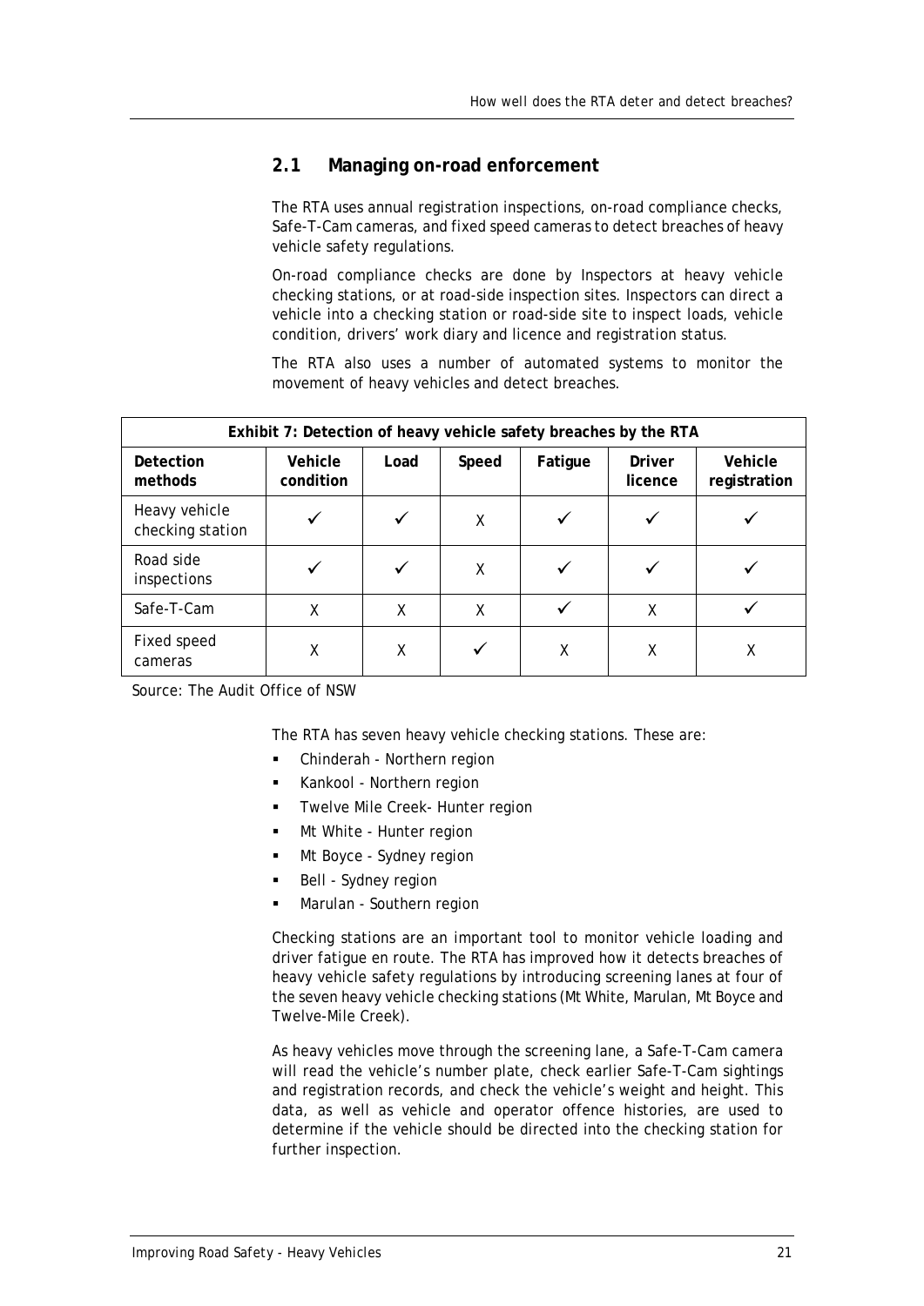## 2.1 Managing on-road enforcement

The RTA uses annual registration inspections, on-road compliance checks, Safe-T-Cam cameras, and fixed speed cameras to detect breaches of heavy vehicle safety regulations.

On-road compliance checks are done by Inspectors at heavy vehicle checking stations, or at road-side inspection sites. Inspectors can direct a vehicle into a checking station or road-side site to inspect loads, vehicle condition, drivers' work diary and licence and registration status.

The RTA also uses a number of automated systems to monitor the movement of heavy vehicles and detect breaches.

**Exhibit 7: Detection of heavy vehicle safety breaches by the RTA**

| Detection methods | Vehicle condition | Load | Speed | Fatigue | Driver licence | Vehicle registration |
|---|---|---|---|---|---|---|
| Heavy vehicle checking station | ✓ | ✓ | X | ✓ | ✓ | ✓ |
| Road side inspections | ✓ | ✓ | X | ✓ | ✓ | ✓ |
| Safe-T-Cam | X | X | X | ✓ | X | ✓ |
| Fixed speed cameras | X | X | ✓ | X | X | X |

Source: The Audit Office of NSW

The RTA has seven heavy vehicle checking stations. These are:

- Chinderah - Northern region
- Kankool - Northern region
- Twelve Mile Creek- Hunter region
- Mt White - Hunter region
- Mt Boyce - Sydney region
- Bell - Sydney region
- Marulan - Southern region

Checking stations are an important tool to monitor vehicle loading and driver fatigue en route. The RTA has improved how it detects breaches of heavy vehicle safety regulations by introducing screening lanes at four of the seven heavy vehicle checking stations (Mt White, Marulan, Mt Boyce and Twelve-Mile Creek).

As heavy vehicles move through the screening lane, a Safe-T-Cam camera will read the vehicle's number plate, check earlier Safe-T-Cam sightings and registration records, and check the vehicle's weight and height. This data, as well as vehicle and operator offence histories, are used to determine if the vehicle should be directed into the checking station for further inspection.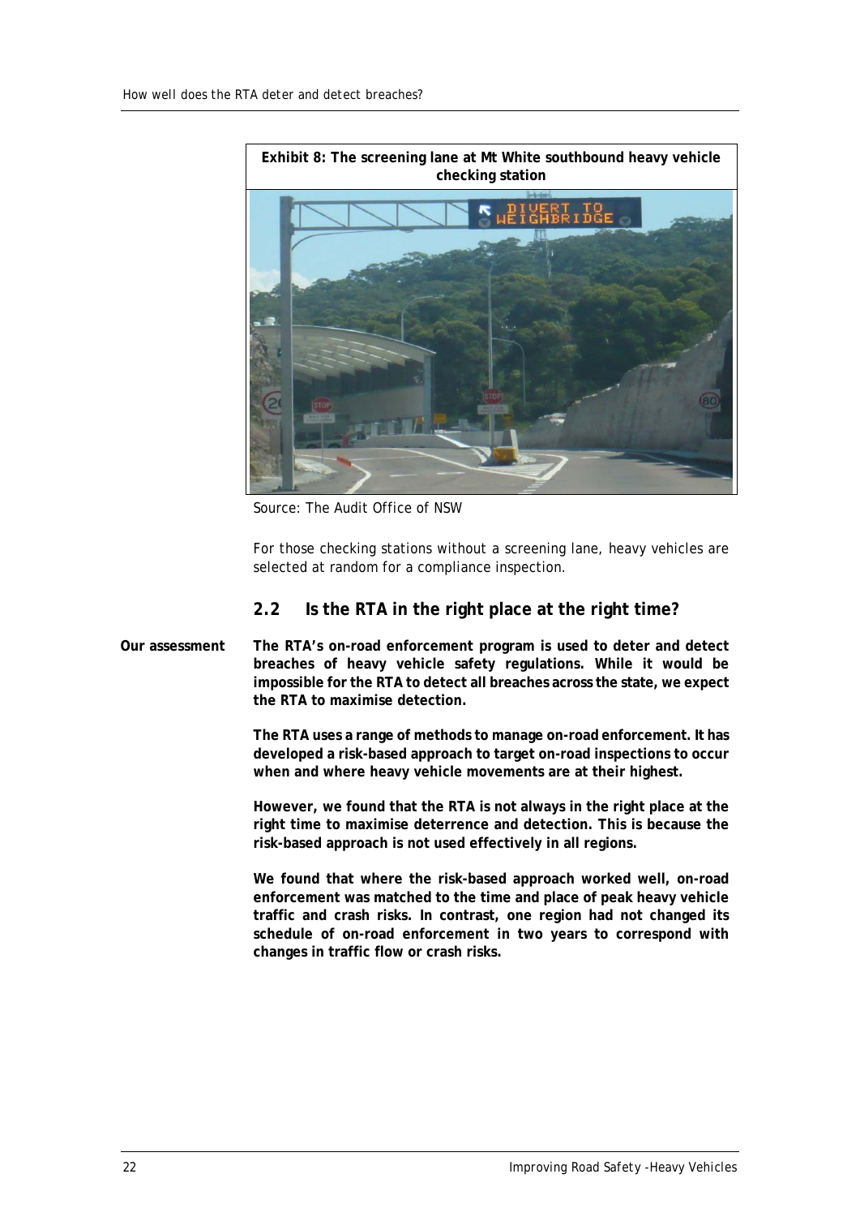**Exhibit 8: The screening lane at Mt White southbound heavy vehicle checking station**

Source: The Audit Office of NSW

For those checking stations without a screening lane, heavy vehicles are selected at random for a compliance inspection.

## 2.2 Is the RTA in the right place at the right time?

**Our assessment**

**The RTA's on-road enforcement program is used to deter and detect breaches of heavy vehicle safety regulations. While it would be impossible for the RTA to detect all breaches across the state, we expect the RTA to maximise detection.**

**The RTA uses a range of methods to manage on-road enforcement. It has developed a risk-based approach to target on-road inspections to occur when and where heavy vehicle movements are at their highest.**

**However, we found that the RTA is not always in the right place at the right time to maximise deterrence and detection. This is because the risk-based approach is not used effectively in all regions.**

**We found that where the risk-based approach worked well, on-road enforcement was matched to the time and place of peak heavy vehicle traffic and crash risks. In contrast, one region had not changed its schedule of on-road enforcement in two years to correspond with changes in traffic flow or crash risks.**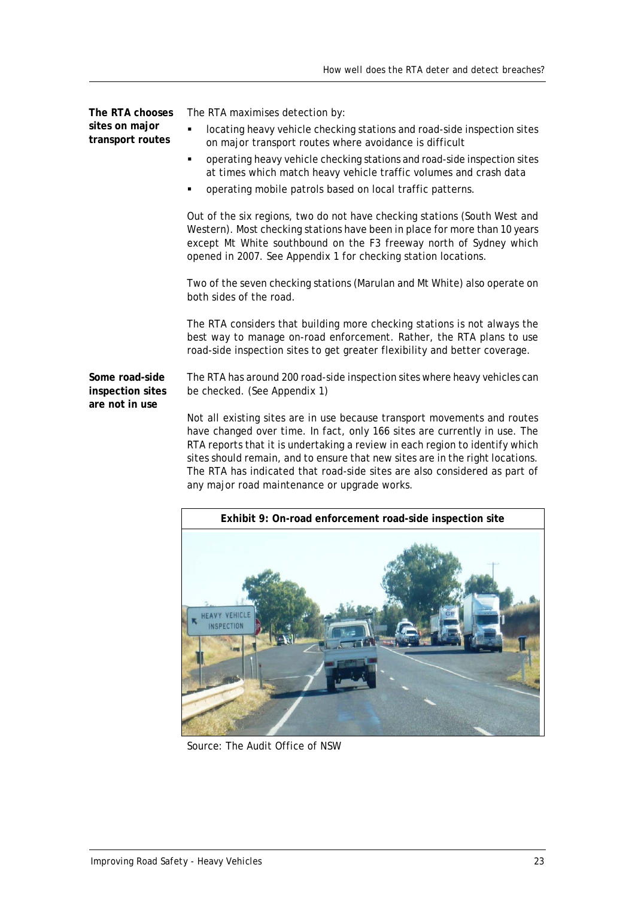**The RTA chooses sites on major transport routes**

The RTA maximises detection by:

- locating heavy vehicle checking stations and road-side inspection sites on major transport routes where avoidance is difficult
- operating heavy vehicle checking stations and road-side inspection sites at times which match heavy vehicle traffic volumes and crash data
- operating mobile patrols based on local traffic patterns.

Out of the six regions, two do not have checking stations (South West and Western). Most checking stations have been in place for more than 10 years except Mt White southbound on the F3 freeway north of Sydney which opened in 2007. See Appendix 1 for checking station locations.

Two of the seven checking stations (Marulan and Mt White) also operate on both sides of the road.

The RTA considers that building more checking stations is not always the best way to manage on-road enforcement. Rather, the RTA plans to use road-side inspection sites to get greater flexibility and better coverage.

**Some road-side inspection sites are not in use**

The RTA has around 200 road-side inspection sites where heavy vehicles can be checked. (See Appendix 1)

Not all existing sites are in use because transport movements and routes have changed over time. In fact, only 166 sites are currently in use. The RTA reports that it is undertaking a review in each region to identify which sites should remain, and to ensure that new sites are in the right locations. The RTA has indicated that road-side sites are also considered as part of any major road maintenance or upgrade works.

**Exhibit 9: On-road enforcement road-side inspection site**

Source: The Audit Office of NSW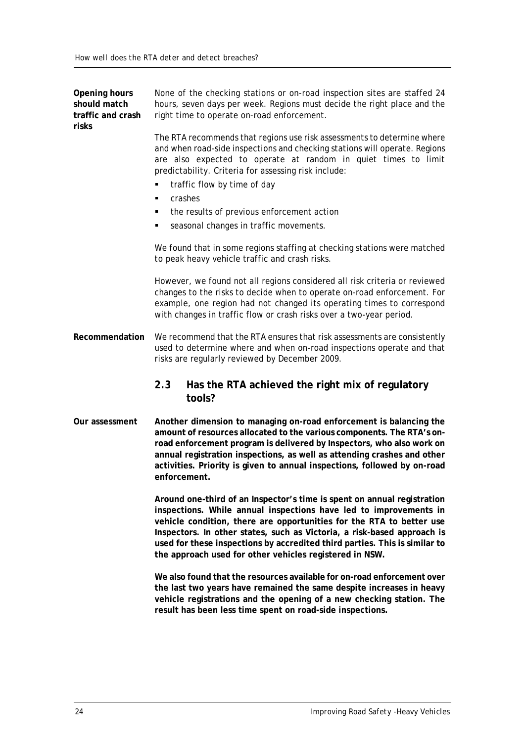**Opening hours should match traffic and crash risks**

None of the checking stations or on-road inspection sites are staffed 24 hours, seven days per week. Regions must decide the right place and the right time to operate on-road enforcement.

The RTA recommends that regions use risk assessments to determine where and when road-side inspections and checking stations will operate. Regions are also expected to operate at random in quiet times to limit predictability. Criteria for assessing risk include:

- traffic flow by time of day
- crashes
- the results of previous enforcement action
- seasonal changes in traffic movements.

We found that in some regions staffing at checking stations were matched to peak heavy vehicle traffic and crash risks.

However, we found not all regions considered all risk criteria or reviewed changes to the risks to decide when to operate on-road enforcement. For example, one region had not changed its operating times to correspond with changes in traffic flow or crash risks over a two-year period.

**Recommendation**

We recommend that the RTA ensures that risk assessments are consistently used to determine where and when on-road inspections operate and that risks are regularly reviewed by December 2009.

## 2.3 Has the RTA achieved the right mix of regulatory tools?

**Our assessment**

**Another dimension to managing on-road enforcement is balancing the amount of resources allocated to the various components. The RTA's on-road enforcement program is delivered by Inspectors, who also work on annual registration inspections, as well as attending crashes and other activities. Priority is given to annual inspections, followed by on-road enforcement.**

**Around one-third of an Inspector's time is spent on annual registration inspections. While annual inspections have led to improvements in vehicle condition, there are opportunities for the RTA to better use Inspectors. In other states, such as Victoria, a risk-based approach is used for these inspections by accredited third parties. This is similar to the approach used for other vehicles registered in NSW.**

**We also found that the resources available for on-road enforcement over the last two years have remained the same despite increases in heavy vehicle registrations and the opening of a new checking station. The result has been less time spent on road-side inspections.**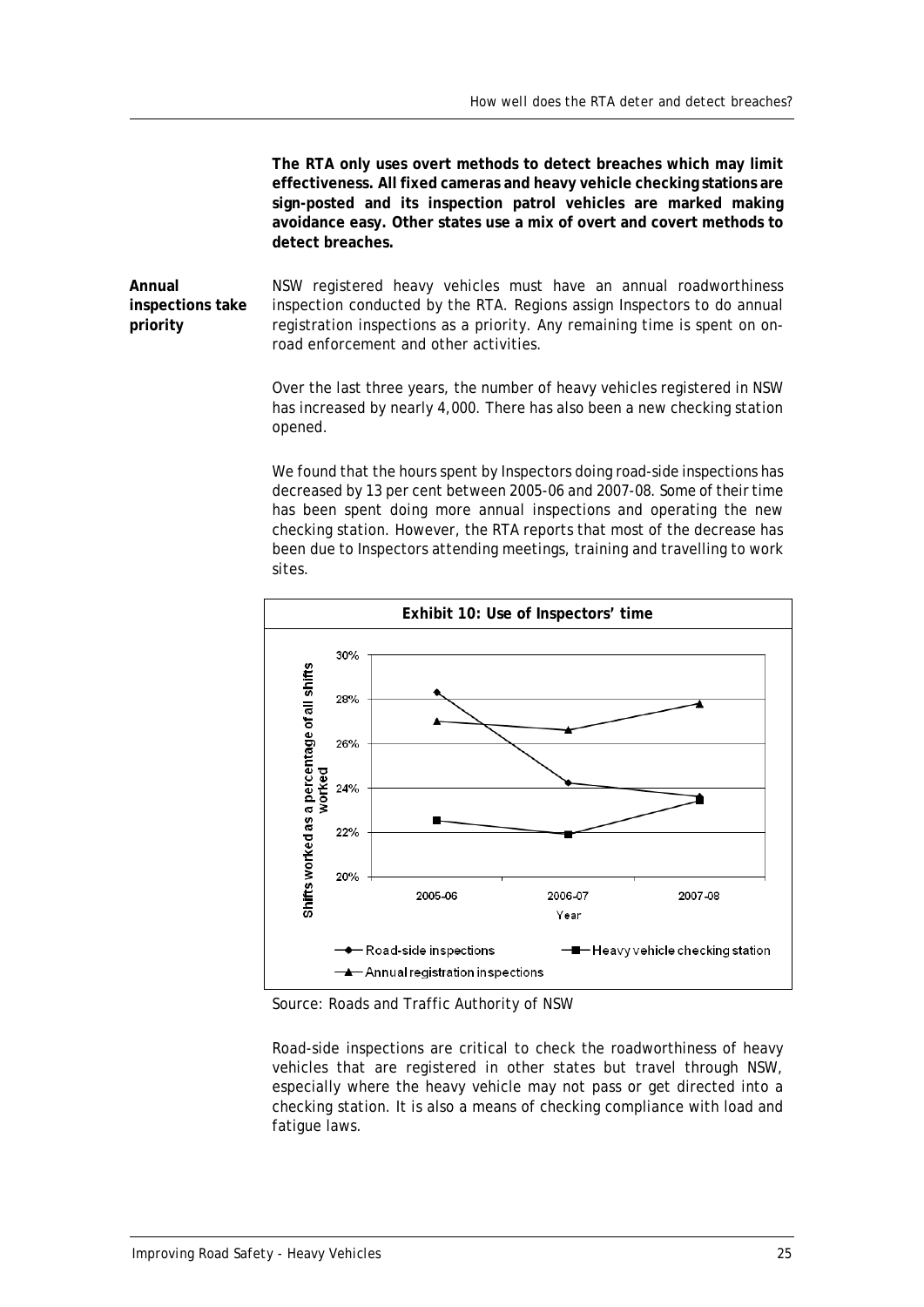**The RTA only uses overt methods to detect breaches which may limit effectiveness. All fixed cameras and heavy vehicle checking stations are sign-posted and its inspection patrol vehicles are marked making avoidance easy. Other states use a mix of overt and covert methods to detect breaches.**

**Annual inspections take priority**

NSW registered heavy vehicles must have an annual roadworthiness inspection conducted by the RTA. Regions assign Inspectors to do annual registration inspections as a priority. Any remaining time is spent on on-road enforcement and other activities.

Over the last three years, the number of heavy vehicles registered in NSW has increased by nearly 4,000. There has also been a new checking station opened.

We found that the hours spent by Inspectors doing road-side inspections has decreased by 13 per cent between 2005-06 and 2007-08. Some of their time has been spent doing more annual inspections and operating the new checking station. However, the RTA reports that most of the decrease has been due to Inspectors attending meetings, training and travelling to work sites.

**Exhibit 10: Use of Inspectors' time**

Source: Roads and Traffic Authority of NSW

Road-side inspections are critical to check the roadworthiness of heavy vehicles that are registered in other states but travel through NSW, especially where the heavy vehicle may not pass or get directed into a checking station. It is also a means of checking compliance with load and fatigue laws.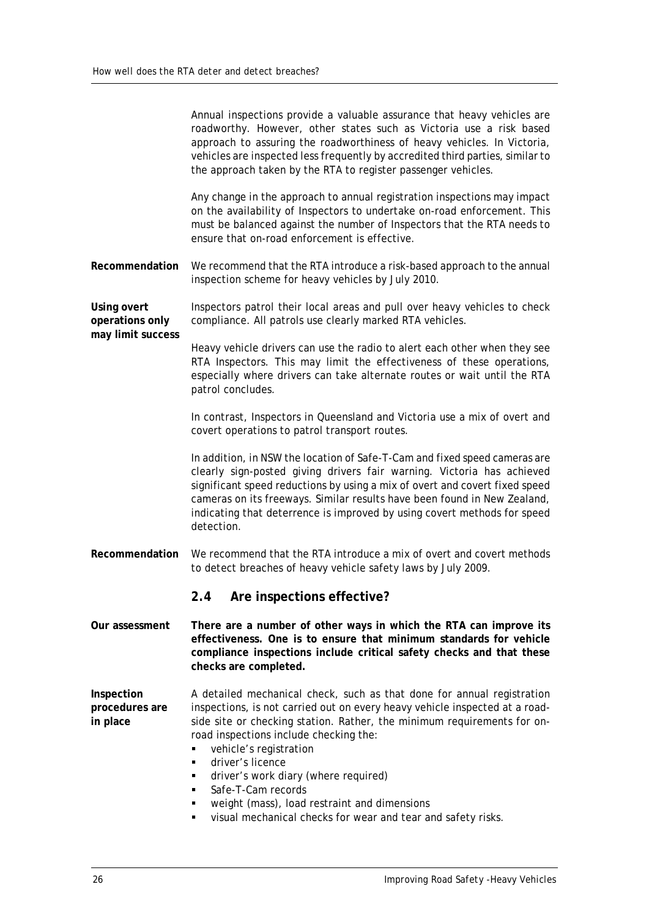Annual inspections provide a valuable assurance that heavy vehicles are roadworthy. However, other states such as Victoria use a risk based approach to assuring the roadworthiness of heavy vehicles. In Victoria, vehicles are inspected less frequently by accredited third parties, similar to the approach taken by the RTA to register passenger vehicles.

Any change in the approach to annual registration inspections may impact on the availability of Inspectors to undertake on-road enforcement. This must be balanced against the number of Inspectors that the RTA needs to ensure that on-road enforcement is effective.

**Recommendation** We recommend that the RTA introduce a risk-based approach to the annual inspection scheme for heavy vehicles by July 2010.

**Using overt operations only may limit success**

Inspectors patrol their local areas and pull over heavy vehicles to check compliance. All patrols use clearly marked RTA vehicles.

Heavy vehicle drivers can use the radio to alert each other when they see RTA Inspectors. This may limit the effectiveness of these operations, especially where drivers can take alternate routes or wait until the RTA patrol concludes.

In contrast, Inspectors in Queensland and Victoria use a mix of overt and covert operations to patrol transport routes.

In addition, in NSW the location of Safe-T-Cam and fixed speed cameras are clearly sign-posted giving drivers fair warning. Victoria has achieved significant speed reductions by using a mix of overt and covert fixed speed cameras on its freeways. Similar results have been found in New Zealand, indicating that deterrence is improved by using covert methods for speed detection.

**Recommendation** We recommend that the RTA introduce a mix of overt and covert methods to detect breaches of heavy vehicle safety laws by July 2009.

## 2.4 Are inspections effective?

**Our assessment** **There are a number of other ways in which the RTA can improve its effectiveness. One is to ensure that minimum standards for vehicle compliance inspections include critical safety checks and that these checks are completed.**

**Inspection procedures are in place**

A detailed mechanical check, such as that done for annual registration inspections, is not carried out on every heavy vehicle inspected at a road-side site or checking station. Rather, the minimum requirements for on-road inspections include checking the:

- vehicle's registration
- driver's licence
- driver's work diary (where required)
- Safe-T-Cam records
- weight (mass), load restraint and dimensions
- visual mechanical checks for wear and tear and safety risks.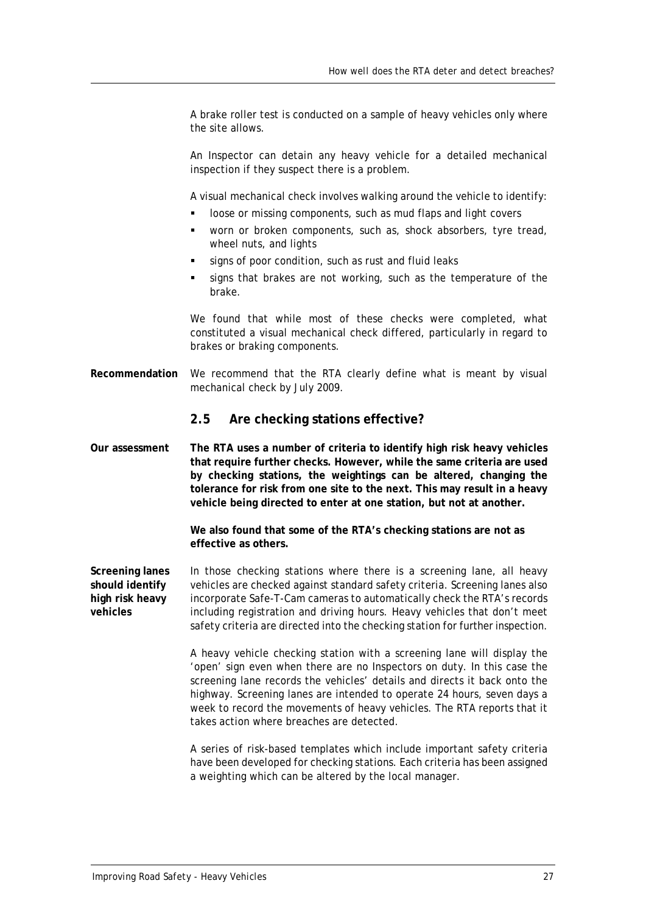A brake roller test is conducted on a sample of heavy vehicles only where the site allows.

An Inspector can detain any heavy vehicle for a detailed mechanical inspection if they suspect there is a problem.

A visual mechanical check involves walking around the vehicle to identify:

- loose or missing components, such as mud flaps and light covers
- worn or broken components, such as, shock absorbers, tyre tread, wheel nuts, and lights
- signs of poor condition, such as rust and fluid leaks
- signs that brakes are not working, such as the temperature of the brake.

We found that while most of these checks were completed, what constituted a visual mechanical check differed, particularly in regard to brakes or braking components.

**Recommendation**

We recommend that the RTA clearly define what is meant by visual mechanical check by July 2009.

## 2.5 Are checking stations effective?

**Our assessment**

**The RTA uses a number of criteria to identify high risk heavy vehicles that require further checks. However, while the same criteria are used by checking stations, the weightings can be altered, changing the tolerance for risk from one site to the next. This may result in a heavy vehicle being directed to enter at one station, but not at another.**

**We also found that some of the RTA's checking stations are not as effective as others.**

**Screening lanes should identify high risk heavy vehicles**

In those checking stations where there is a screening lane, all heavy vehicles are checked against standard safety criteria. Screening lanes also incorporate Safe-T-Cam cameras to automatically check the RTA's records including registration and driving hours. Heavy vehicles that don't meet safety criteria are directed into the checking station for further inspection.

A heavy vehicle checking station with a screening lane will display the 'open' sign even when there are no Inspectors on duty. In this case the screening lane records the vehicles' details and directs it back onto the highway. Screening lanes are intended to operate 24 hours, seven days a week to record the movements of heavy vehicles. The RTA reports that it takes action where breaches are detected.

A series of risk-based templates which include important safety criteria have been developed for checking stations. Each criteria has been assigned a weighting which can be altered by the local manager.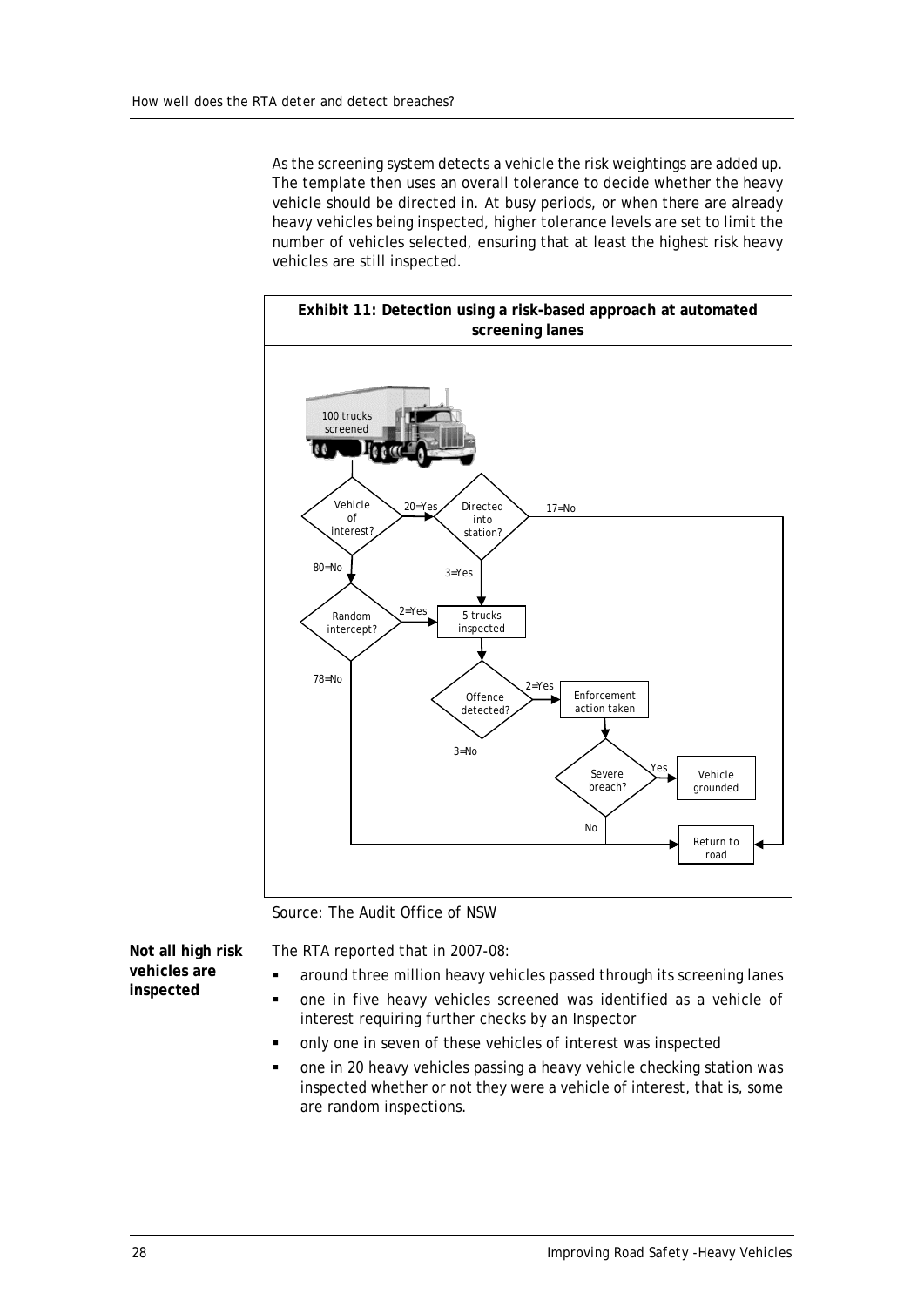As the screening system detects a vehicle the risk weightings are added up. The template then uses an overall tolerance to decide whether the heavy vehicle should be directed in. At busy periods, or when there are already heavy vehicles being inspected, higher tolerance levels are set to limit the number of vehicles selected, ensuring that at least the highest risk heavy vehicles are still inspected.

**Exhibit 11: Detection using a risk-based approach at automated screening lanes**

100 trucks screened

Vehicle of interest? — 20=Yes → Directed into station? — 17=No → Return to road; 3=Yes → 5 trucks inspected

Vehicle of interest? — 80=No → Random intercept? — 2=Yes → 5 trucks inspected; 78=No → Return to road

5 trucks inspected → Offence detected? — 2=Yes → Enforcement action taken → Severe breach? — Yes → Vehicle grounded; No → Return to road

Offence detected? — 3=No → Return to road

Source: The Audit Office of NSW

**Not all high risk vehicles are inspected**

The RTA reported that in 2007-08:

- around three million heavy vehicles passed through its screening lanes
- one in five heavy vehicles screened was identified as a vehicle of interest requiring further checks by an Inspector
- only one in seven of these vehicles of interest was inspected
- one in 20 heavy vehicles passing a heavy vehicle checking station was inspected whether or not they were a vehicle of interest, that is, some are random inspections.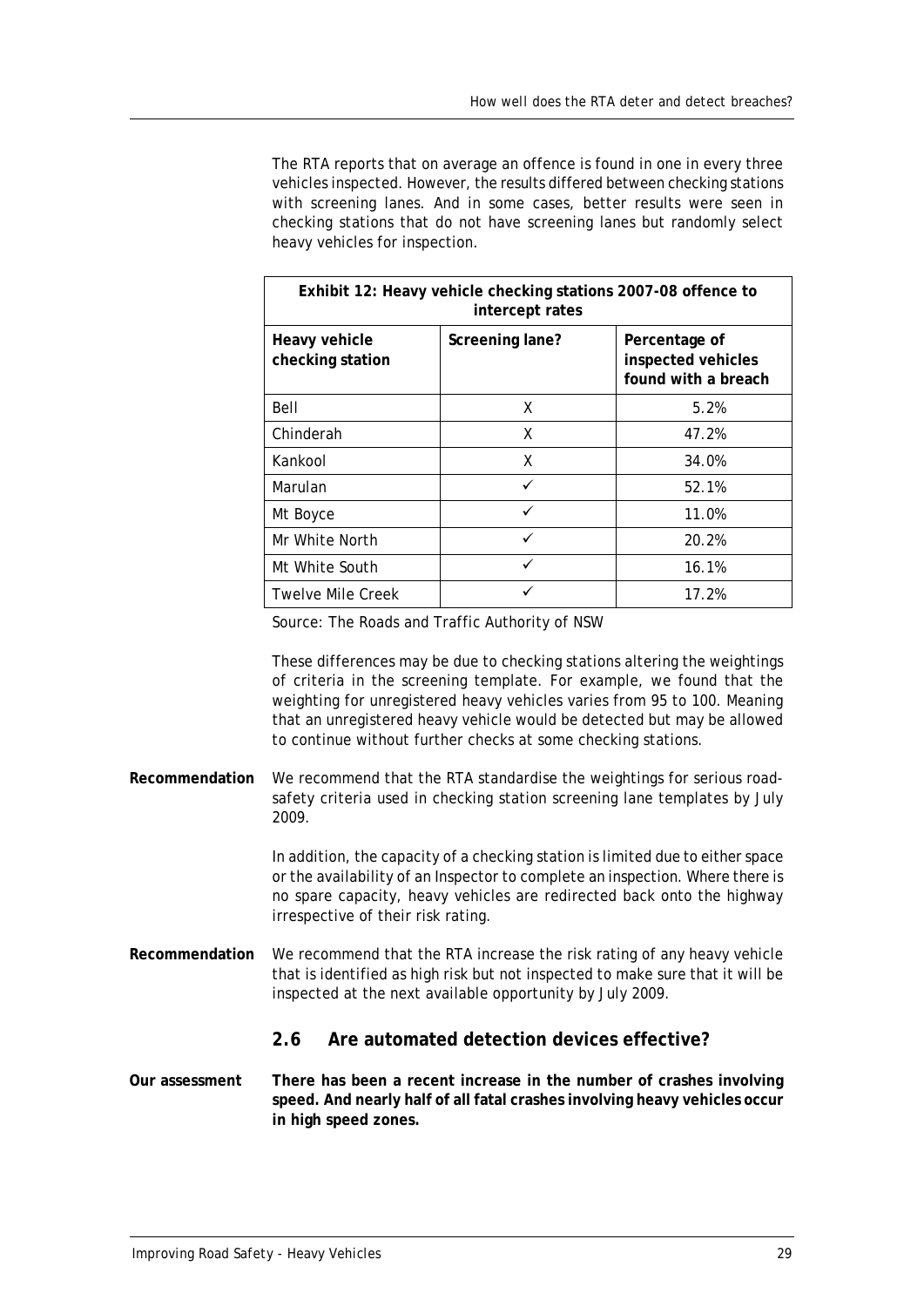The RTA reports that on average an offence is found in one in every three vehicles inspected. However, the results differed between checking stations with screening lanes. And in some cases, better results were seen in checking stations that do not have screening lanes but randomly select heavy vehicles for inspection.

**Exhibit 12: Heavy vehicle checking stations 2007-08 offence to intercept rates**

| Heavy vehicle checking station | Screening lane? | Percentage of inspected vehicles found with a breach |
|---|---|---|
| Bell | X | 5.2% |
| Chinderah | X | 47.2% |
| Kankool | X | 34.0% |
| Marulan | ✓ | 52.1% |
| Mt Boyce | ✓ | 11.0% |
| Mr White North | ✓ | 20.2% |
| Mt White South | ✓ | 16.1% |
| Twelve Mile Creek | ✓ | 17.2% |

Source: The Roads and Traffic Authority of NSW

These differences may be due to checking stations altering the weightings of criteria in the screening template. For example, we found that the weighting for unregistered heavy vehicles varies from 95 to 100. Meaning that an unregistered heavy vehicle would be detected but may be allowed to continue without further checks at some checking stations.

**Recommendation** We recommend that the RTA standardise the weightings for serious road-safety criteria used in checking station screening lane templates by July 2009.

In addition, the capacity of a checking station is limited due to either space or the availability of an Inspector to complete an inspection. Where there is no spare capacity, heavy vehicles are redirected back onto the highway irrespective of their risk rating.

**Recommendation** We recommend that the RTA increase the risk rating of any heavy vehicle that is identified as high risk but not inspected to make sure that it will be inspected at the next available opportunity by July 2009.

## 2.6 Are automated detection devices effective?

**Our assessment** **There has been a recent increase in the number of crashes involving speed. And nearly half of all fatal crashes involving heavy vehicles occur in high speed zones.**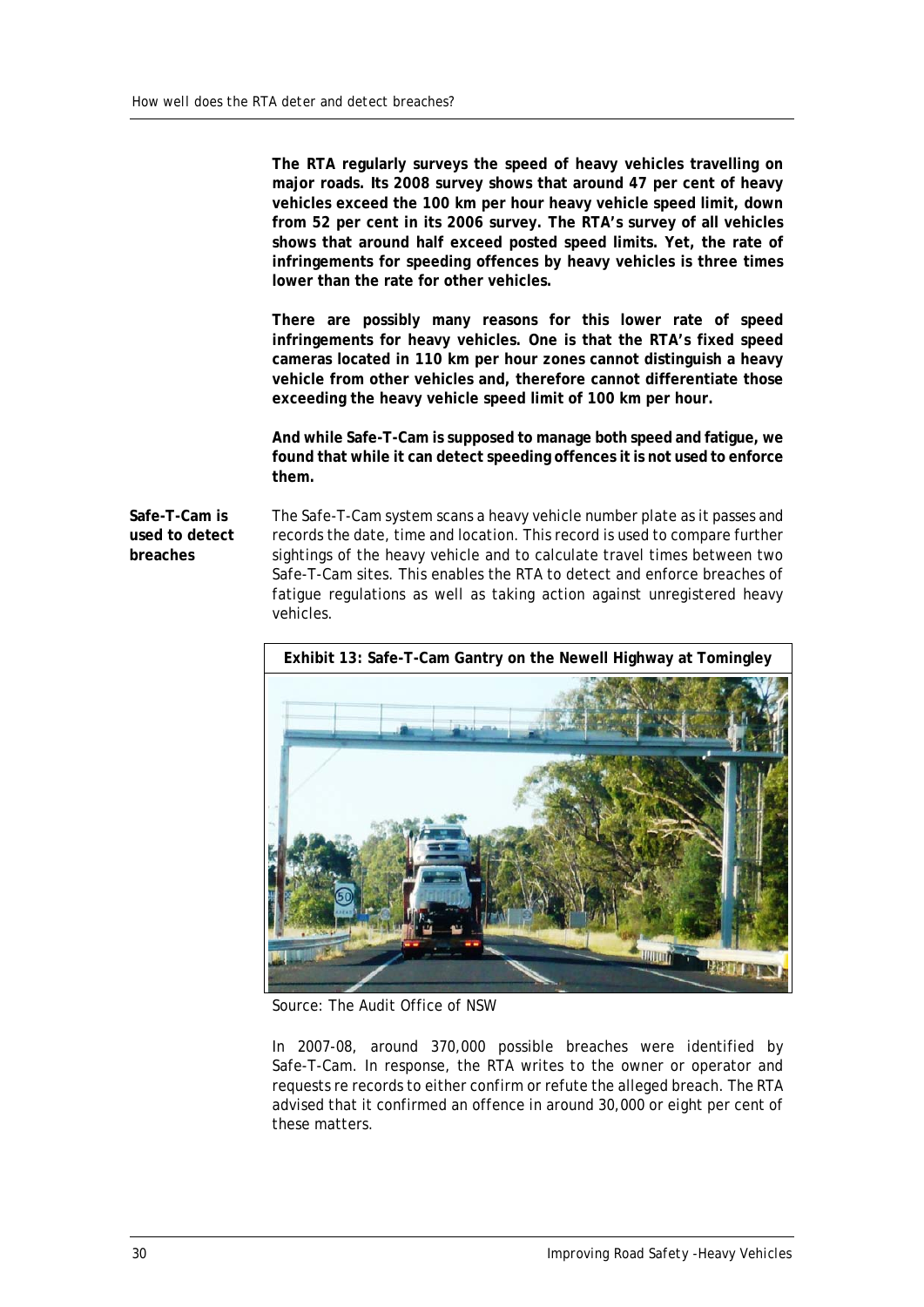**The RTA regularly surveys the speed of heavy vehicles travelling on major roads. Its 2008 survey shows that around 47 per cent of heavy vehicles exceed the 100 km per hour heavy vehicle speed limit, down from 52 per cent in its 2006 survey. The RTA's survey of all vehicles shows that around half exceed posted speed limits. Yet, the rate of infringements for speeding offences by heavy vehicles is three times lower than the rate for other vehicles.**

**There are possibly many reasons for this lower rate of speed infringements for heavy vehicles. One is that the RTA's fixed speed cameras located in 110 km per hour zones cannot distinguish a heavy vehicle from other vehicles and, therefore cannot differentiate those exceeding the heavy vehicle speed limit of 100 km per hour.**

**And while Safe-T-Cam is supposed to manage both speed and fatigue, we found that while it can detect speeding offences it is not used to enforce them.**

**Safe-T-Cam is used to detect breaches**

The Safe-T-Cam system scans a heavy vehicle number plate as it passes and records the date, time and location. This record is used to compare further sightings of the heavy vehicle and to calculate travel times between two Safe-T-Cam sites. This enables the RTA to detect and enforce breaches of fatigue regulations as well as taking action against unregistered heavy vehicles.

**Exhibit 13: Safe-T-Cam Gantry on the Newell Highway at Tomingley**

Source: The Audit Office of NSW

In 2007-08, around 370,000 possible breaches were identified by Safe-T-Cam. In response, the RTA writes to the owner or operator and requests re records to either confirm or refute the alleged breach. The RTA advised that it confirmed an offence in around 30,000 or eight per cent of these matters.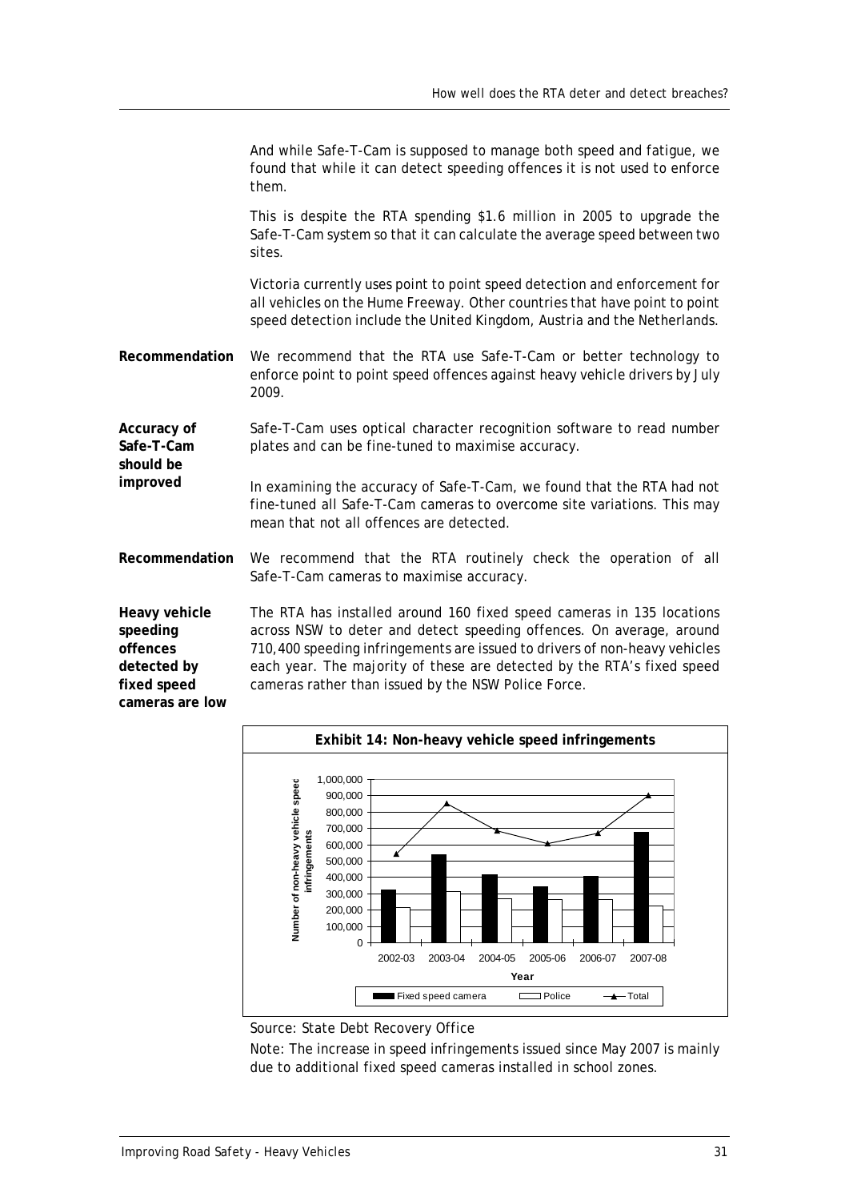And while Safe-T-Cam is supposed to manage both speed and fatigue, we found that while it can detect speeding offences it is not used to enforce them.

This is despite the RTA spending $1.6 million in 2005 to upgrade the Safe-T-Cam system so that it can calculate the average speed between two sites.

Victoria currently uses point to point speed detection and enforcement for all vehicles on the Hume Freeway. Other countries that have point to point speed detection include the United Kingdom, Austria and the Netherlands.

**Recommendation**

We recommend that the RTA use Safe-T-Cam or better technology to enforce point to point speed offences against heavy vehicle drivers by July 2009.

**Accuracy of Safe-T-Cam should be improved**

Safe-T-Cam uses optical character recognition software to read number plates and can be fine-tuned to maximise accuracy.

In examining the accuracy of Safe-T-Cam, we found that the RTA had not fine-tuned all Safe-T-Cam cameras to overcome site variations. This may mean that not all offences are detected.

**Recommendation**

We recommend that the RTA routinely check the operation of all Safe-T-Cam cameras to maximise accuracy.

**Heavy vehicle speeding offences detected by fixed speed cameras are low**

The RTA has installed around 160 fixed speed cameras in 135 locations across NSW to deter and detect speeding offences. On average, around 710,400 speeding infringements are issued to drivers of non-heavy vehicles each year. The majority of these are detected by the RTA's fixed speed cameras rather than issued by the NSW Police Force.

**Exhibit 14: Non-heavy vehicle speed infringements**

Source: State Debt Recovery Office

Note: The increase in speed infringements issued since May 2007 is mainly due to additional fixed speed cameras installed in school zones.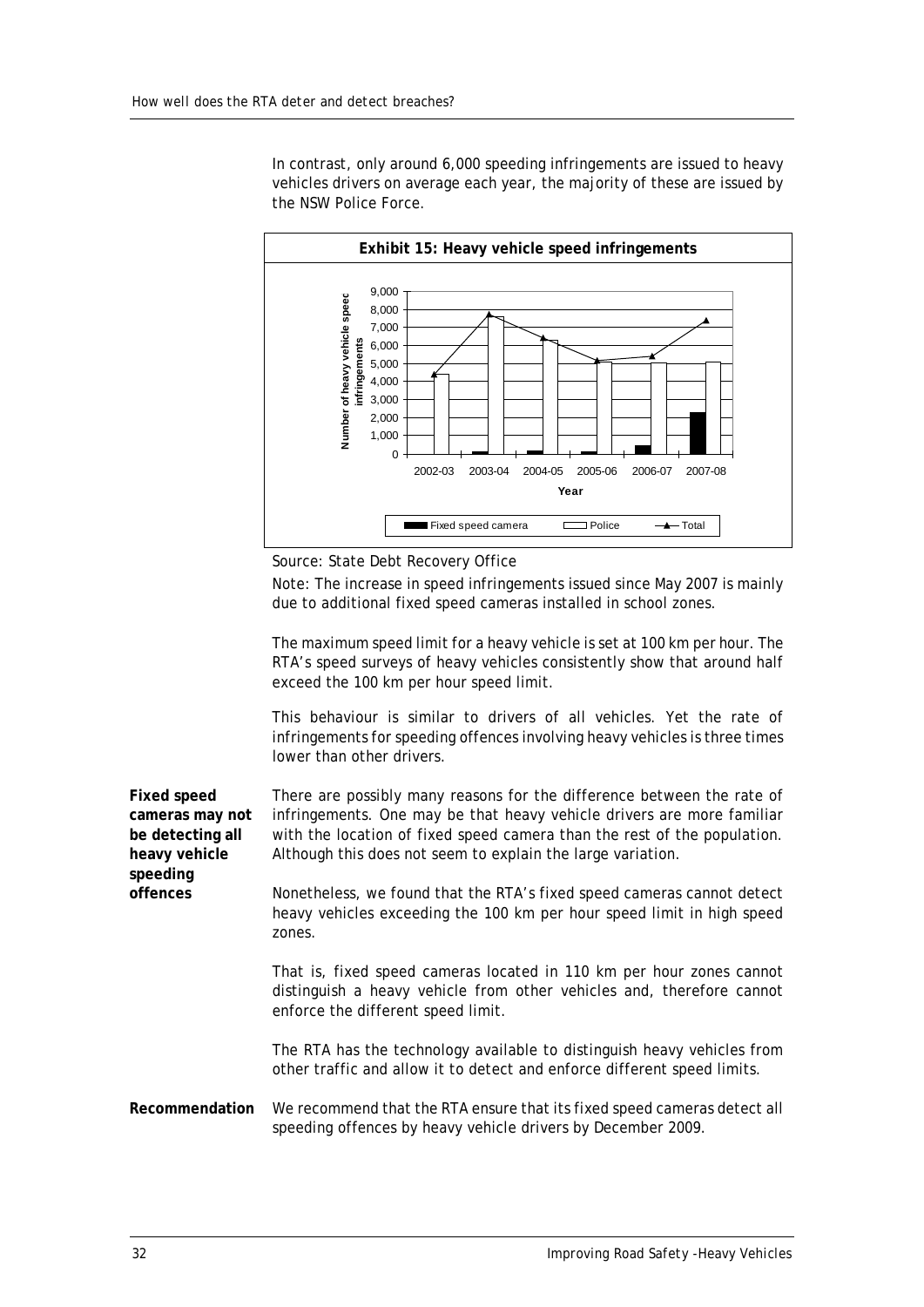In contrast, only around 6,000 speeding infringements are issued to heavy vehicles drivers on average each year, the majority of these are issued by the NSW Police Force.

**Exhibit 15: Heavy vehicle speed infringements**

Source: State Debt Recovery Office

Note: The increase in speed infringements issued since May 2007 is mainly due to additional fixed speed cameras installed in school zones.

The maximum speed limit for a heavy vehicle is set at 100 km per hour. The RTA's speed surveys of heavy vehicles consistently show that around half exceed the 100 km per hour speed limit.

This behaviour is similar to drivers of all vehicles. Yet the rate of infringements for speeding offences involving heavy vehicles is three times lower than other drivers.

**Fixed speed cameras may not be detecting all heavy vehicle speeding offences**

There are possibly many reasons for the difference between the rate of infringements. One may be that heavy vehicle drivers are more familiar with the location of fixed speed camera than the rest of the population. Although this does not seem to explain the large variation.

Nonetheless, we found that the RTA's fixed speed cameras cannot detect heavy vehicles exceeding the 100 km per hour speed limit in high speed zones.

That is, fixed speed cameras located in 110 km per hour zones cannot distinguish a heavy vehicle from other vehicles and, therefore cannot enforce the different speed limit.

The RTA has the technology available to distinguish heavy vehicles from other traffic and allow it to detect and enforce different speed limits.

**Recommendation**

We recommend that the RTA ensure that its fixed speed cameras detect all speeding offences by heavy vehicle drivers by December 2009.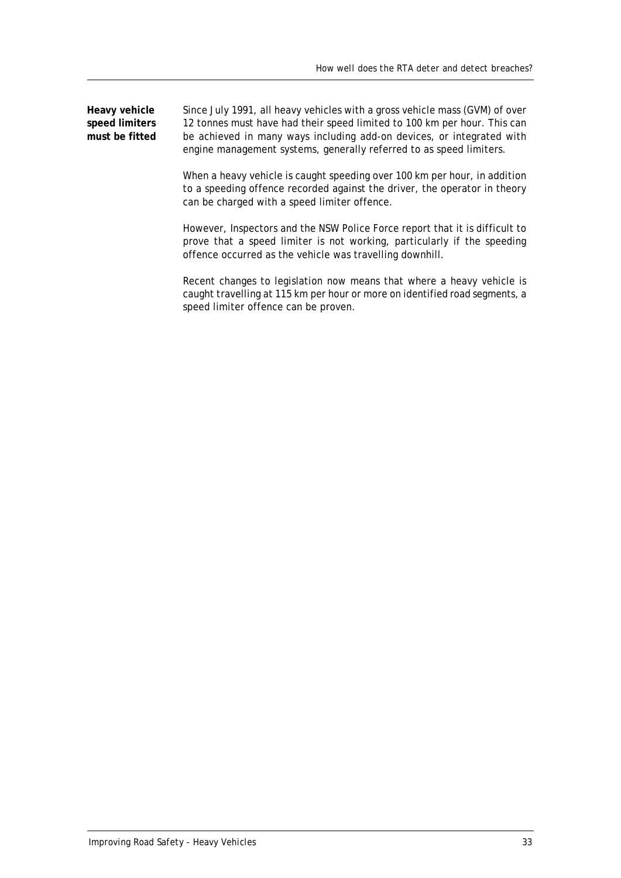**Heavy vehicle speed limiters must be fitted**

Since July 1991, all heavy vehicles with a gross vehicle mass (GVM) of over 12 tonnes must have had their speed limited to 100 km per hour. This can be achieved in many ways including add-on devices, or integrated with engine management systems, generally referred to as speed limiters.

When a heavy vehicle is caught speeding over 100 km per hour, in addition to a speeding offence recorded against the driver, the operator in theory can be charged with a speed limiter offence.

However, Inspectors and the NSW Police Force report that it is difficult to prove that a speed limiter is not working, particularly if the speeding offence occurred as the vehicle was travelling downhill.

Recent changes to legislation now means that where a heavy vehicle is caught travelling at 115 km per hour or more on identified road segments, a speed limiter offence can be proven.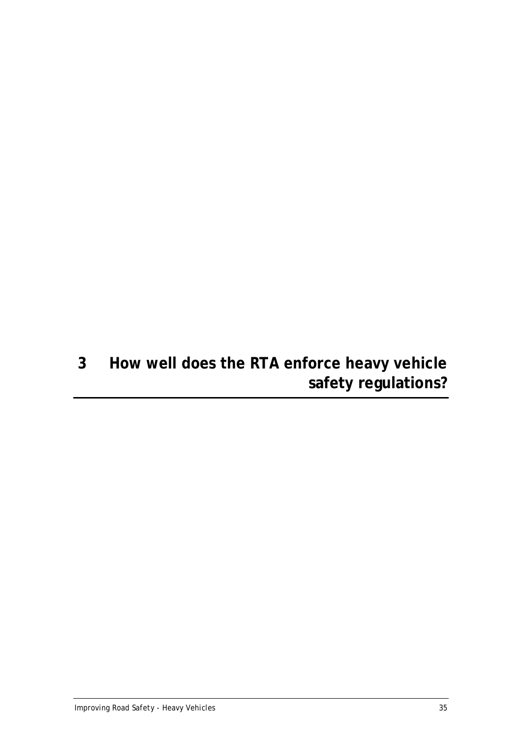# 3 How well does the RTA enforce heavy vehicle safety regulations?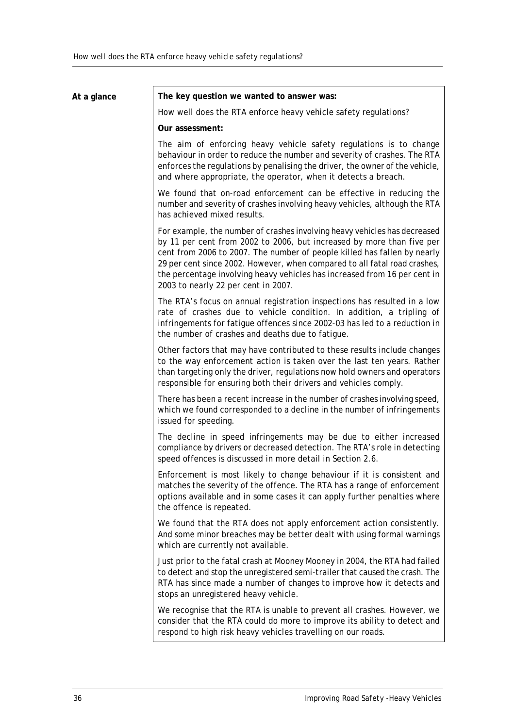**At a glance**

**The key question we wanted to answer was:**

How well does the RTA enforce heavy vehicle safety regulations?

**Our assessment:**

The aim of enforcing heavy vehicle safety regulations is to change behaviour in order to reduce the number and severity of crashes. The RTA enforces the regulations by penalising the driver, the owner of the vehicle, and where appropriate, the operator, when it detects a breach.

We found that on-road enforcement can be effective in reducing the number and severity of crashes involving heavy vehicles, although the RTA has achieved mixed results.

For example, the number of crashes involving heavy vehicles has decreased by 11 per cent from 2002 to 2006, but increased by more than five per cent from 2006 to 2007. The number of people killed has fallen by nearly 29 per cent since 2002. However, when compared to all fatal road crashes, the percentage involving heavy vehicles has increased from 16 per cent in 2003 to nearly 22 per cent in 2007.

The RTA's focus on annual registration inspections has resulted in a low rate of crashes due to vehicle condition. In addition, a tripling of infringements for fatigue offences since 2002-03 has led to a reduction in the number of crashes and deaths due to fatigue.

Other factors that may have contributed to these results include changes to the way enforcement action is taken over the last ten years. Rather than targeting only the driver, regulations now hold owners and operators responsible for ensuring both their drivers and vehicles comply.

There has been a recent increase in the number of crashes involving speed, which we found corresponded to a decline in the number of infringements issued for speeding.

The decline in speed infringements may be due to either increased compliance by drivers or decreased detection. The RTA's role in detecting speed offences is discussed in more detail in Section 2.6.

Enforcement is most likely to change behaviour if it is consistent and matches the severity of the offence. The RTA has a range of enforcement options available and in some cases it can apply further penalties where the offence is repeated.

We found that the RTA does not apply enforcement action consistently. And some minor breaches may be better dealt with using formal warnings which are currently not available.

Just prior to the fatal crash at Mooney Mooney in 2004, the RTA had failed to detect and stop the unregistered semi-trailer that caused the crash. The RTA has since made a number of changes to improve how it detects and stops an unregistered heavy vehicle.

We recognise that the RTA is unable to prevent all crashes. However, we consider that the RTA could do more to improve its ability to detect and respond to high risk heavy vehicles travelling on our roads.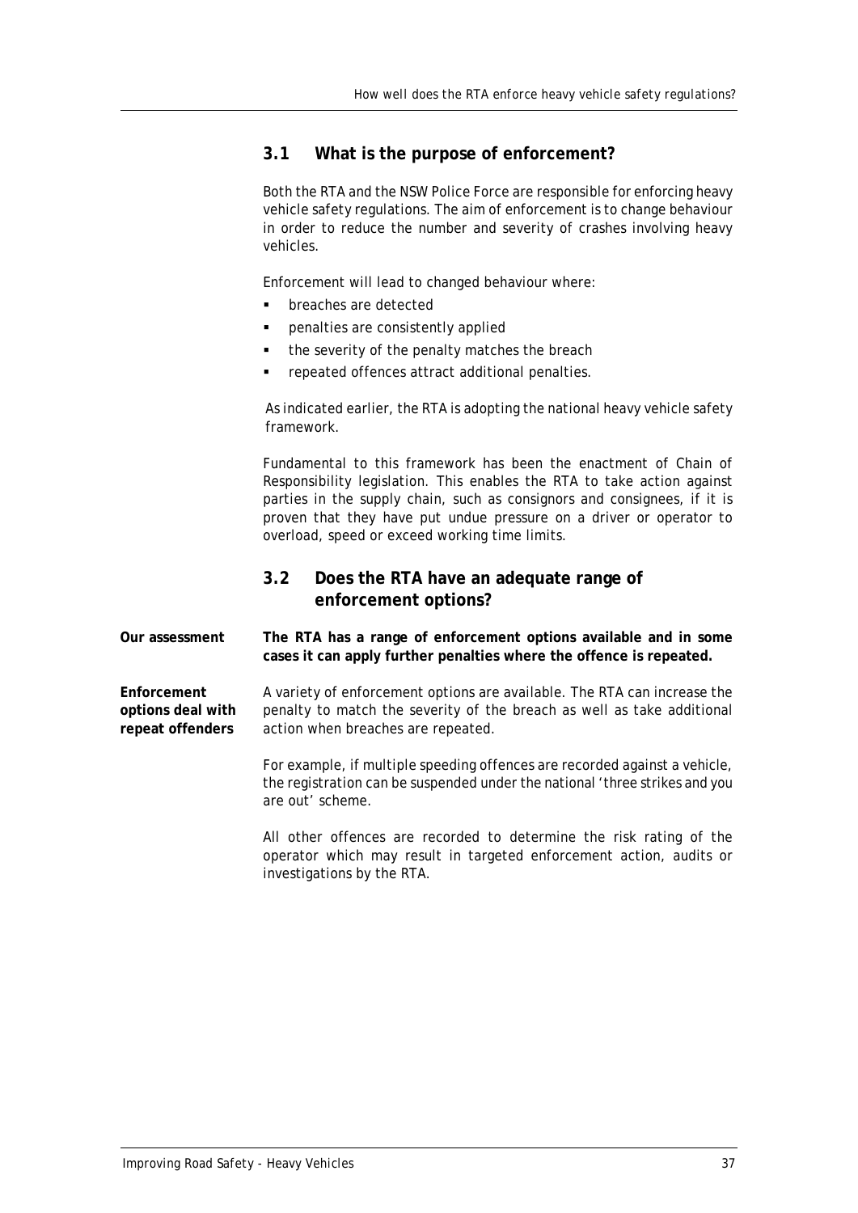## 3.1 What is the purpose of enforcement?

Both the RTA and the NSW Police Force are responsible for enforcing heavy vehicle safety regulations. The aim of enforcement is to change behaviour in order to reduce the number and severity of crashes involving heavy vehicles.

Enforcement will lead to changed behaviour where:

- breaches are detected
- penalties are consistently applied
- the severity of the penalty matches the breach
- repeated offences attract additional penalties.

As indicated earlier, the RTA is adopting the national heavy vehicle safety framework.

Fundamental to this framework has been the enactment of Chain of Responsibility legislation. This enables the RTA to take action against parties in the supply chain, such as consignors and consignees, if it is proven that they have put undue pressure on a driver or operator to overload, speed or exceed working time limits.

## 3.2 Does the RTA have an adequate range of enforcement options?

**Our assessment**

**The RTA has a range of enforcement options available and in some cases it can apply further penalties where the offence is repeated.**

**Enforcement options deal with repeat offenders**

A variety of enforcement options are available. The RTA can increase the penalty to match the severity of the breach as well as take additional action when breaches are repeated.

For example, if multiple speeding offences are recorded against a vehicle, the registration can be suspended under the national 'three strikes and you are out' scheme.

All other offences are recorded to determine the risk rating of the operator which may result in targeted enforcement action, audits or investigations by the RTA.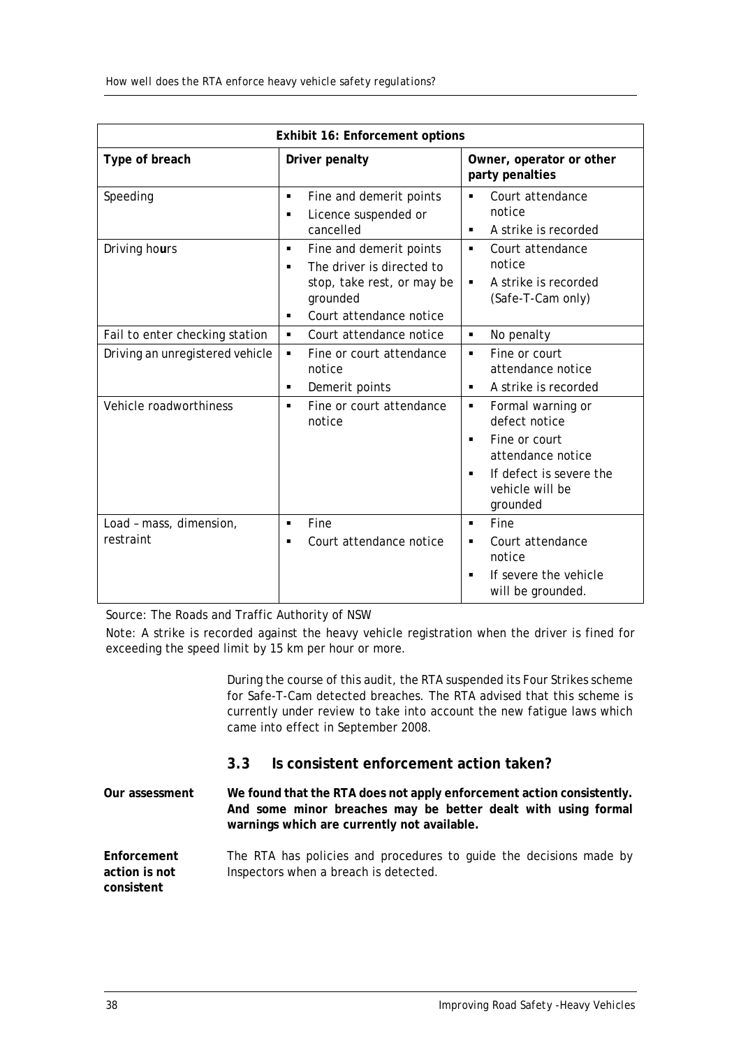| Exhibit 16: Enforcement options | | |
|---|---|---|
| **Type of breach** | **Driver penalty** | **Owner, operator or other party penalties** |
| Speeding | ▪ Fine and demerit points<br>▪ Licence suspended or cancelled | ▪ Court attendance notice<br>▪ A strike is recorded |
| Driving hours | ▪ Fine and demerit points<br>▪ The driver is directed to stop, take rest, or may be grounded<br>▪ Court attendance notice | ▪ Court attendance notice<br>▪ A strike is recorded (Safe-T-Cam only) |
| Fail to enter checking station | ▪ Court attendance notice | ▪ No penalty |
| Driving an unregistered vehicle | ▪ Fine or court attendance notice<br>▪ Demerit points | ▪ Fine or court attendance notice<br>▪ A strike is recorded |
| Vehicle roadworthiness | ▪ Fine or court attendance notice | ▪ Formal warning or defect notice<br>▪ Fine or court attendance notice<br>▪ If defect is severe the vehicle will be grounded |
| Load – mass, dimension, restraint | ▪ Fine<br>▪ Court attendance notice | ▪ Fine<br>▪ Court attendance notice<br>▪ If severe the vehicle will be grounded. |

Source: The Roads and Traffic Authority of NSW

Note: A strike is recorded against the heavy vehicle registration when the driver is fined for exceeding the speed limit by 15 km per hour or more.

During the course of this audit, the RTA suspended its Four Strikes scheme for Safe-T-Cam detected breaches. The RTA advised that this scheme is currently under review to take into account the new fatigue laws which came into effect in September 2008.

### 3.3 Is consistent enforcement action taken?

**Our assessment**

**We found that the RTA does not apply enforcement action consistently. And some minor breaches may be better dealt with using formal warnings which are currently not available.**

**Enforcement action is not consistent**

The RTA has policies and procedures to guide the decisions made by Inspectors when a breach is detected.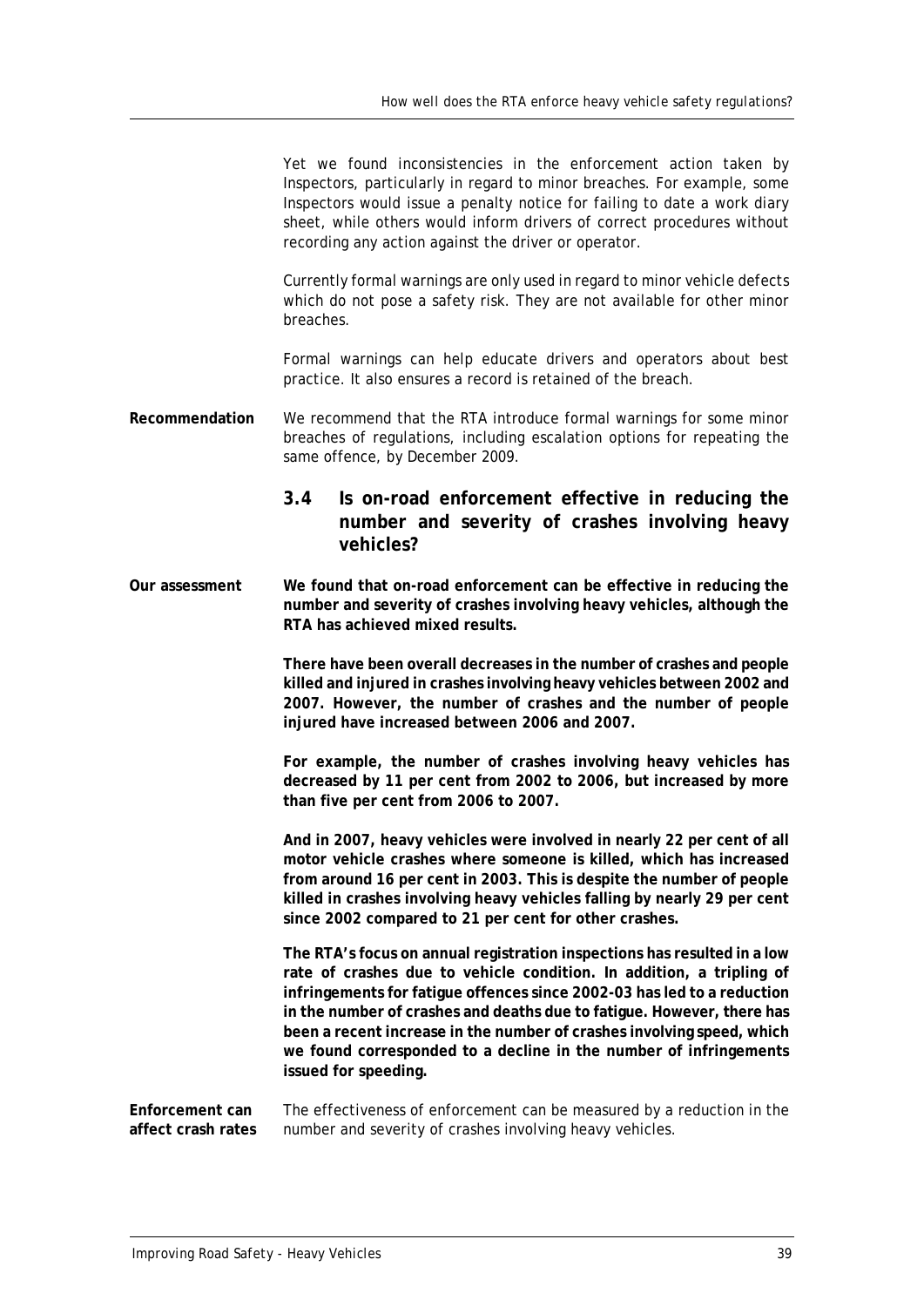Yet we found inconsistencies in the enforcement action taken by Inspectors, particularly in regard to minor breaches. For example, some Inspectors would issue a penalty notice for failing to date a work diary sheet, while others would inform drivers of correct procedures without recording any action against the driver or operator.

Currently formal warnings are only used in regard to minor vehicle defects which do not pose a safety risk. They are not available for other minor breaches.

Formal warnings can help educate drivers and operators about best practice. It also ensures a record is retained of the breach.

**Recommendation**

We recommend that the RTA introduce formal warnings for some minor breaches of regulations, including escalation options for repeating the same offence, by December 2009.

## 3.4 Is on-road enforcement effective in reducing the number and severity of crashes involving heavy vehicles?

**Our assessment**

**We found that on-road enforcement can be effective in reducing the number and severity of crashes involving heavy vehicles, although the RTA has achieved mixed results.**

**There have been overall decreases in the number of crashes and people killed and injured in crashes involving heavy vehicles between 2002 and 2007. However, the number of crashes and the number of people injured have increased between 2006 and 2007.**

**For example, the number of crashes involving heavy vehicles has decreased by 11 per cent from 2002 to 2006, but increased by more than five per cent from 2006 to 2007.**

**And in 2007, heavy vehicles were involved in nearly 22 per cent of all motor vehicle crashes where someone is killed, which has increased from around 16 per cent in 2003. This is despite the number of people killed in crashes involving heavy vehicles falling by nearly 29 per cent since 2002 compared to 21 per cent for other crashes.**

**The RTA's focus on annual registration inspections has resulted in a low rate of crashes due to vehicle condition. In addition, a tripling of infringements for fatigue offences since 2002-03 has led to a reduction in the number of crashes and deaths due to fatigue. However, there has been a recent increase in the number of crashes involving speed, which we found corresponded to a decline in the number of infringements issued for speeding.**

**Enforcement can affect crash rates**

The effectiveness of enforcement can be measured by a reduction in the number and severity of crashes involving heavy vehicles.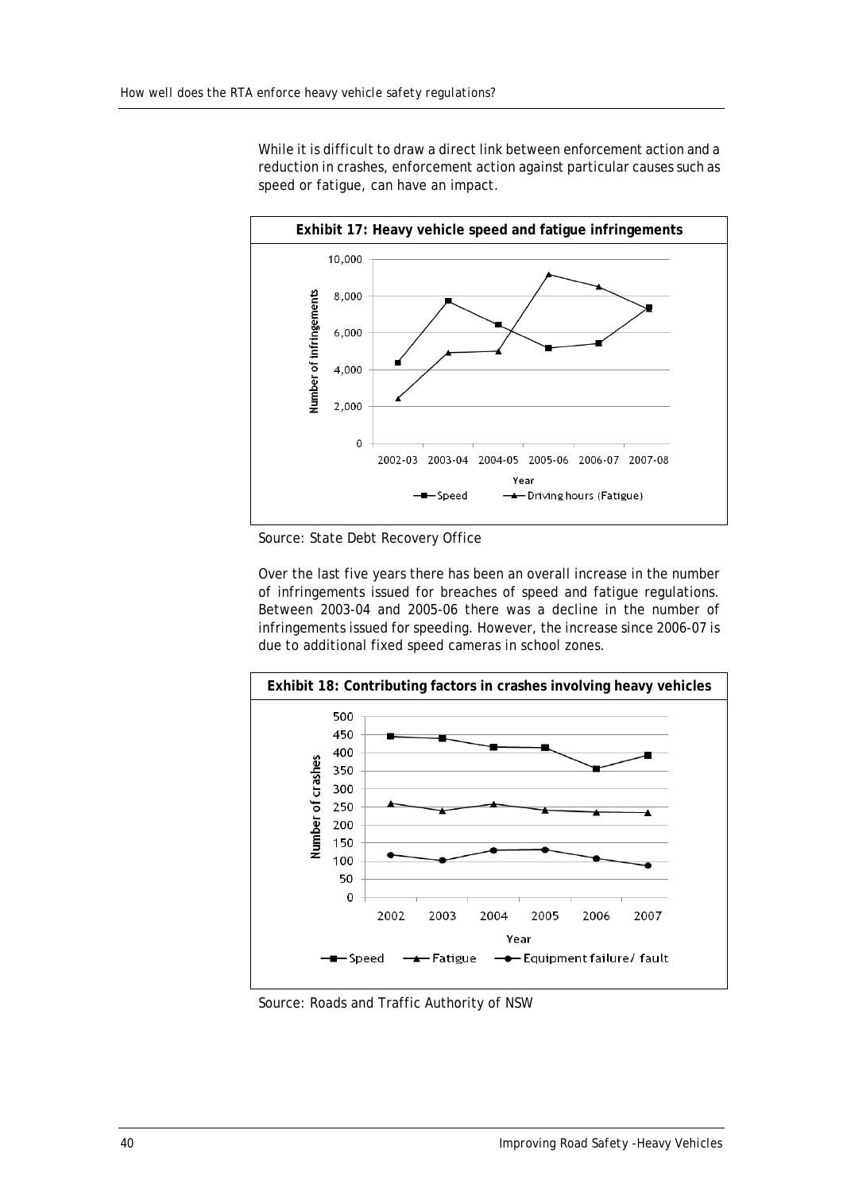While it is difficult to draw a direct link between enforcement action and a reduction in crashes, enforcement action against particular causes such as speed or fatigue, can have an impact.

**Exhibit 17: Heavy vehicle speed and fatigue infringements**

Source: State Debt Recovery Office

Over the last five years there has been an overall increase in the number of infringements issued for breaches of speed and fatigue regulations. Between 2003-04 and 2005-06 there was a decline in the number of infringements issued for speeding. However, the increase since 2006-07 is due to additional fixed speed cameras in school zones.

**Exhibit 18: Contributing factors in crashes involving heavy vehicles**

Source: Roads and Traffic Authority of NSW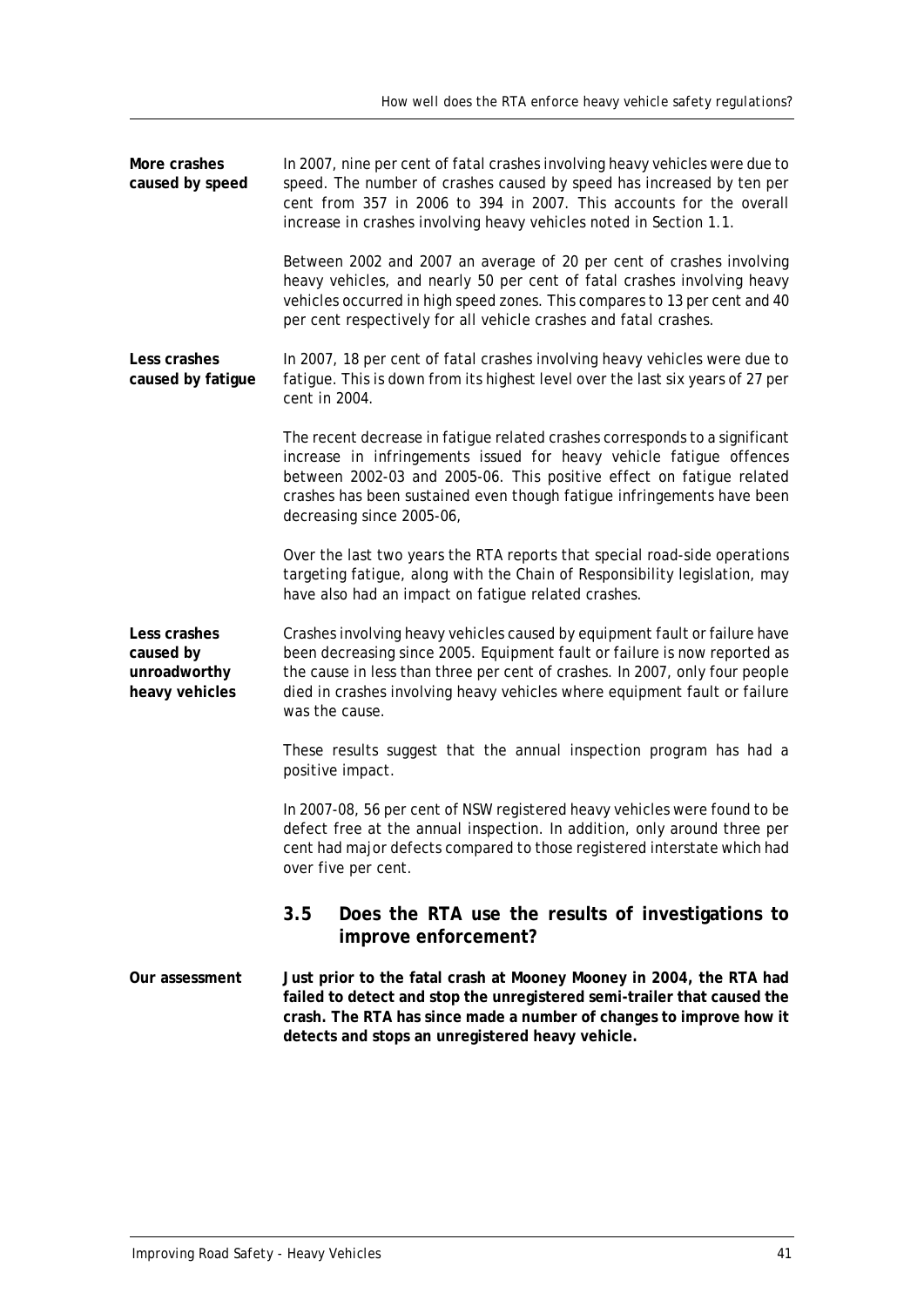**More crashes caused by speed**

In 2007, nine per cent of fatal crashes involving heavy vehicles were due to speed. The number of crashes caused by speed has increased by ten per cent from 357 in 2006 to 394 in 2007. This accounts for the overall increase in crashes involving heavy vehicles noted in Section 1.1.

Between 2002 and 2007 an average of 20 per cent of crashes involving heavy vehicles, and nearly 50 per cent of fatal crashes involving heavy vehicles occurred in high speed zones. This compares to 13 per cent and 40 per cent respectively for all vehicle crashes and fatal crashes.

**Less crashes caused by fatigue**

In 2007, 18 per cent of fatal crashes involving heavy vehicles were due to fatigue. This is down from its highest level over the last six years of 27 per cent in 2004.

The recent decrease in fatigue related crashes corresponds to a significant increase in infringements issued for heavy vehicle fatigue offences between 2002-03 and 2005-06. This positive effect on fatigue related crashes has been sustained even though fatigue infringements have been decreasing since 2005-06,

Over the last two years the RTA reports that special road-side operations targeting fatigue, along with the Chain of Responsibility legislation, may have also had an impact on fatigue related crashes.

**Less crashes caused by unroadworthy heavy vehicles**

Crashes involving heavy vehicles caused by equipment fault or failure have been decreasing since 2005. Equipment fault or failure is now reported as the cause in less than three per cent of crashes. In 2007, only four people died in crashes involving heavy vehicles where equipment fault or failure was the cause.

These results suggest that the annual inspection program has had a positive impact.

In 2007-08, 56 per cent of NSW registered heavy vehicles were found to be defect free at the annual inspection. In addition, only around three per cent had major defects compared to those registered interstate which had over five per cent.

## 3.5 Does the RTA use the results of investigations to improve enforcement?

**Our assessment**

**Just prior to the fatal crash at Mooney Mooney in 2004, the RTA had failed to detect and stop the unregistered semi-trailer that caused the crash. The RTA has since made a number of changes to improve how it detects and stops an unregistered heavy vehicle.**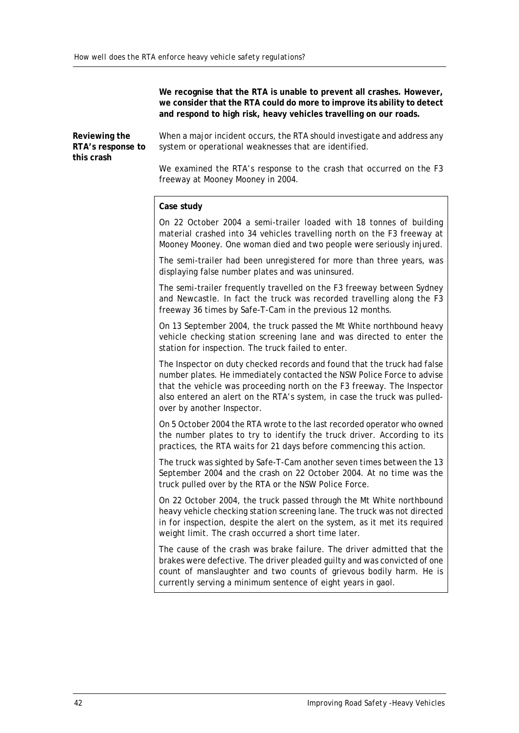**We recognise that the RTA is unable to prevent all crashes. However, we consider that the RTA could do more to improve its ability to detect and respond to high risk, heavy vehicles travelling on our roads.**

**Reviewing the RTA's response to this crash**

When a major incident occurs, the RTA should investigate and address any system or operational weaknesses that are identified.

We examined the RTA's response to the crash that occurred on the F3 freeway at Mooney Mooney in 2004.

> **Case study**
>
> On 22 October 2004 a semi-trailer loaded with 18 tonnes of building material crashed into 34 vehicles travelling north on the F3 freeway at Mooney Mooney. One woman died and two people were seriously injured.
>
> The semi-trailer had been unregistered for more than three years, was displaying false number plates and was uninsured.
>
> The semi-trailer frequently travelled on the F3 freeway between Sydney and Newcastle. In fact the truck was recorded travelling along the F3 freeway 36 times by Safe-T-Cam in the previous 12 months.
>
> On 13 September 2004, the truck passed the Mt White northbound heavy vehicle checking station screening lane and was directed to enter the station for inspection. The truck failed to enter.
>
> The Inspector on duty checked records and found that the truck had false number plates. He immediately contacted the NSW Police Force to advise that the vehicle was proceeding north on the F3 freeway. The Inspector also entered an alert on the RTA's system, in case the truck was pulled-over by another Inspector.
>
> On 5 October 2004 the RTA wrote to the last recorded operator who owned the number plates to try to identify the truck driver. According to its practices, the RTA waits for 21 days before commencing this action.
>
> The truck was sighted by Safe-T-Cam another seven times between the 13 September 2004 and the crash on 22 October 2004. At no time was the truck pulled over by the RTA or the NSW Police Force.
>
> On 22 October 2004, the truck passed through the Mt White northbound heavy vehicle checking station screening lane. The truck was not directed in for inspection, despite the alert on the system, as it met its required weight limit. The crash occurred a short time later.
>
> The cause of the crash was brake failure. The driver admitted that the brakes were defective. The driver pleaded guilty and was convicted of one count of manslaughter and two counts of grievous bodily harm. He is currently serving a minimum sentence of eight years in gaol.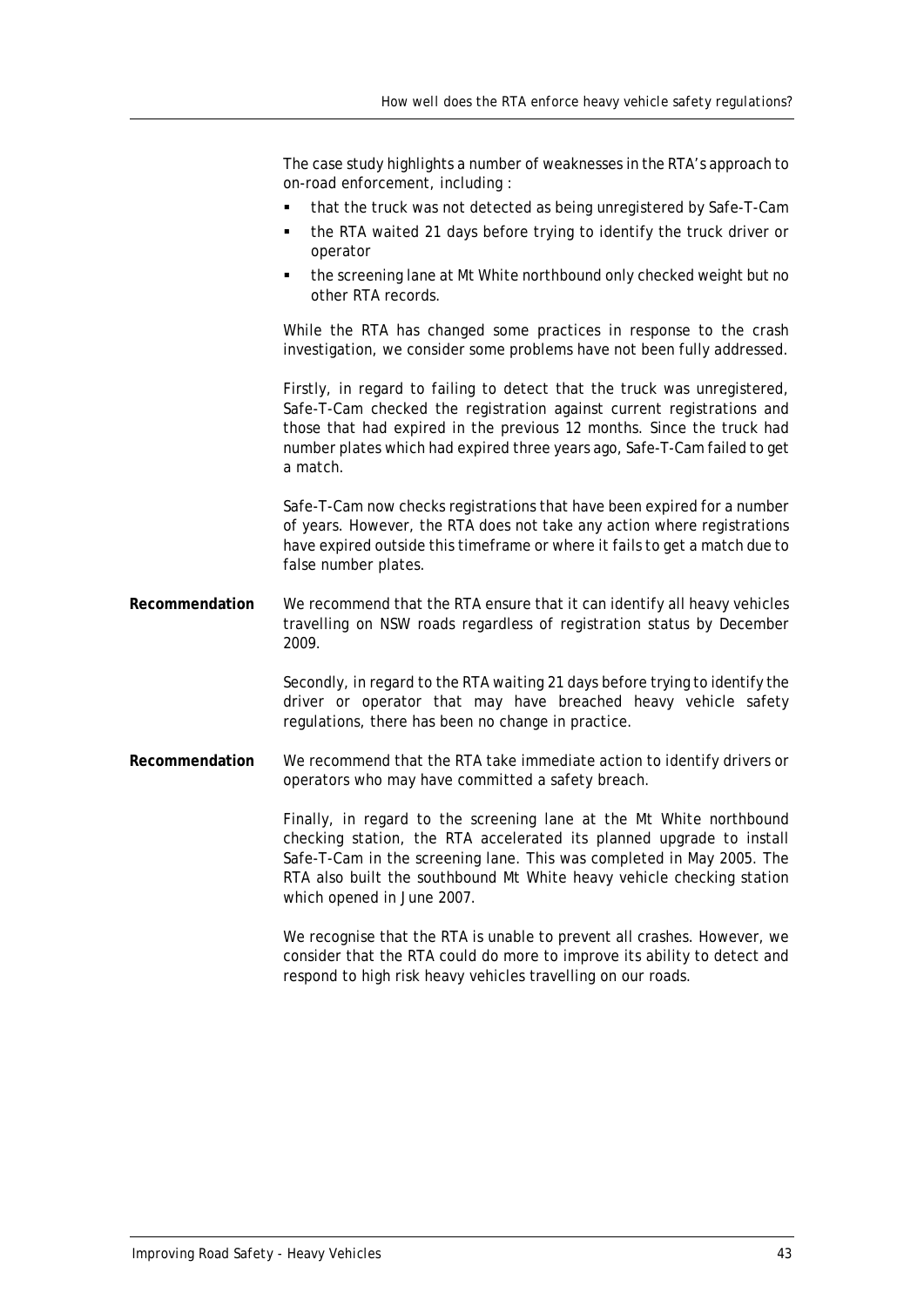The case study highlights a number of weaknesses in the RTA's approach to on-road enforcement, including :

- that the truck was not detected as being unregistered by Safe-T-Cam
- the RTA waited 21 days before trying to identify the truck driver or operator
- the screening lane at Mt White northbound only checked weight but no other RTA records.

While the RTA has changed some practices in response to the crash investigation, we consider some problems have not been fully addressed.

Firstly, in regard to failing to detect that the truck was unregistered, Safe-T-Cam checked the registration against current registrations and those that had expired in the previous 12 months. Since the truck had number plates which had expired three years ago, Safe-T-Cam failed to get a match.

Safe-T-Cam now checks registrations that have been expired for a number of years. However, the RTA does not take any action where registrations have expired outside this timeframe or where it fails to get a match due to false number plates.

**Recommendation** We recommend that the RTA ensure that it can identify all heavy vehicles travelling on NSW roads regardless of registration status by December 2009.

Secondly, in regard to the RTA waiting 21 days before trying to identify the driver or operator that may have breached heavy vehicle safety regulations, there has been no change in practice.

**Recommendation** We recommend that the RTA take immediate action to identify drivers or operators who may have committed a safety breach.

Finally, in regard to the screening lane at the Mt White northbound checking station, the RTA accelerated its planned upgrade to install Safe-T-Cam in the screening lane. This was completed in May 2005. The RTA also built the southbound Mt White heavy vehicle checking station which opened in June 2007.

We recognise that the RTA is unable to prevent all crashes. However, we consider that the RTA could do more to improve its ability to detect and respond to high risk heavy vehicles travelling on our roads.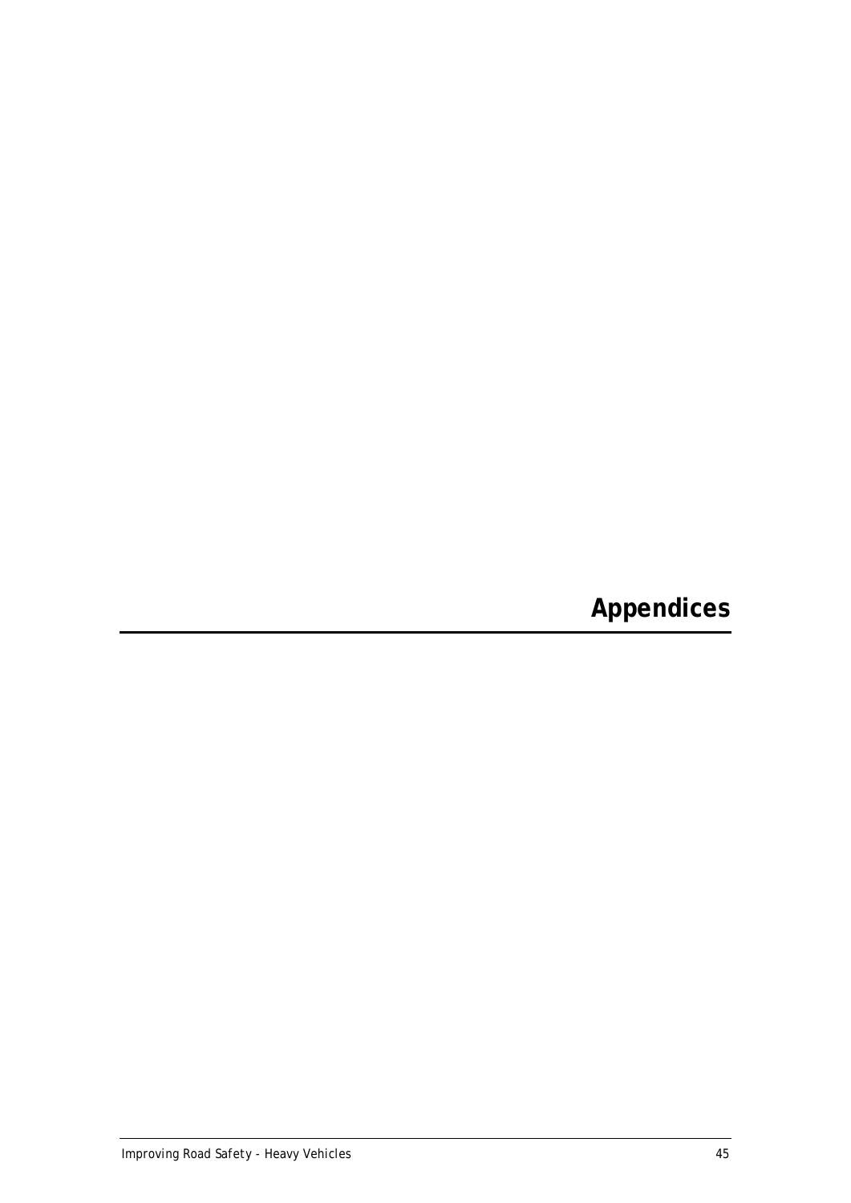# Appendices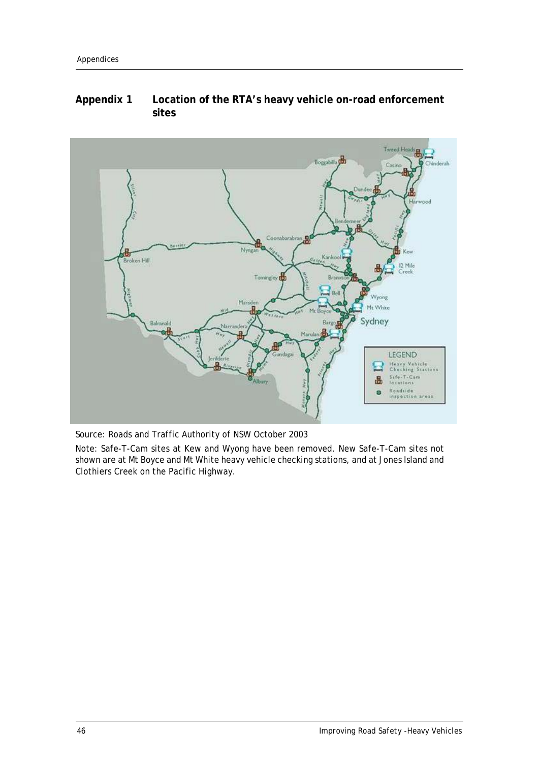## Appendix 1 Location of the RTA's heavy vehicle on-road enforcement sites

Source: Roads and Traffic Authority of NSW October 2003

Note: Safe-T-Cam sites at Kew and Wyong have been removed. New Safe-T-Cam sites not shown are at Mt Boyce and Mt White heavy vehicle checking stations, and at Jones Island and Clothiers Creek on the Pacific Highway.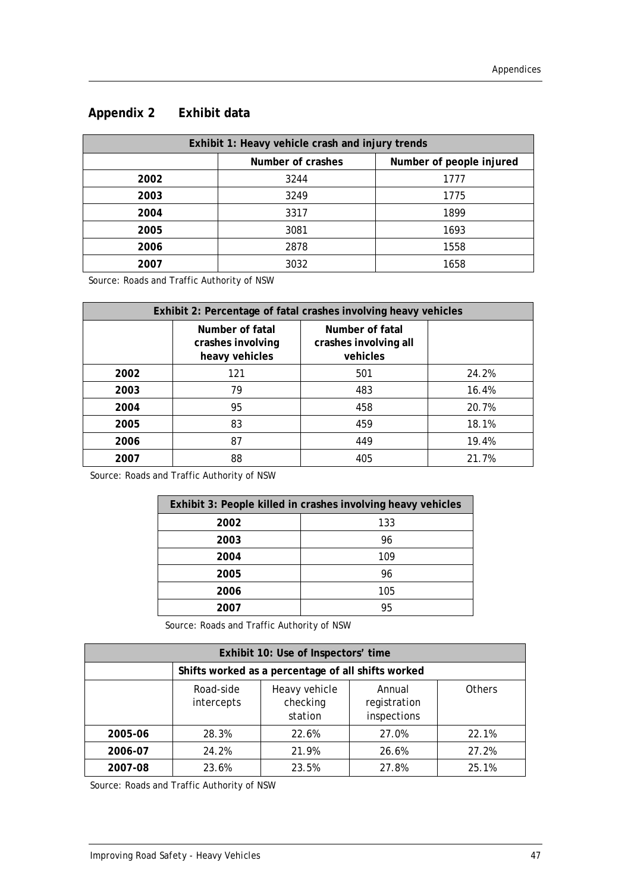## Appendix 2 Exhibit data

| Exhibit 1: Heavy vehicle crash and injury trends | | |
|---|---|---|
| | Number of crashes | Number of people injured |
| **2002** | 3244 | 1777 |
| **2003** | 3249 | 1775 |
| **2004** | 3317 | 1899 |
| **2005** | 3081 | 1693 |
| **2006** | 2878 | 1558 |
| **2007** | 3032 | 1658 |

Source: Roads and Traffic Authority of NSW

| Exhibit 2: Percentage of fatal crashes involving heavy vehicles | | | |
|---|---|---|---|
| | Number of fatal crashes involving heavy vehicles | Number of fatal crashes involving all vehicles | |
| **2002** | 121 | 501 | 24.2% |
| **2003** | 79 | 483 | 16.4% |
| **2004** | 95 | 458 | 20.7% |
| **2005** | 83 | 459 | 18.1% |
| **2006** | 87 | 449 | 19.4% |
| **2007** | 88 | 405 | 21.7% |

Source: Roads and Traffic Authority of NSW

| Exhibit 3: People killed in crashes involving heavy vehicles | |
|---|---|
| **2002** | 133 |
| **2003** | 96 |
| **2004** | 109 |
| **2005** | 96 |
| **2006** | 105 |
| **2007** | 95 |

Source: Roads and Traffic Authority of NSW

| Exhibit 10: Use of Inspectors' time | | | | |
|---|---|---|---|---|
| | Shifts worked as a percentage of all shifts worked | | | |
| | Road-side intercepts | Heavy vehicle checking station | Annual registration inspections | Others |
| **2005-06** | 28.3% | 22.6% | 27.0% | 22.1% |
| **2006-07** | 24.2% | 21.9% | 26.6% | 27.2% |
| **2007-08** | 23.6% | 23.5% | 27.8% | 25.1% |

Source: Roads and Traffic Authority of NSW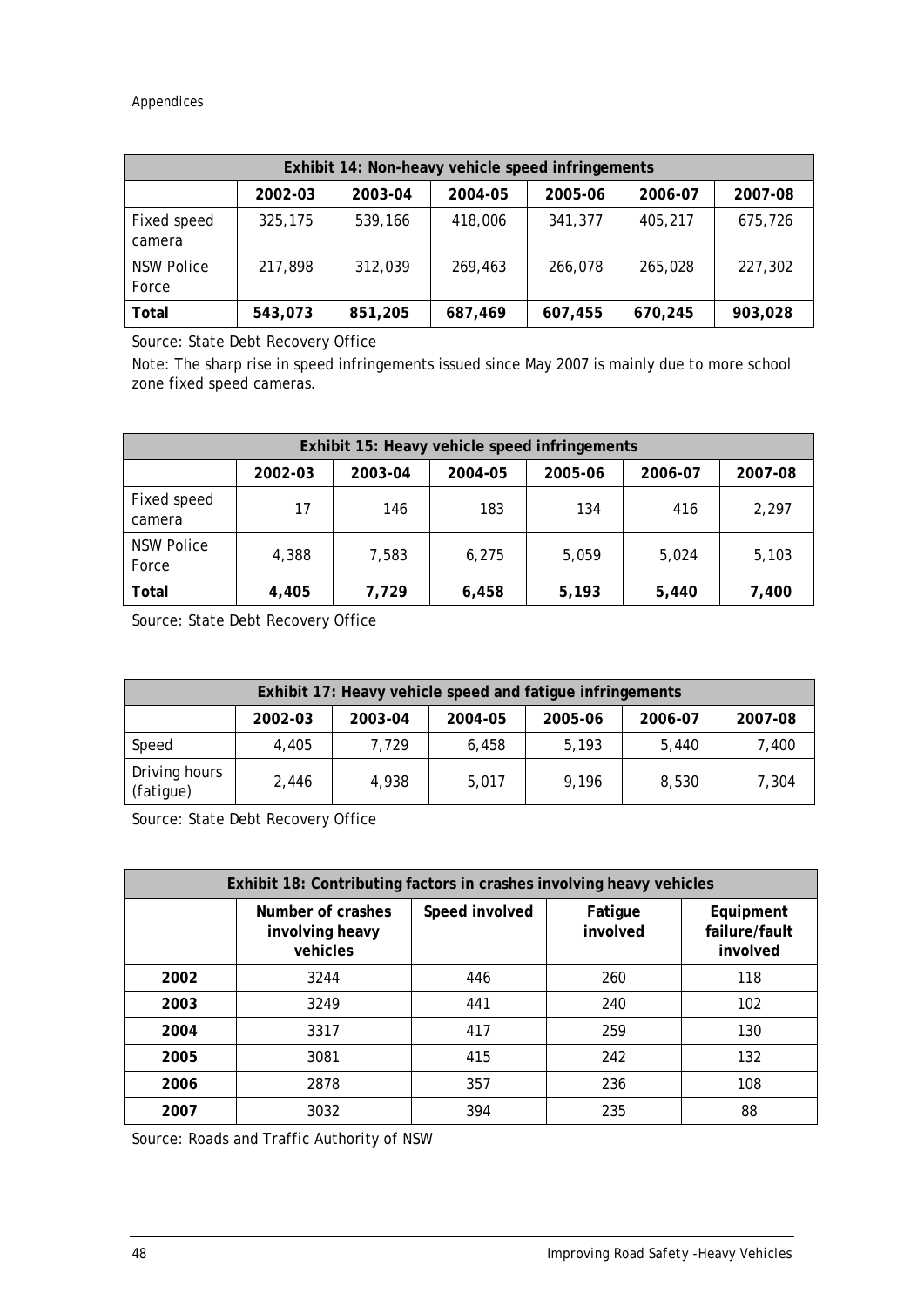| Exhibit 14: Non-heavy vehicle speed infringements | | | | | | |
|---|---|---|---|---|---|---|
| | 2002-03 | 2003-04 | 2004-05 | 2005-06 | 2006-07 | 2007-08 |
| Fixed speed camera | 325,175 | 539,166 | 418,006 | 341,377 | 405,217 | 675,726 |
| NSW Police Force | 217,898 | 312,039 | 269,463 | 266,078 | 265,028 | 227,302 |
| **Total** | **543,073** | **851,205** | **687,469** | **607,455** | **670,245** | **903,028** |

Source: State Debt Recovery Office

Note: The sharp rise in speed infringements issued since May 2007 is mainly due to more school zone fixed speed cameras.

| Exhibit 15: Heavy vehicle speed infringements | | | | | | |
|---|---|---|---|---|---|---|
| | 2002-03 | 2003-04 | 2004-05 | 2005-06 | 2006-07 | 2007-08 |
| Fixed speed camera | 17 | 146 | 183 | 134 | 416 | 2,297 |
| NSW Police Force | 4,388 | 7,583 | 6,275 | 5,059 | 5,024 | 5,103 |
| **Total** | **4,405** | **7,729** | **6,458** | **5,193** | **5,440** | **7,400** |

Source: State Debt Recovery Office

| Exhibit 17: Heavy vehicle speed and fatigue infringements | | | | | | |
|---|---|---|---|---|---|---|
| | 2002-03 | 2003-04 | 2004-05 | 2005-06 | 2006-07 | 2007-08 |
| Speed | 4,405 | 7,729 | 6,458 | 5,193 | 5,440 | 7,400 |
| Driving hours (fatigue) | 2,446 | 4,938 | 5,017 | 9,196 | 8,530 | 7,304 |

Source: State Debt Recovery Office

| Exhibit 18: Contributing factors in crashes involving heavy vehicles | | | | |
|---|---|---|---|---|
| | Number of crashes involving heavy vehicles | Speed involved | Fatigue involved | Equipment failure/fault involved |
| **2002** | 3244 | 446 | 260 | 118 |
| **2003** | 3249 | 441 | 240 | 102 |
| **2004** | 3317 | 417 | 259 | 130 |
| **2005** | 3081 | 415 | 242 | 132 |
| **2006** | 2878 | 357 | 236 | 108 |
| **2007** | 3032 | 394 | 235 | 88 |

Source: Roads and Traffic Authority of NSW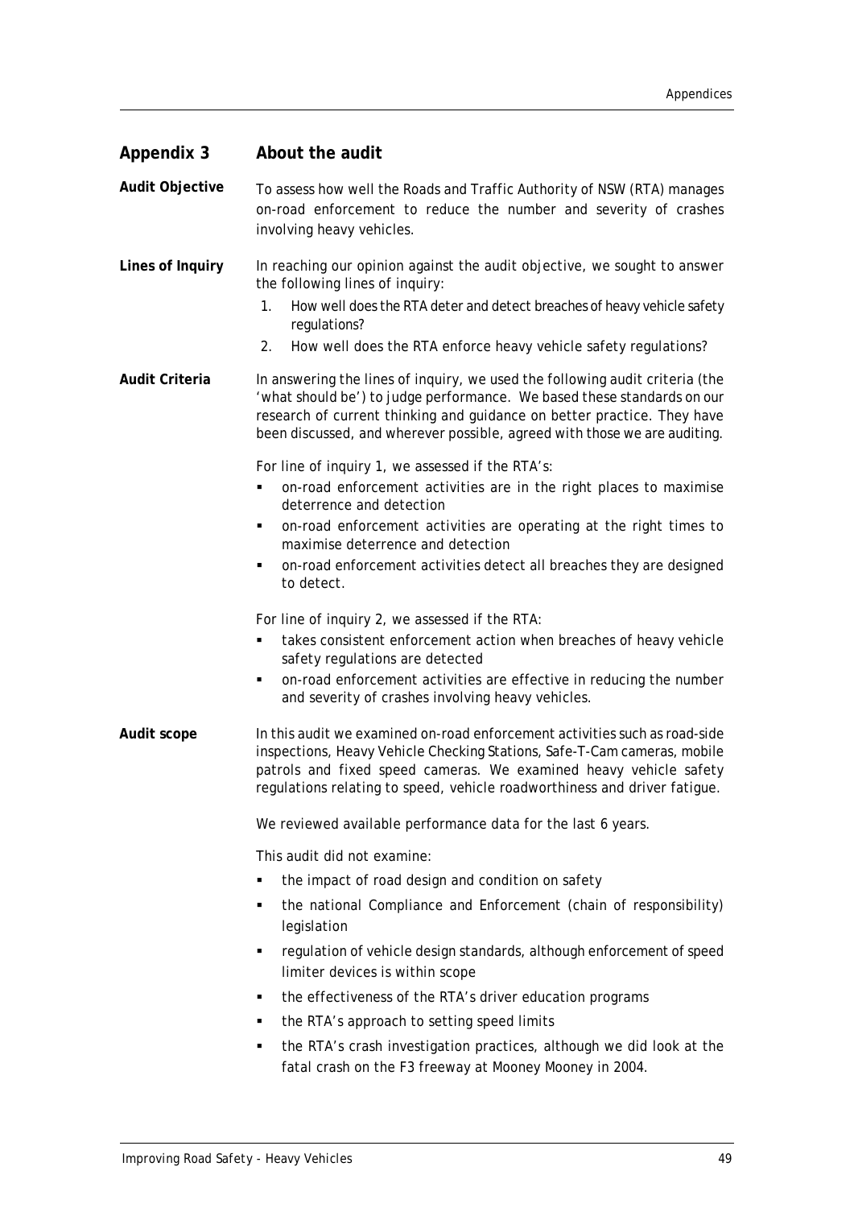## Appendix 3 About the audit

**Audit Objective**

To assess how well the Roads and Traffic Authority of NSW (RTA) manages on-road enforcement to reduce the number and severity of crashes involving heavy vehicles.

**Lines of Inquiry**

In reaching our opinion against the audit objective, we sought to answer the following lines of inquiry:

1. How well does the RTA deter and detect breaches of heavy vehicle safety regulations?
2. How well does the RTA enforce heavy vehicle safety regulations?

**Audit Criteria**

In answering the lines of inquiry, we used the following audit criteria (the 'what should be') to judge performance. We based these standards on our research of current thinking and guidance on better practice. They have been discussed, and wherever possible, agreed with those we are auditing.

For line of inquiry 1, we assessed if the RTA's:

- on-road enforcement activities are in the right places to maximise deterrence and detection
- on-road enforcement activities are operating at the right times to maximise deterrence and detection
- on-road enforcement activities detect all breaches they are designed to detect.

For line of inquiry 2, we assessed if the RTA:

- takes consistent enforcement action when breaches of heavy vehicle safety regulations are detected
- on-road enforcement activities are effective in reducing the number and severity of crashes involving heavy vehicles.

**Audit scope**

In this audit we examined on-road enforcement activities such as road-side inspections, Heavy Vehicle Checking Stations, Safe-T-Cam cameras, mobile patrols and fixed speed cameras. We examined heavy vehicle safety regulations relating to speed, vehicle roadworthiness and driver fatigue.

We reviewed available performance data for the last 6 years.

This audit did not examine:

- the impact of road design and condition on safety
- the national Compliance and Enforcement (chain of responsibility) legislation
- regulation of vehicle design standards, although enforcement of speed limiter devices is within scope
- the effectiveness of the RTA's driver education programs
- the RTA's approach to setting speed limits
- the RTA's crash investigation practices, although we did look at the fatal crash on the F3 freeway at Mooney Mooney in 2004.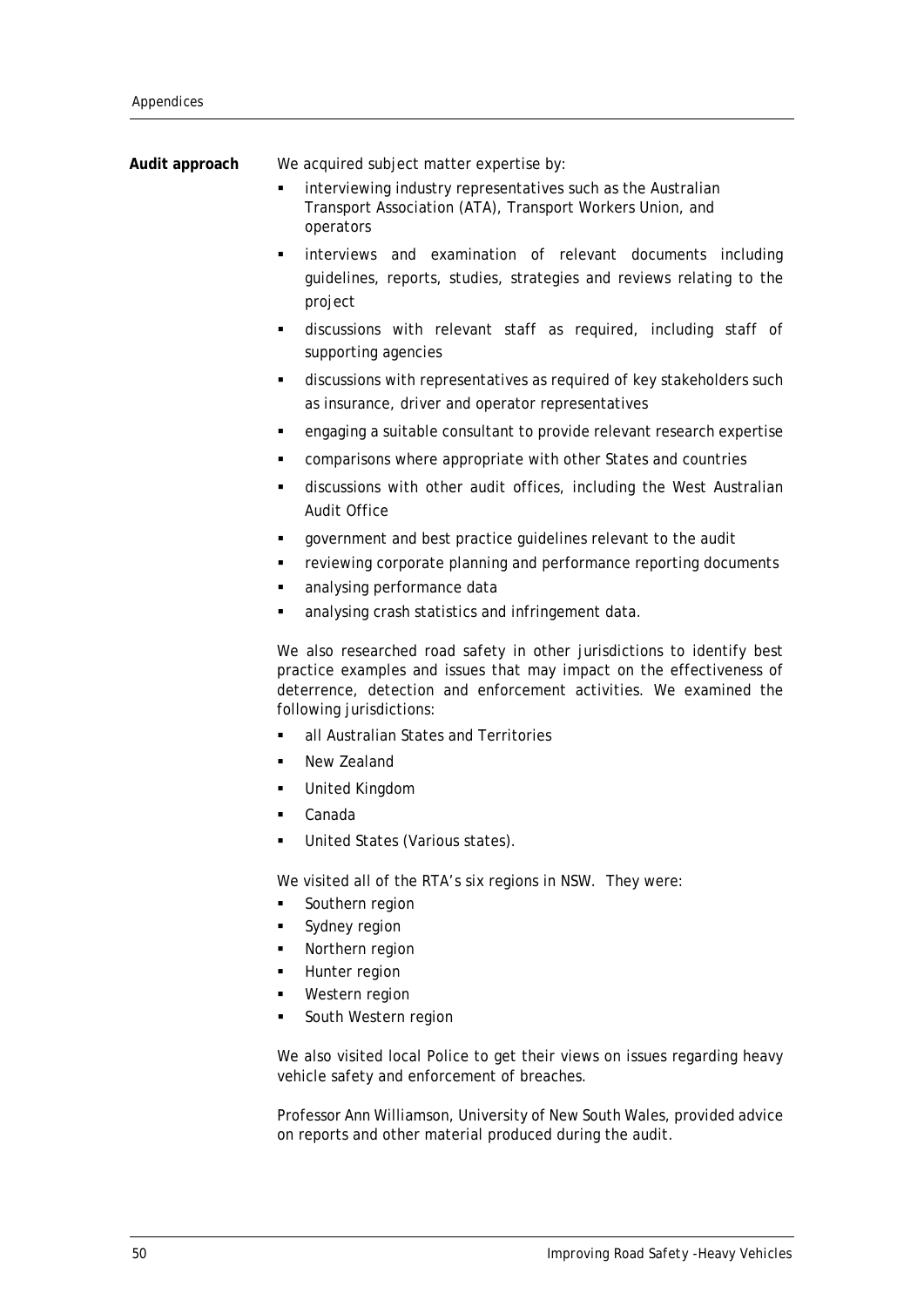**Audit approach**

We acquired subject matter expertise by:

- interviewing industry representatives such as the Australian Transport Association (ATA), Transport Workers Union, and operators
- interviews and examination of relevant documents including guidelines, reports, studies, strategies and reviews relating to the project
- discussions with relevant staff as required, including staff of supporting agencies
- discussions with representatives as required of key stakeholders such as insurance, driver and operator representatives
- engaging a suitable consultant to provide relevant research expertise
- comparisons where appropriate with other States and countries
- discussions with other audit offices, including the West Australian Audit Office
- government and best practice guidelines relevant to the audit
- reviewing corporate planning and performance reporting documents
- analysing performance data
- analysing crash statistics and infringement data.

We also researched road safety in other jurisdictions to identify best practice examples and issues that may impact on the effectiveness of deterrence, detection and enforcement activities. We examined the following jurisdictions:

- all Australian States and Territories
- New Zealand
- United Kingdom
- Canada
- United States (Various states).

We visited all of the RTA's six regions in NSW. They were:

- Southern region
- Sydney region
- Northern region
- Hunter region
- Western region
- South Western region

We also visited local Police to get their views on issues regarding heavy vehicle safety and enforcement of breaches.

Professor Ann Williamson, University of New South Wales, provided advice on reports and other material produced during the audit.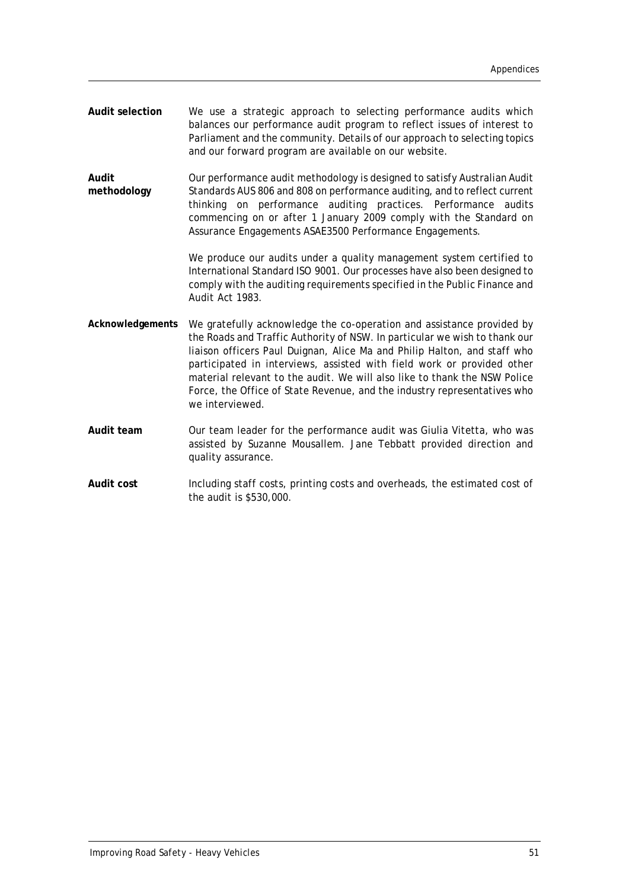**Audit selection**

We use a strategic approach to selecting performance audits which balances our performance audit program to reflect issues of interest to Parliament and the community. Details of our approach to selecting topics and our forward program are available on our website.

**Audit methodology**

Our performance audit methodology is designed to satisfy Australian Audit Standards AUS 806 and 808 on performance auditing, and to reflect current thinking on performance auditing practices. Performance audits commencing on or after 1 January 2009 comply with the Standard on Assurance Engagements ASAE3500 Performance Engagements.

We produce our audits under a quality management system certified to International Standard ISO 9001. Our processes have also been designed to comply with the auditing requirements specified in the Public Finance and Audit Act 1983.

**Acknowledgements**

We gratefully acknowledge the co-operation and assistance provided by the Roads and Traffic Authority of NSW. In particular we wish to thank our liaison officers Paul Duignan, Alice Ma and Philip Halton, and staff who participated in interviews, assisted with field work or provided other material relevant to the audit. We will also like to thank the NSW Police Force, the Office of State Revenue, and the industry representatives who we interviewed.

**Audit team**

Our team leader for the performance audit was Giulia Vitetta, who was assisted by Suzanne Mousallem. Jane Tebbatt provided direction and quality assurance.

**Audit cost**

Including staff costs, printing costs and overheads, the estimated cost of the audit is $530,000.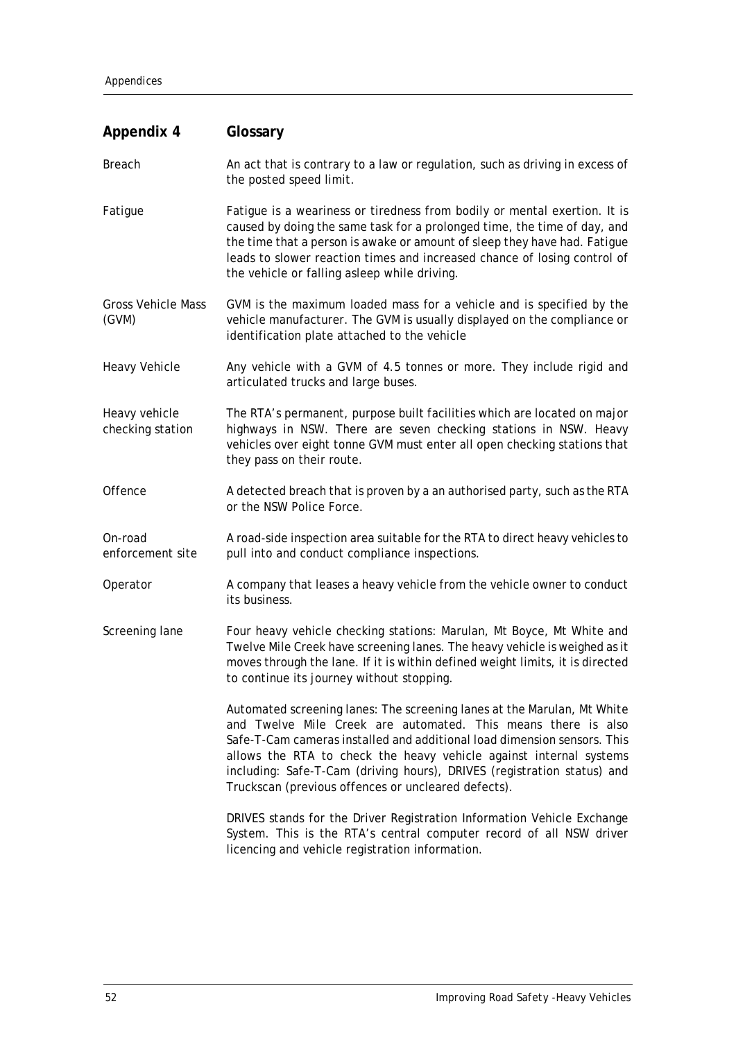## Appendix 4 Glossary

| | |
|---|---|
| Breach | An act that is contrary to a law or regulation, such as driving in excess of the posted speed limit. |
| Fatigue | Fatigue is a weariness or tiredness from bodily or mental exertion. It is caused by doing the same task for a prolonged time, the time of day, and the time that a person is awake or amount of sleep they have had. Fatigue leads to slower reaction times and increased chance of losing control of the vehicle or falling asleep while driving. |
| Gross Vehicle Mass (GVM) | GVM is the maximum loaded mass for a vehicle and is specified by the vehicle manufacturer. The GVM is usually displayed on the compliance or identification plate attached to the vehicle |
| Heavy Vehicle | Any vehicle with a GVM of 4.5 tonnes or more. They include rigid and articulated trucks and large buses. |
| Heavy vehicle checking station | The RTA's permanent, purpose built facilities which are located on major highways in NSW. There are seven checking stations in NSW. Heavy vehicles over eight tonne GVM must enter all open checking stations that they pass on their route. |
| Offence | A detected breach that is proven by a an authorised party, such as the RTA or the NSW Police Force. |
| On-road enforcement site | A road-side inspection area suitable for the RTA to direct heavy vehicles to pull into and conduct compliance inspections. |
| Operator | A company that leases a heavy vehicle from the vehicle owner to conduct its business. |
| Screening lane | Four heavy vehicle checking stations: Marulan, Mt Boyce, Mt White and Twelve Mile Creek have screening lanes. The heavy vehicle is weighed as it moves through the lane. If it is within defined weight limits, it is directed to continue its journey without stopping.<br><br>Automated screening lanes: The screening lanes at the Marulan, Mt White and Twelve Mile Creek are automated. This means there is also Safe-T-Cam cameras installed and additional load dimension sensors. This allows the RTA to check the heavy vehicle against internal systems including: Safe-T-Cam (driving hours), DRIVES (registration status) and Truckscan (previous offences or uncleared defects).<br><br>DRIVES stands for the Driver Registration Information Vehicle Exchange System. This is the RTA's central computer record of all NSW driver licencing and vehicle registration information. |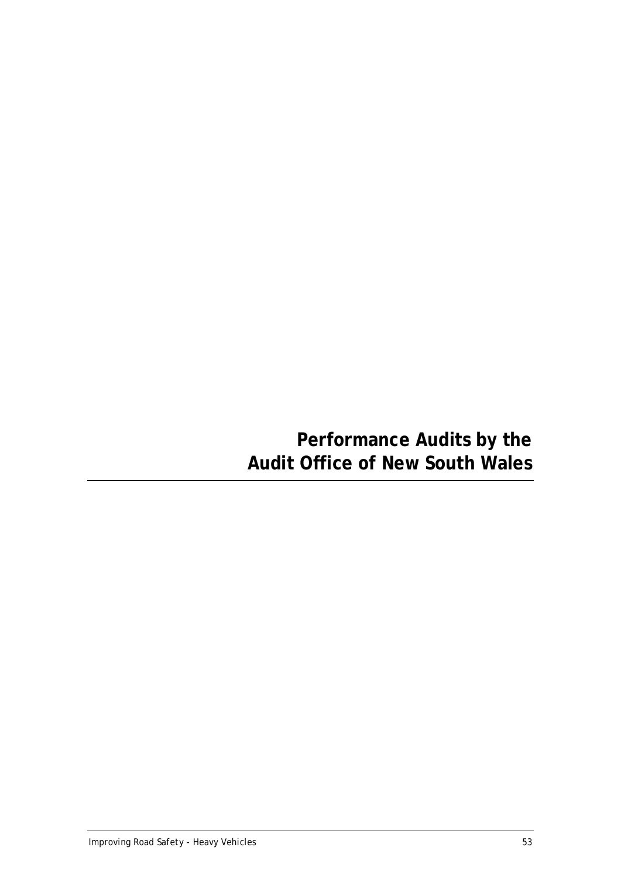# Performance Audits by the Audit Office of New South Wales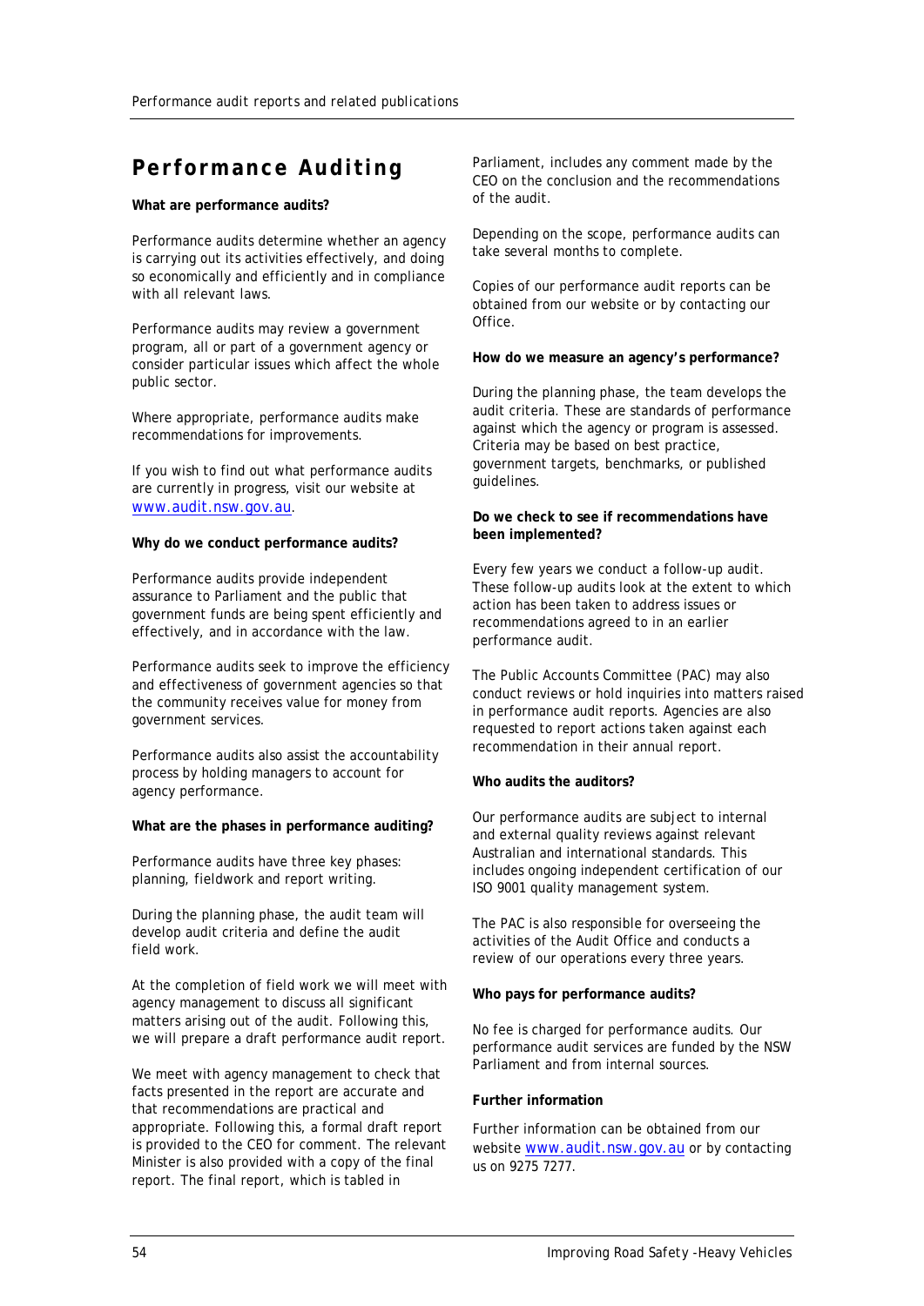# Performance Auditing

**What are performance audits?**

Performance audits determine whether an agency is carrying out its activities effectively, and doing so economically and efficiently and in compliance with all relevant laws.

Performance audits may review a government program, all or part of a government agency or consider particular issues which affect the whole public sector.

Where appropriate, performance audits make recommendations for improvements.

If you wish to find out what performance audits are currently in progress, visit our website at www.audit.nsw.gov.au.

**Why do we conduct performance audits?**

Performance audits provide independent assurance to Parliament and the public that government funds are being spent efficiently and effectively, and in accordance with the law.

Performance audits seek to improve the efficiency and effectiveness of government agencies so that the community receives value for money from government services.

Performance audits also assist the accountability process by holding managers to account for agency performance.

**What are the phases in performance auditing?**

Performance audits have three key phases: planning, fieldwork and report writing.

During the planning phase, the audit team will develop audit criteria and define the audit field work.

At the completion of field work we will meet with agency management to discuss all significant matters arising out of the audit. Following this, we will prepare a draft performance audit report.

We meet with agency management to check that facts presented in the report are accurate and that recommendations are practical and appropriate. Following this, a formal draft report is provided to the CEO for comment. The relevant Minister is also provided with a copy of the final report. The final report, which is tabled in Parliament, includes any comment made by the CEO on the conclusion and the recommendations of the audit.

Depending on the scope, performance audits can take several months to complete.

Copies of our performance audit reports can be obtained from our website or by contacting our Office.

**How do we measure an agency's performance?**

During the planning phase, the team develops the audit criteria. These are standards of performance against which the agency or program is assessed. Criteria may be based on best practice, government targets, benchmarks, or published guidelines.

**Do we check to see if recommendations have been implemented?**

Every few years we conduct a follow-up audit. These follow-up audits look at the extent to which action has been taken to address issues or recommendations agreed to in an earlier performance audit.

The Public Accounts Committee (PAC) may also conduct reviews or hold inquiries into matters raised in performance audit reports. Agencies are also requested to report actions taken against each recommendation in their annual report.

**Who audits the auditors?**

Our performance audits are subject to internal and external quality reviews against relevant Australian and international standards. This includes ongoing independent certification of our ISO 9001 quality management system.

The PAC is also responsible for overseeing the activities of the Audit Office and conducts a review of our operations every three years.

**Who pays for performance audits?**

No fee is charged for performance audits. Our performance audit services are funded by the NSW Parliament and from internal sources.

**Further information**

Further information can be obtained from our website www.audit.nsw.gov.au or by contacting us on 9275 7277.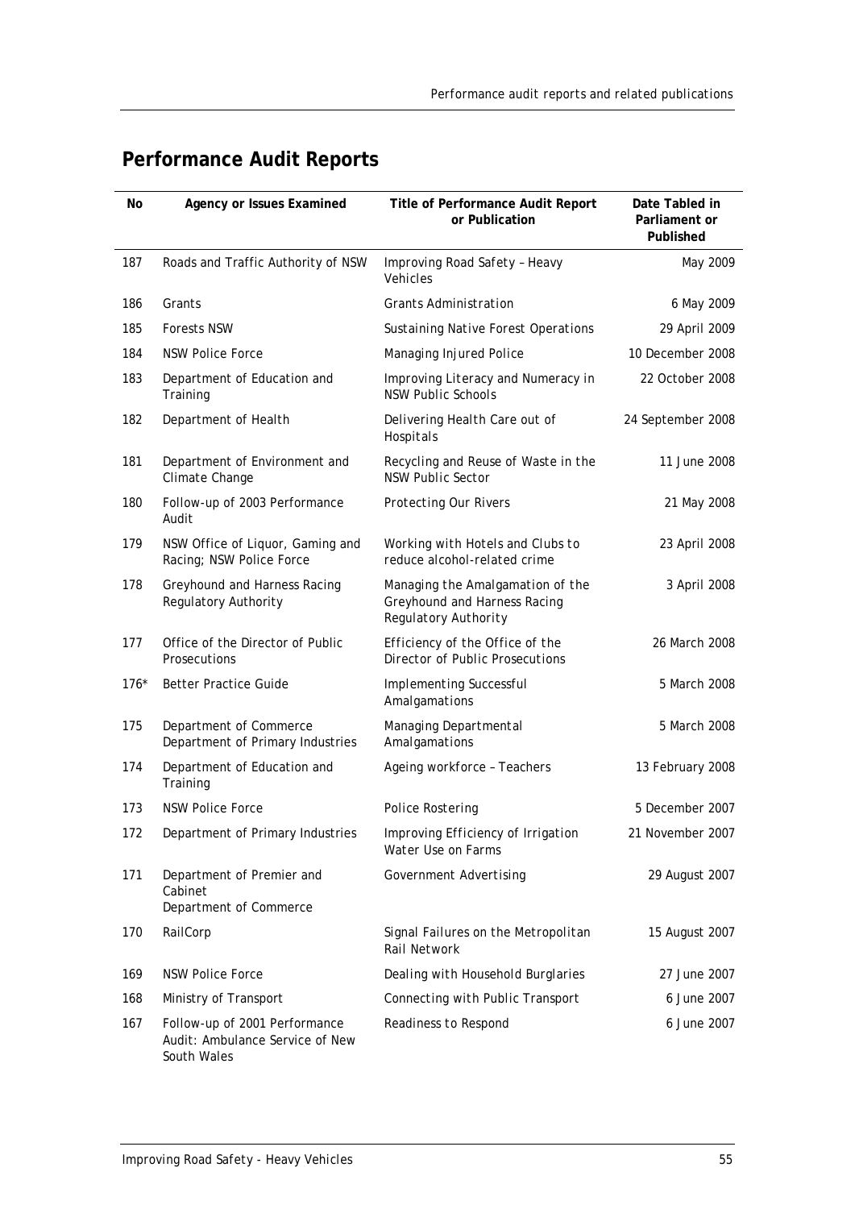## Performance Audit Reports

| No | Agency or Issues Examined | Title of Performance Audit Report or Publication | Date Tabled in Parliament or Published |
|---|---|---|---|
| 187 | Roads and Traffic Authority of NSW | Improving Road Safety – Heavy Vehicles | May 2009 |
| 186 | Grants | Grants Administration | 6 May 2009 |
| 185 | Forests NSW | Sustaining Native Forest Operations | 29 April 2009 |
| 184 | NSW Police Force | Managing Injured Police | 10 December 2008 |
| 183 | Department of Education and Training | Improving Literacy and Numeracy in NSW Public Schools | 22 October 2008 |
| 182 | Department of Health | Delivering Health Care out of Hospitals | 24 September 2008 |
| 181 | Department of Environment and Climate Change | Recycling and Reuse of Waste in the NSW Public Sector | 11 June 2008 |
| 180 | Follow-up of 2003 Performance Audit | Protecting Our Rivers | 21 May 2008 |
| 179 | NSW Office of Liquor, Gaming and Racing; NSW Police Force | Working with Hotels and Clubs to reduce alcohol-related crime | 23 April 2008 |
| 178 | Greyhound and Harness Racing Regulatory Authority | Managing the Amalgamation of the Greyhound and Harness Racing Regulatory Authority | 3 April 2008 |
| 177 | Office of the Director of Public Prosecutions | Efficiency of the Office of the Director of Public Prosecutions | 26 March 2008 |
| 176* | Better Practice Guide | Implementing Successful Amalgamations | 5 March 2008 |
| 175 | Department of Commerce Department of Primary Industries | Managing Departmental Amalgamations | 5 March 2008 |
| 174 | Department of Education and Training | Ageing workforce – Teachers | 13 February 2008 |
| 173 | NSW Police Force | Police Rostering | 5 December 2007 |
| 172 | Department of Primary Industries | Improving Efficiency of Irrigation Water Use on Farms | 21 November 2007 |
| 171 | Department of Premier and Cabinet Department of Commerce | Government Advertising | 29 August 2007 |
| 170 | RailCorp | Signal Failures on the Metropolitan Rail Network | 15 August 2007 |
| 169 | NSW Police Force | Dealing with Household Burglaries | 27 June 2007 |
| 168 | Ministry of Transport | Connecting with Public Transport | 6 June 2007 |
| 167 | Follow-up of 2001 Performance Audit: Ambulance Service of New South Wales | Readiness to Respond | 6 June 2007 |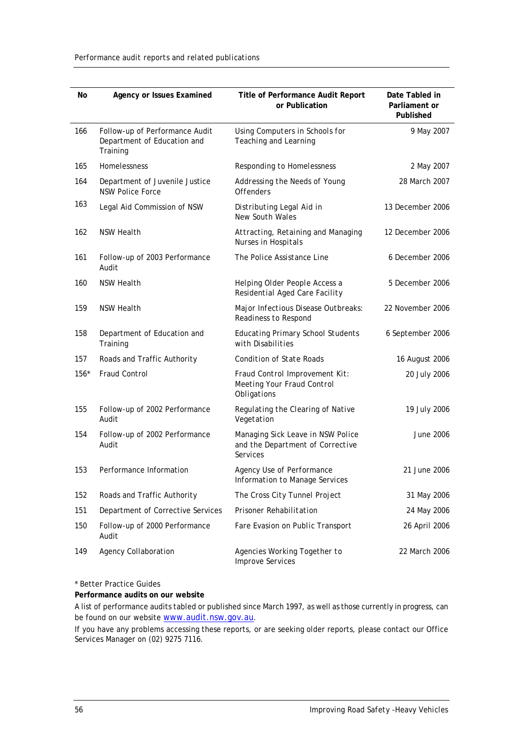| No | Agency or Issues Examined | Title of Performance Audit Report or Publication | Date Tabled in Parliament or Published |
|---|---|---|---|
| 166 | Follow-up of Performance Audit Department of Education and Training | Using Computers in Schools for Teaching and Learning | 9 May 2007 |
| 165 | Homelessness | Responding to Homelessness | 2 May 2007 |
| 164 | Department of Juvenile Justice NSW Police Force | Addressing the Needs of Young Offenders | 28 March 2007 |
| 163 | Legal Aid Commission of NSW | Distributing Legal Aid in New South Wales | 13 December 2006 |
| 162 | NSW Health | Attracting, Retaining and Managing Nurses in Hospitals | 12 December 2006 |
| 161 | Follow-up of 2003 Performance Audit | The Police Assistance Line | 6 December 2006 |
| 160 | NSW Health | Helping Older People Access a Residential Aged Care Facility | 5 December 2006 |
| 159 | NSW Health | Major Infectious Disease Outbreaks: Readiness to Respond | 22 November 2006 |
| 158 | Department of Education and Training | Educating Primary School Students with Disabilities | 6 September 2006 |
| 157 | Roads and Traffic Authority | Condition of State Roads | 16 August 2006 |
| 156* | Fraud Control | Fraud Control Improvement Kit: Meeting Your Fraud Control Obligations | 20 July 2006 |
| 155 | Follow-up of 2002 Performance Audit | Regulating the Clearing of Native Vegetation | 19 July 2006 |
| 154 | Follow-up of 2002 Performance Audit | Managing Sick Leave in NSW Police and the Department of Corrective Services | June 2006 |
| 153 | Performance Information | Agency Use of Performance Information to Manage Services | 21 June 2006 |
| 152 | Roads and Traffic Authority | The Cross City Tunnel Project | 31 May 2006 |
| 151 | Department of Corrective Services | Prisoner Rehabilitation | 24 May 2006 |
| 150 | Follow-up of 2000 Performance Audit | Fare Evasion on Public Transport | 26 April 2006 |
| 149 | Agency Collaboration | Agencies Working Together to Improve Services | 22 March 2006 |

* Better Practice Guides

**Performance audits on our website**

A list of performance audits tabled or published since March 1997, as well as those currently in progress, can be found on our website www.audit.nsw.gov.au.

If you have any problems accessing these reports, or are seeking older reports, please contact our Office Services Manager on (02) 9275 7116.